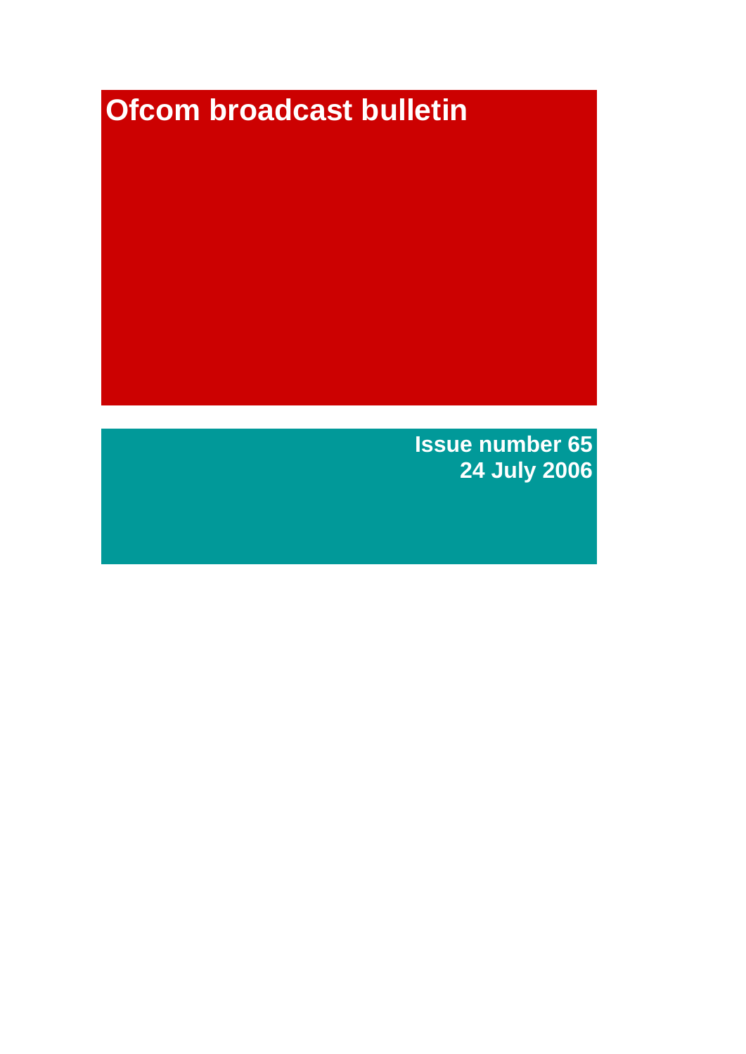# Ofcom broadcast bulletin

**Issue number 65**
**24 July 2006**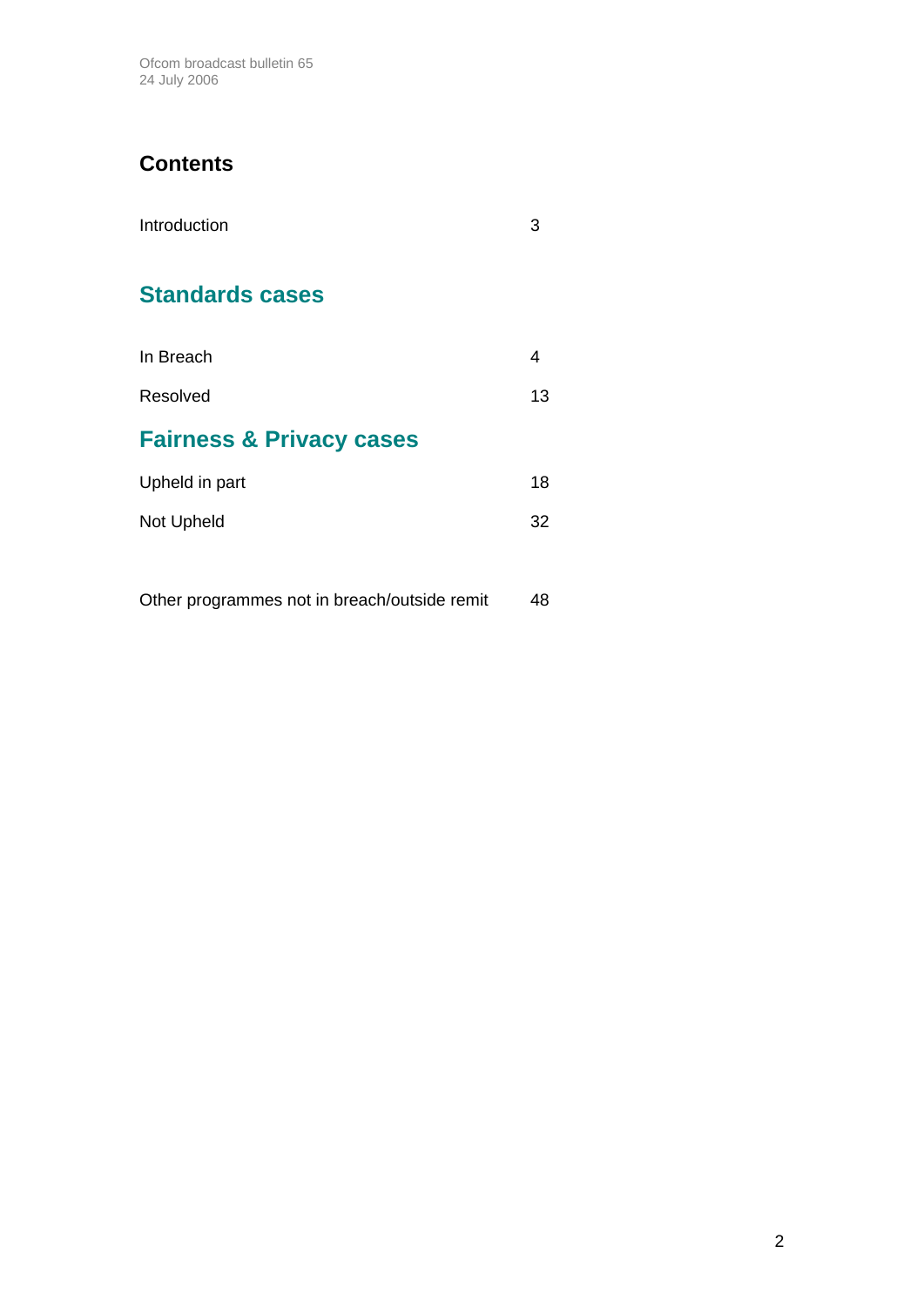## Contents

| | |
|---|---|
| Introduction | 3 |

## Standards cases

| | |
|---|---|
| In Breach | 4 |
| Resolved | 13 |

## Fairness & Privacy cases

| | |
|---|---|
| Upheld in part | 18 |
| Not Upheld | 32 |

| | |
|---|---|
| Other programmes not in breach/outside remit | 48 |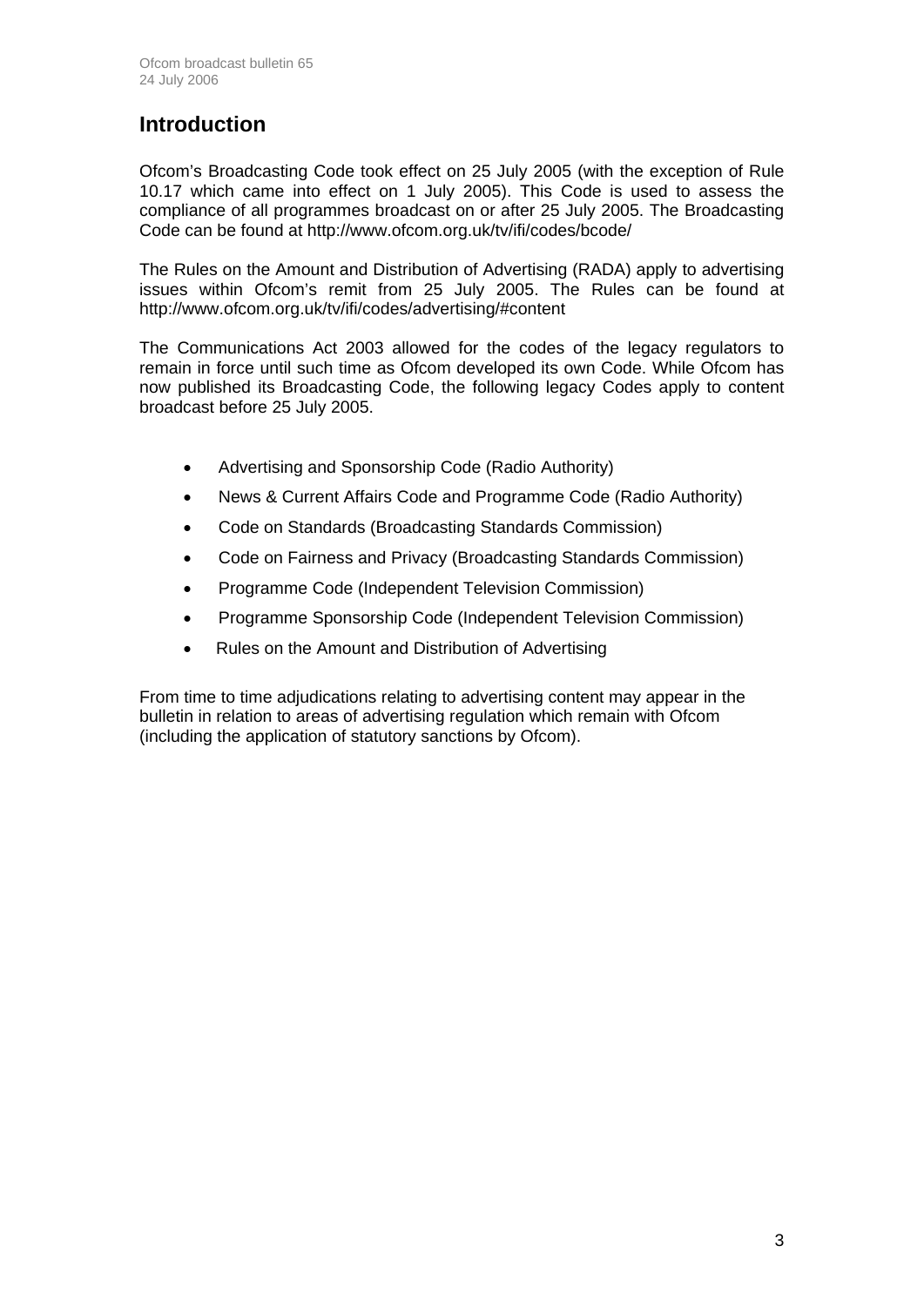# Introduction

Ofcom's Broadcasting Code took effect on 25 July 2005 (with the exception of Rule 10.17 which came into effect on 1 July 2005). This Code is used to assess the compliance of all programmes broadcast on or after 25 July 2005. The Broadcasting Code can be found at http://www.ofcom.org.uk/tv/ifi/codes/bcode/

The Rules on the Amount and Distribution of Advertising (RADA) apply to advertising issues within Ofcom's remit from 25 July 2005. The Rules can be found at http://www.ofcom.org.uk/tv/ifi/codes/advertising/#content

The Communications Act 2003 allowed for the codes of the legacy regulators to remain in force until such time as Ofcom developed its own Code. While Ofcom has now published its Broadcasting Code, the following legacy Codes apply to content broadcast before 25 July 2005.

- Advertising and Sponsorship Code (Radio Authority)
- News & Current Affairs Code and Programme Code (Radio Authority)
- Code on Standards (Broadcasting Standards Commission)
- Code on Fairness and Privacy (Broadcasting Standards Commission)
- Programme Code (Independent Television Commission)
- Programme Sponsorship Code (Independent Television Commission)
- Rules on the Amount and Distribution of Advertising

From time to time adjudications relating to advertising content may appear in the bulletin in relation to areas of advertising regulation which remain with Ofcom (including the application of statutory sanctions by Ofcom).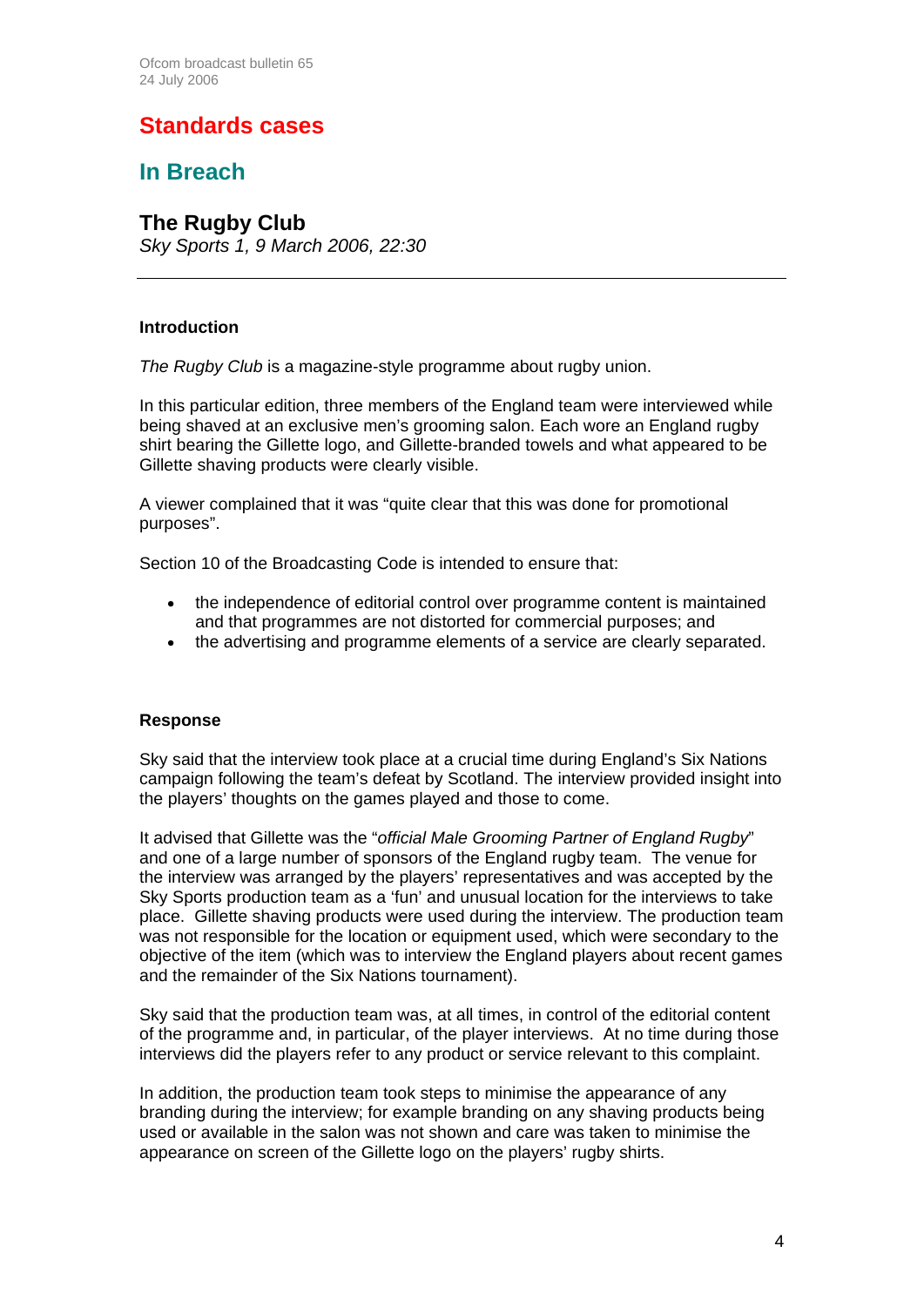# Standards cases

## In Breach

### The Rugby Club

*Sky Sports 1, 9 March 2006, 22:30*

---

**Introduction**

*The Rugby Club* is a magazine-style programme about rugby union.

In this particular edition, three members of the England team were interviewed while being shaved at an exclusive men's grooming salon. Each wore an England rugby shirt bearing the Gillette logo, and Gillette-branded towels and what appeared to be Gillette shaving products were clearly visible.

A viewer complained that it was "quite clear that this was done for promotional purposes".

Section 10 of the Broadcasting Code is intended to ensure that:

- the independence of editorial control over programme content is maintained and that programmes are not distorted for commercial purposes; and
- the advertising and programme elements of a service are clearly separated.

**Response**

Sky said that the interview took place at a crucial time during England's Six Nations campaign following the team's defeat by Scotland. The interview provided insight into the players' thoughts on the games played and those to come.

It advised that Gillette was the "*official Male Grooming Partner of England Rugby*" and one of a large number of sponsors of the England rugby team. The venue for the interview was arranged by the players' representatives and was accepted by the Sky Sports production team as a 'fun' and unusual location for the interviews to take place. Gillette shaving products were used during the interview. The production team was not responsible for the location or equipment used, which were secondary to the objective of the item (which was to interview the England players about recent games and the remainder of the Six Nations tournament).

Sky said that the production team was, at all times, in control of the editorial content of the programme and, in particular, of the player interviews. At no time during those interviews did the players refer to any product or service relevant to this complaint.

In addition, the production team took steps to minimise the appearance of any branding during the interview; for example branding on any shaving products being used or available in the salon was not shown and care was taken to minimise the appearance on screen of the Gillette logo on the players' rugby shirts.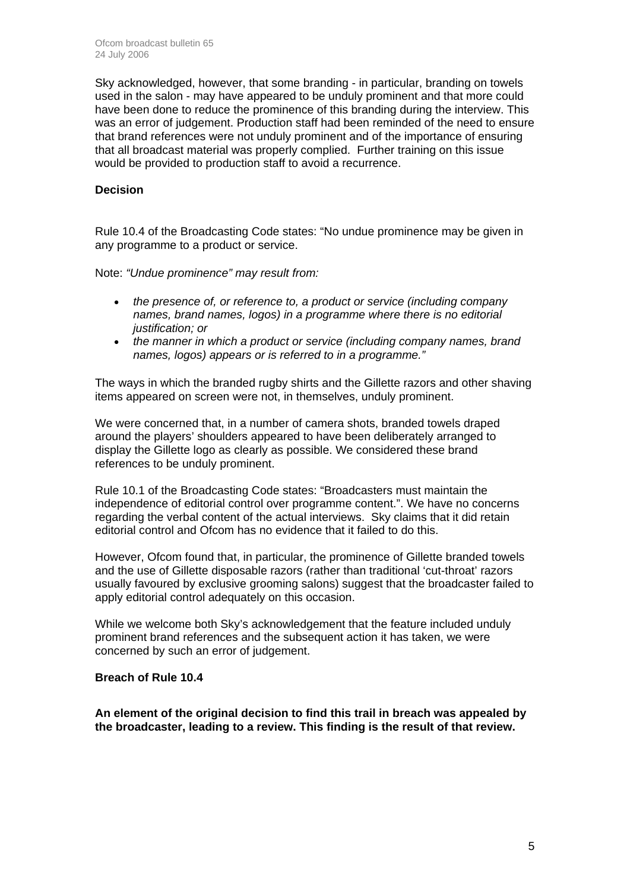Sky acknowledged, however, that some branding - in particular, branding on towels used in the salon - may have appeared to be unduly prominent and that more could have been done to reduce the prominence of this branding during the interview. This was an error of judgement. Production staff had been reminded of the need to ensure that brand references were not unduly prominent and of the importance of ensuring that all broadcast material was properly complied. Further training on this issue would be provided to production staff to avoid a recurrence.

### Decision

Rule 10.4 of the Broadcasting Code states: "No undue prominence may be given in any programme to a product or service.

Note: *"Undue prominence" may result from:*

- *the presence of, or reference to, a product or service (including company names, brand names, logos) in a programme where there is no editorial justification; or*
- *the manner in which a product or service (including company names, brand names, logos) appears or is referred to in a programme."*

The ways in which the branded rugby shirts and the Gillette razors and other shaving items appeared on screen were not, in themselves, unduly prominent.

We were concerned that, in a number of camera shots, branded towels draped around the players' shoulders appeared to have been deliberately arranged to display the Gillette logo as clearly as possible. We considered these brand references to be unduly prominent.

Rule 10.1 of the Broadcasting Code states: "Broadcasters must maintain the independence of editorial control over programme content.". We have no concerns regarding the verbal content of the actual interviews. Sky claims that it did retain editorial control and Ofcom has no evidence that it failed to do this.

However, Ofcom found that, in particular, the prominence of Gillette branded towels and the use of Gillette disposable razors (rather than traditional 'cut-throat' razors usually favoured by exclusive grooming salons) suggest that the broadcaster failed to apply editorial control adequately on this occasion.

While we welcome both Sky's acknowledgement that the feature included unduly prominent brand references and the subsequent action it has taken, we were concerned by such an error of judgement.

**Breach of Rule 10.4**

**An element of the original decision to find this trail in breach was appealed by the broadcaster, leading to a review. This finding is the result of that review.**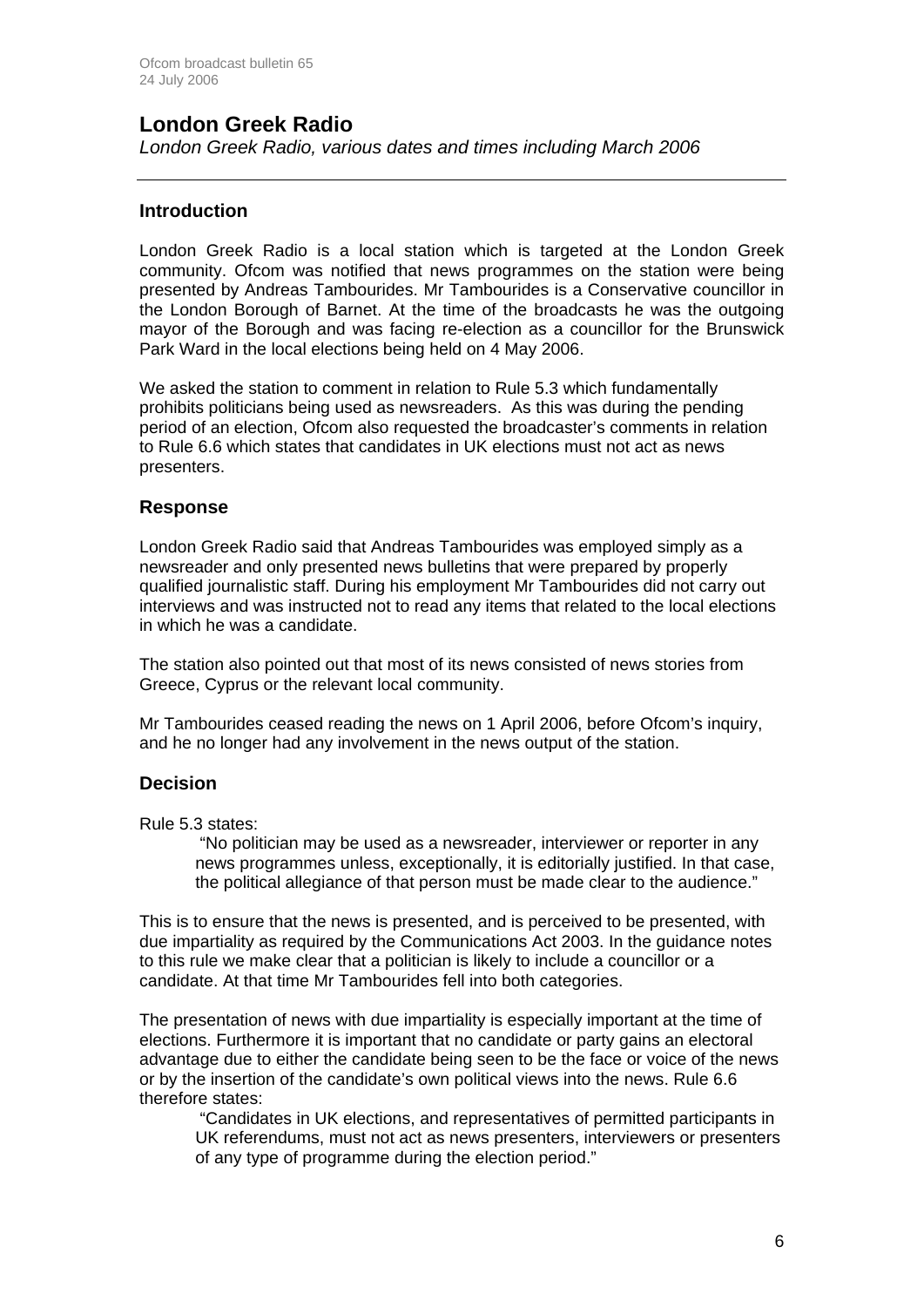## London Greek Radio

*London Greek Radio, various dates and times including March 2006*

---

### Introduction

London Greek Radio is a local station which is targeted at the London Greek community. Ofcom was notified that news programmes on the station were being presented by Andreas Tambourides. Mr Tambourides is a Conservative councillor in the London Borough of Barnet. At the time of the broadcasts he was the outgoing mayor of the Borough and was facing re-election as a councillor for the Brunswick Park Ward in the local elections being held on 4 May 2006.

We asked the station to comment in relation to Rule 5.3 which fundamentally prohibits politicians being used as newsreaders. As this was during the pending period of an election, Ofcom also requested the broadcaster's comments in relation to Rule 6.6 which states that candidates in UK elections must not act as news presenters.

### Response

London Greek Radio said that Andreas Tambourides was employed simply as a newsreader and only presented news bulletins that were prepared by properly qualified journalistic staff. During his employment Mr Tambourides did not carry out interviews and was instructed not to read any items that related to the local elections in which he was a candidate.

The station also pointed out that most of its news consisted of news stories from Greece, Cyprus or the relevant local community.

Mr Tambourides ceased reading the news on 1 April 2006, before Ofcom's inquiry, and he no longer had any involvement in the news output of the station.

### Decision

Rule 5.3 states:

> "No politician may be used as a newsreader, interviewer or reporter in any news programmes unless, exceptionally, it is editorially justified. In that case, the political allegiance of that person must be made clear to the audience."

This is to ensure that the news is presented, and is perceived to be presented, with due impartiality as required by the Communications Act 2003. In the guidance notes to this rule we make clear that a politician is likely to include a councillor or a candidate. At that time Mr Tambourides fell into both categories.

The presentation of news with due impartiality is especially important at the time of elections. Furthermore it is important that no candidate or party gains an electoral advantage due to either the candidate being seen to be the face or voice of the news or by the insertion of the candidate's own political views into the news. Rule 6.6 therefore states:

> "Candidates in UK elections, and representatives of permitted participants in UK referendums, must not act as news presenters, interviewers or presenters of any type of programme during the election period."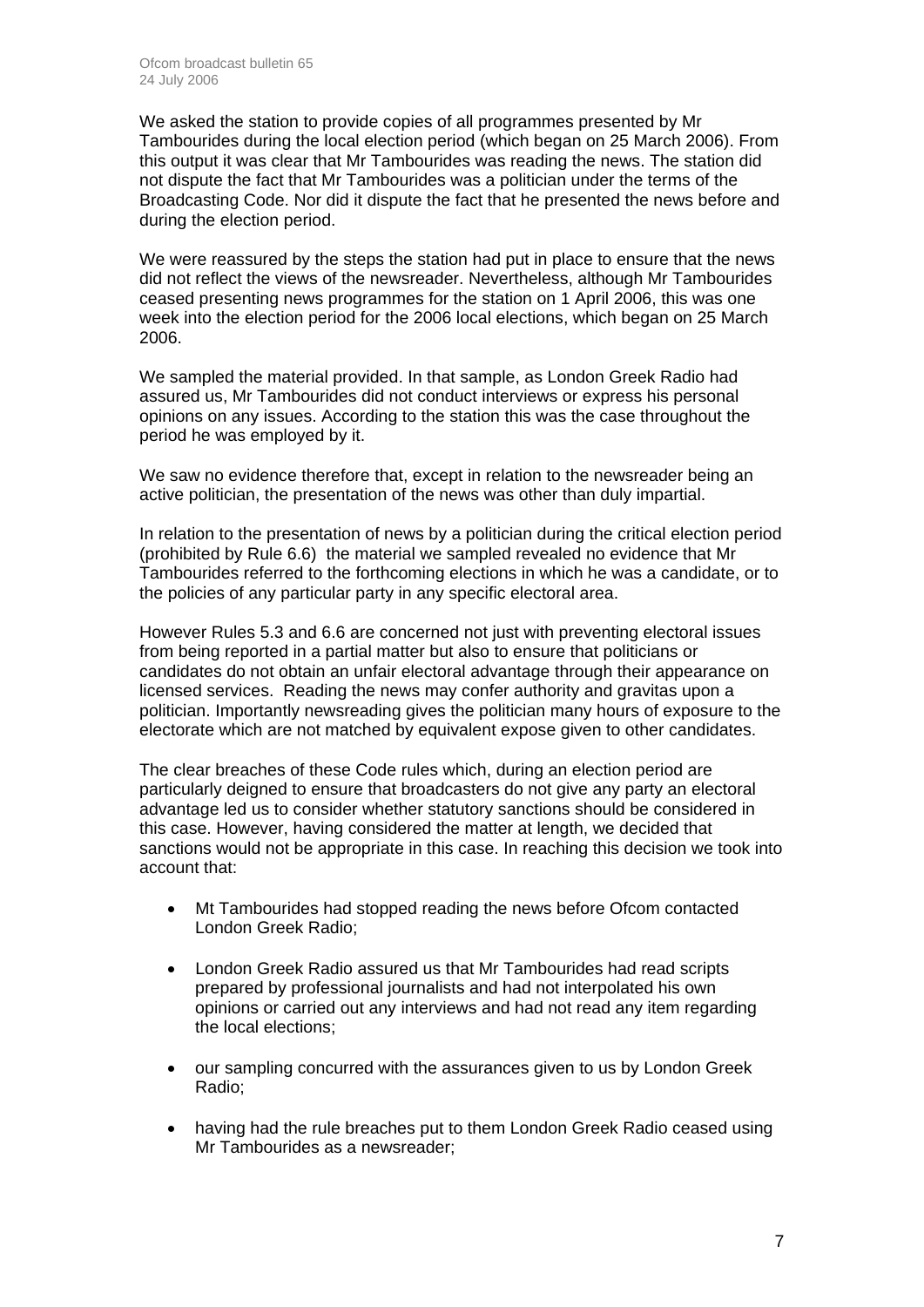We asked the station to provide copies of all programmes presented by Mr Tambourides during the local election period (which began on 25 March 2006). From this output it was clear that Mr Tambourides was reading the news. The station did not dispute the fact that Mr Tambourides was a politician under the terms of the Broadcasting Code. Nor did it dispute the fact that he presented the news before and during the election period.

We were reassured by the steps the station had put in place to ensure that the news did not reflect the views of the newsreader. Nevertheless, although Mr Tambourides ceased presenting news programmes for the station on 1 April 2006, this was one week into the election period for the 2006 local elections, which began on 25 March 2006.

We sampled the material provided. In that sample, as London Greek Radio had assured us, Mr Tambourides did not conduct interviews or express his personal opinions on any issues. According to the station this was the case throughout the period he was employed by it.

We saw no evidence therefore that, except in relation to the newsreader being an active politician, the presentation of the news was other than duly impartial.

In relation to the presentation of news by a politician during the critical election period (prohibited by Rule 6.6) the material we sampled revealed no evidence that Mr Tambourides referred to the forthcoming elections in which he was a candidate, or to the policies of any particular party in any specific electoral area.

However Rules 5.3 and 6.6 are concerned not just with preventing electoral issues from being reported in a partial matter but also to ensure that politicians or candidates do not obtain an unfair electoral advantage through their appearance on licensed services. Reading the news may confer authority and gravitas upon a politician. Importantly newsreading gives the politician many hours of exposure to the electorate which are not matched by equivalent expose given to other candidates.

The clear breaches of these Code rules which, during an election period are particularly deigned to ensure that broadcasters do not give any party an electoral advantage led us to consider whether statutory sanctions should be considered in this case. However, having considered the matter at length, we decided that sanctions would not be appropriate in this case. In reaching this decision we took into account that:

- Mt Tambourides had stopped reading the news before Ofcom contacted London Greek Radio;
- London Greek Radio assured us that Mr Tambourides had read scripts prepared by professional journalists and had not interpolated his own opinions or carried out any interviews and had not read any item regarding the local elections;
- our sampling concurred with the assurances given to us by London Greek Radio;
- having had the rule breaches put to them London Greek Radio ceased using Mr Tambourides as a newsreader;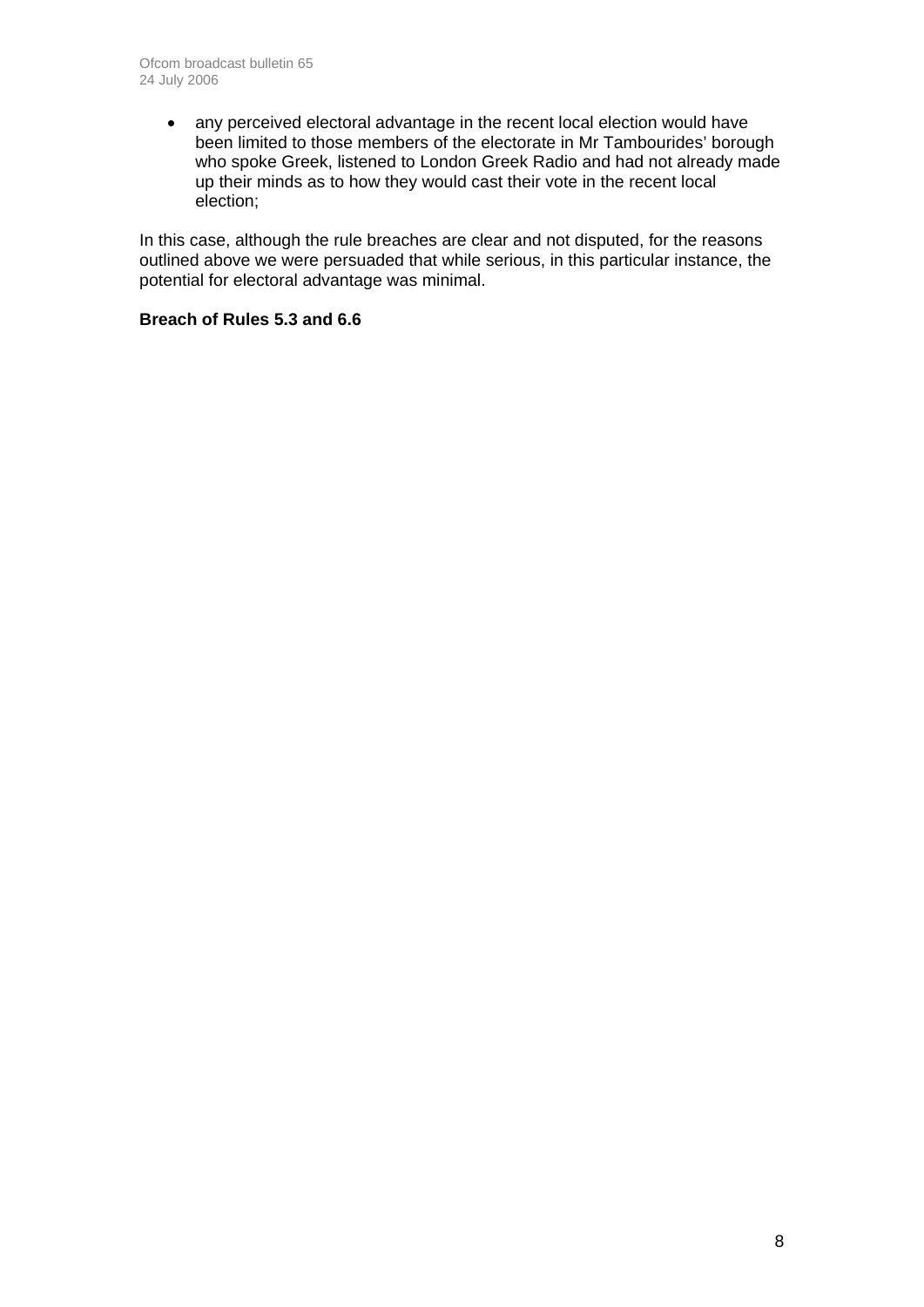- any perceived electoral advantage in the recent local election would have been limited to those members of the electorate in Mr Tambourides' borough who spoke Greek, listened to London Greek Radio and had not already made up their minds as to how they would cast their vote in the recent local election;

In this case, although the rule breaches are clear and not disputed, for the reasons outlined above we were persuaded that while serious, in this particular instance, the potential for electoral advantage was minimal.

**Breach of Rules 5.3 and 6.6**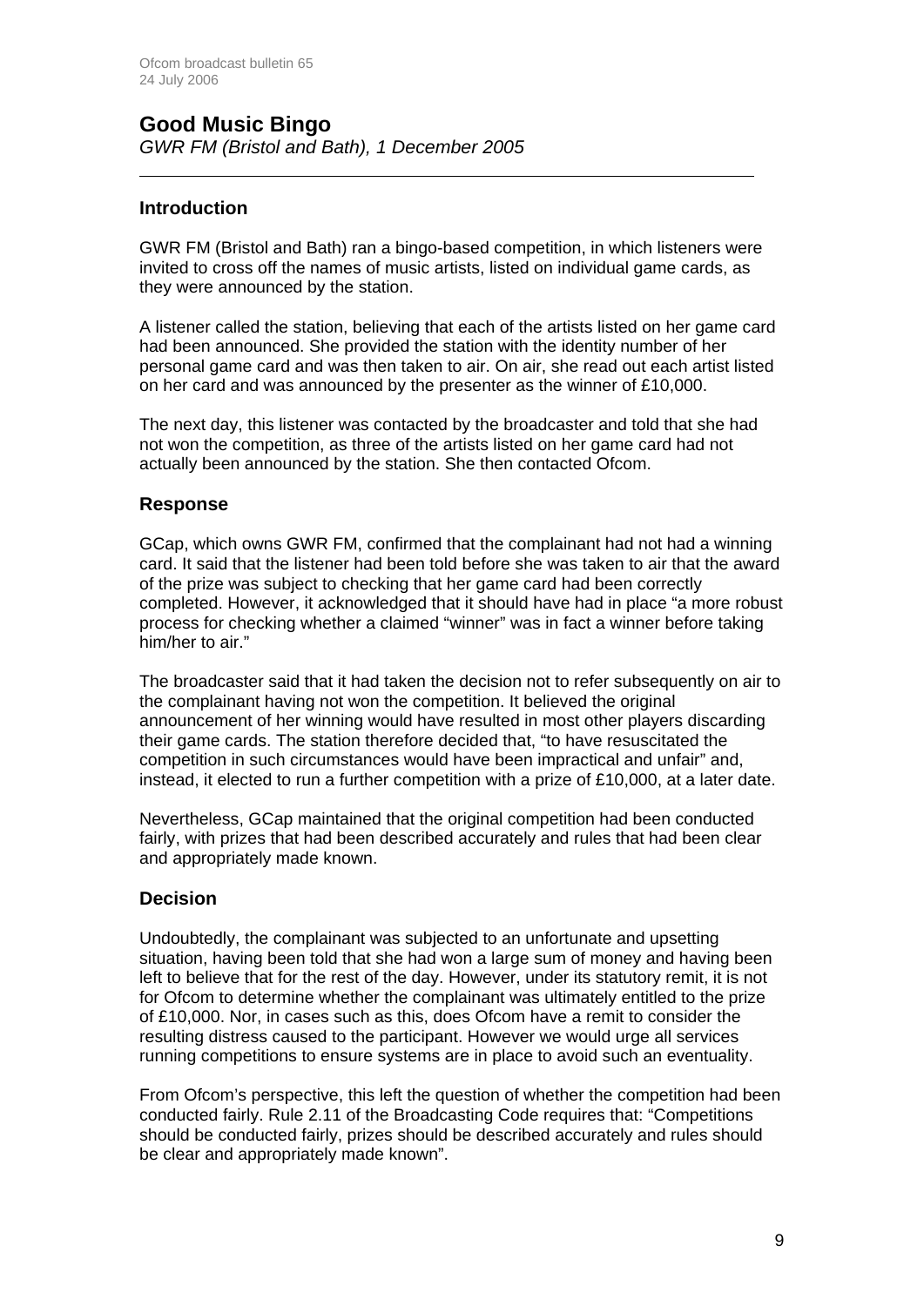## Good Music Bingo

*GWR FM (Bristol and Bath), 1 December 2005*

---

### Introduction

GWR FM (Bristol and Bath) ran a bingo-based competition, in which listeners were invited to cross off the names of music artists, listed on individual game cards, as they were announced by the station.

A listener called the station, believing that each of the artists listed on her game card had been announced. She provided the station with the identity number of her personal game card and was then taken to air. On air, she read out each artist listed on her card and was announced by the presenter as the winner of £10,000.

The next day, this listener was contacted by the broadcaster and told that she had not won the competition, as three of the artists listed on her game card had not actually been announced by the station. She then contacted Ofcom.

### Response

GCap, which owns GWR FM, confirmed that the complainant had not had a winning card. It said that the listener had been told before she was taken to air that the award of the prize was subject to checking that her game card had been correctly completed. However, it acknowledged that it should have had in place "a more robust process for checking whether a claimed "winner" was in fact a winner before taking him/her to air."

The broadcaster said that it had taken the decision not to refer subsequently on air to the complainant having not won the competition. It believed the original announcement of her winning would have resulted in most other players discarding their game cards. The station therefore decided that, "to have resuscitated the competition in such circumstances would have been impractical and unfair" and, instead, it elected to run a further competition with a prize of £10,000, at a later date.

Nevertheless, GCap maintained that the original competition had been conducted fairly, with prizes that had been described accurately and rules that had been clear and appropriately made known.

### Decision

Undoubtedly, the complainant was subjected to an unfortunate and upsetting situation, having been told that she had won a large sum of money and having been left to believe that for the rest of the day. However, under its statutory remit, it is not for Ofcom to determine whether the complainant was ultimately entitled to the prize of £10,000. Nor, in cases such as this, does Ofcom have a remit to consider the resulting distress caused to the participant. However we would urge all services running competitions to ensure systems are in place to avoid such an eventuality.

From Ofcom's perspective, this left the question of whether the competition had been conducted fairly. Rule 2.11 of the Broadcasting Code requires that: "Competitions should be conducted fairly, prizes should be described accurately and rules should be clear and appropriately made known".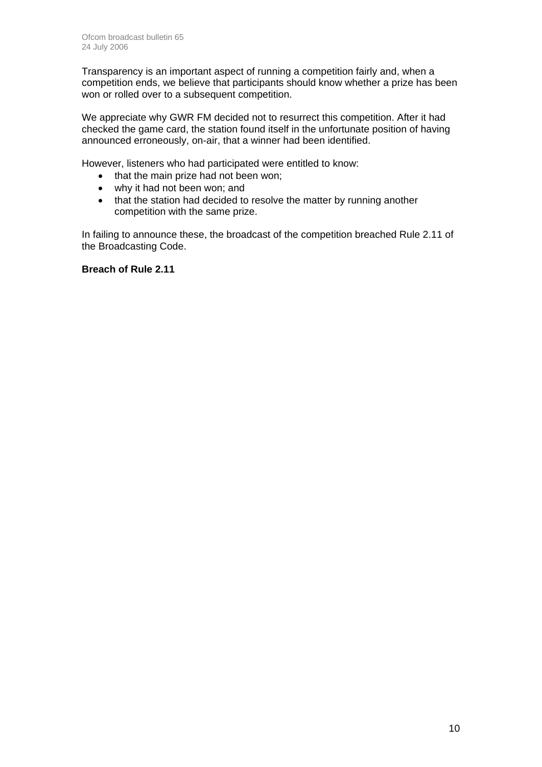Transparency is an important aspect of running a competition fairly and, when a competition ends, we believe that participants should know whether a prize has been won or rolled over to a subsequent competition.

We appreciate why GWR FM decided not to resurrect this competition. After it had checked the game card, the station found itself in the unfortunate position of having announced erroneously, on-air, that a winner had been identified.

However, listeners who had participated were entitled to know:

- that the main prize had not been won;
- why it had not been won; and
- that the station had decided to resolve the matter by running another competition with the same prize.

In failing to announce these, the broadcast of the competition breached Rule 2.11 of the Broadcasting Code.

**Breach of Rule 2.11**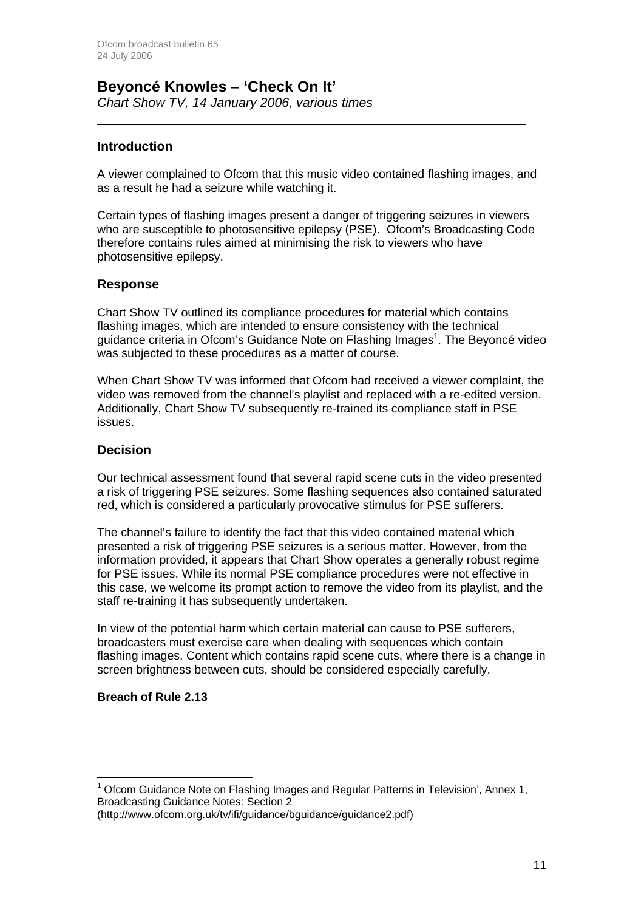## Beyoncé Knowles – 'Check On It'

*Chart Show TV, 14 January 2006, various times*

---

### Introduction

A viewer complained to Ofcom that this music video contained flashing images, and as a result he had a seizure while watching it.

Certain types of flashing images present a danger of triggering seizures in viewers who are susceptible to photosensitive epilepsy (PSE). Ofcom's Broadcasting Code therefore contains rules aimed at minimising the risk to viewers who have photosensitive epilepsy.

### Response

Chart Show TV outlined its compliance procedures for material which contains flashing images, which are intended to ensure consistency with the technical guidance criteria in Ofcom's Guidance Note on Flashing Images[1]. The Beyoncé video was subjected to these procedures as a matter of course.

When Chart Show TV was informed that Ofcom had received a viewer complaint, the video was removed from the channel's playlist and replaced with a re-edited version. Additionally, Chart Show TV subsequently re-trained its compliance staff in PSE issues.

### Decision

Our technical assessment found that several rapid scene cuts in the video presented a risk of triggering PSE seizures. Some flashing sequences also contained saturated red, which is considered a particularly provocative stimulus for PSE sufferers.

The channel's failure to identify the fact that this video contained material which presented a risk of triggering PSE seizures is a serious matter. However, from the information provided, it appears that Chart Show operates a generally robust regime for PSE issues. While its normal PSE compliance procedures were not effective in this case, we welcome its prompt action to remove the video from its playlist, and the staff re-training it has subsequently undertaken.

In view of the potential harm which certain material can cause to PSE sufferers, broadcasters must exercise care when dealing with sequences which contain flashing images. Content which contains rapid scene cuts, where there is a change in screen brightness between cuts, should be considered especially carefully.

**Breach of Rule 2.13**

---

[1] Ofcom Guidance Note on Flashing Images and Regular Patterns in Television', Annex 1, Broadcasting Guidance Notes: Section 2 (http://www.ofcom.org.uk/tv/ifi/guidance/bguidance/guidance2.pdf)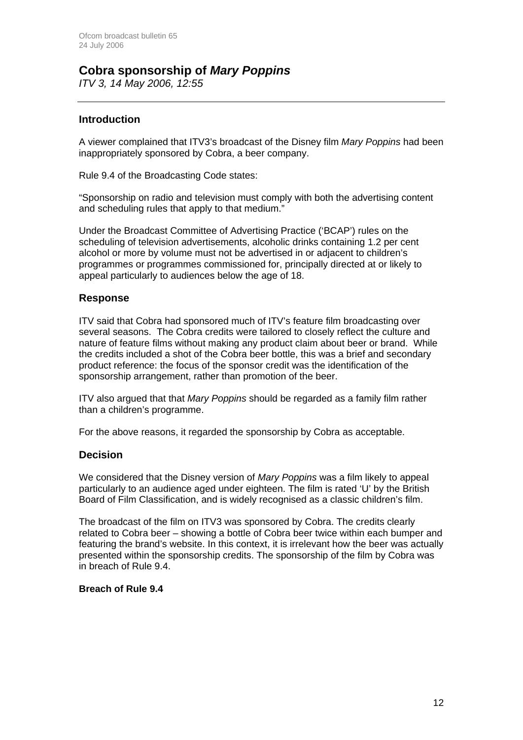## Cobra sponsorship of *Mary Poppins*

*ITV 3, 14 May 2006, 12:55*

---

### Introduction

A viewer complained that ITV3's broadcast of the Disney film *Mary Poppins* had been inappropriately sponsored by Cobra, a beer company.

Rule 9.4 of the Broadcasting Code states:

"Sponsorship on radio and television must comply with both the advertising content and scheduling rules that apply to that medium."

Under the Broadcast Committee of Advertising Practice ('BCAP') rules on the scheduling of television advertisements, alcoholic drinks containing 1.2 per cent alcohol or more by volume must not be advertised in or adjacent to children's programmes or programmes commissioned for, principally directed at or likely to appeal particularly to audiences below the age of 18.

### Response

ITV said that Cobra had sponsored much of ITV's feature film broadcasting over several seasons. The Cobra credits were tailored to closely reflect the culture and nature of feature films without making any product claim about beer or brand. While the credits included a shot of the Cobra beer bottle, this was a brief and secondary product reference: the focus of the sponsor credit was the identification of the sponsorship arrangement, rather than promotion of the beer.

ITV also argued that that *Mary Poppins* should be regarded as a family film rather than a children's programme.

For the above reasons, it regarded the sponsorship by Cobra as acceptable.

### Decision

We considered that the Disney version of *Mary Poppins* was a film likely to appeal particularly to an audience aged under eighteen. The film is rated 'U' by the British Board of Film Classification, and is widely recognised as a classic children's film.

The broadcast of the film on ITV3 was sponsored by Cobra. The credits clearly related to Cobra beer – showing a bottle of Cobra beer twice within each bumper and featuring the brand's website. In this context, it is irrelevant how the beer was actually presented within the sponsorship credits. The sponsorship of the film by Cobra was in breach of Rule 9.4.

**Breach of Rule 9.4**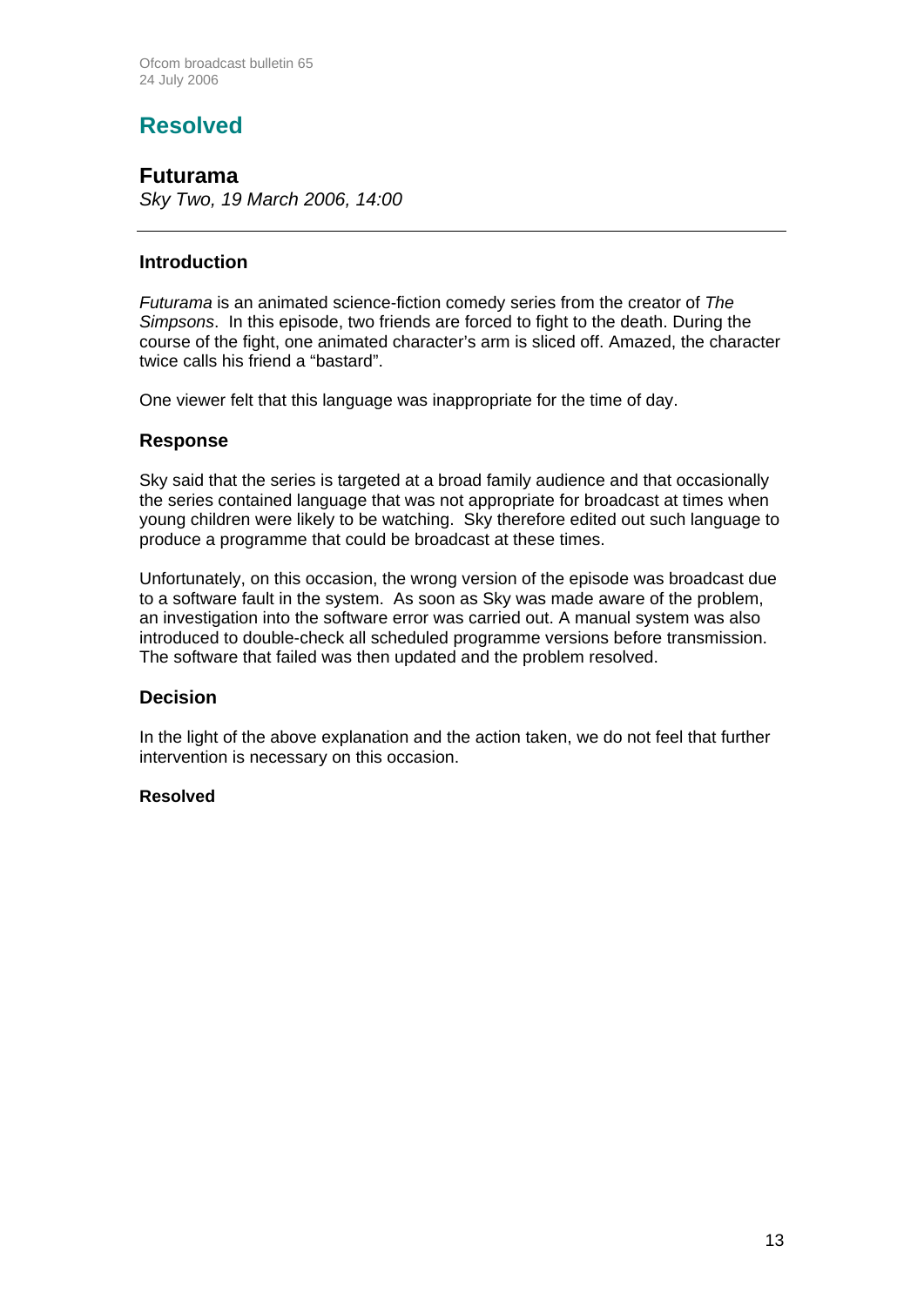# Resolved

## Futurama

*Sky Two, 19 March 2006, 14:00*

---

### Introduction

*Futurama* is an animated science-fiction comedy series from the creator of *The Simpsons*. In this episode, two friends are forced to fight to the death. During the course of the fight, one animated character's arm is sliced off. Amazed, the character twice calls his friend a "bastard".

One viewer felt that this language was inappropriate for the time of day.

### Response

Sky said that the series is targeted at a broad family audience and that occasionally the series contained language that was not appropriate for broadcast at times when young children were likely to be watching. Sky therefore edited out such language to produce a programme that could be broadcast at these times.

Unfortunately, on this occasion, the wrong version of the episode was broadcast due to a software fault in the system. As soon as Sky was made aware of the problem, an investigation into the software error was carried out. A manual system was also introduced to double-check all scheduled programme versions before transmission. The software that failed was then updated and the problem resolved.

### Decision

In the light of the above explanation and the action taken, we do not feel that further intervention is necessary on this occasion.

**Resolved**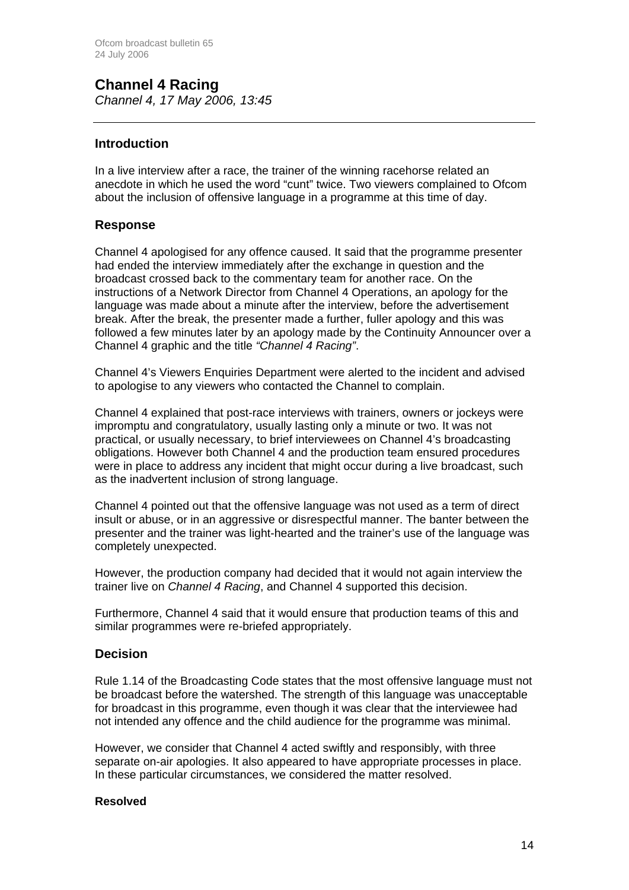## Channel 4 Racing

*Channel 4, 17 May 2006, 13:45*

---

### Introduction

In a live interview after a race, the trainer of the winning racehorse related an anecdote in which he used the word "cunt" twice. Two viewers complained to Ofcom about the inclusion of offensive language in a programme at this time of day.

### Response

Channel 4 apologised for any offence caused. It said that the programme presenter had ended the interview immediately after the exchange in question and the broadcast crossed back to the commentary team for another race. On the instructions of a Network Director from Channel 4 Operations, an apology for the language was made about a minute after the interview, before the advertisement break. After the break, the presenter made a further, fuller apology and this was followed a few minutes later by an apology made by the Continuity Announcer over a Channel 4 graphic and the title *"Channel 4 Racing"*.

Channel 4's Viewers Enquiries Department were alerted to the incident and advised to apologise to any viewers who contacted the Channel to complain.

Channel 4 explained that post-race interviews with trainers, owners or jockeys were impromptu and congratulatory, usually lasting only a minute or two. It was not practical, or usually necessary, to brief interviewees on Channel 4's broadcasting obligations. However both Channel 4 and the production team ensured procedures were in place to address any incident that might occur during a live broadcast, such as the inadvertent inclusion of strong language.

Channel 4 pointed out that the offensive language was not used as a term of direct insult or abuse, or in an aggressive or disrespectful manner. The banter between the presenter and the trainer was light-hearted and the trainer's use of the language was completely unexpected.

However, the production company had decided that it would not again interview the trainer live on *Channel 4 Racing*, and Channel 4 supported this decision.

Furthermore, Channel 4 said that it would ensure that production teams of this and similar programmes were re-briefed appropriately.

### Decision

Rule 1.14 of the Broadcasting Code states that the most offensive language must not be broadcast before the watershed. The strength of this language was unacceptable for broadcast in this programme, even though it was clear that the interviewee had not intended any offence and the child audience for the programme was minimal.

However, we consider that Channel 4 acted swiftly and responsibly, with three separate on-air apologies. It also appeared to have appropriate processes in place. In these particular circumstances, we considered the matter resolved.

**Resolved**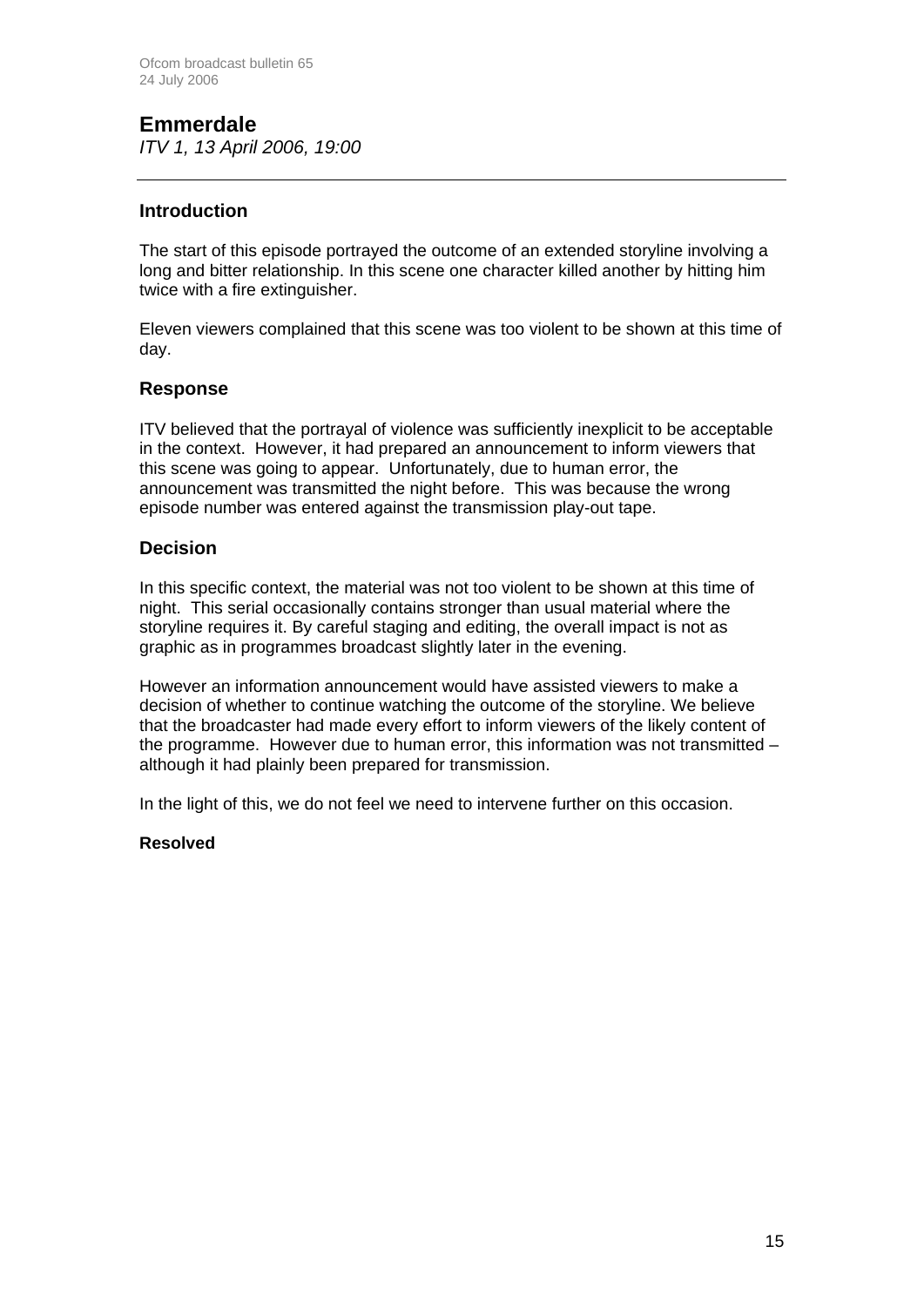## Emmerdale

*ITV 1, 13 April 2006, 19:00*

---

### Introduction

The start of this episode portrayed the outcome of an extended storyline involving a long and bitter relationship. In this scene one character killed another by hitting him twice with a fire extinguisher.

Eleven viewers complained that this scene was too violent to be shown at this time of day.

### Response

ITV believed that the portrayal of violence was sufficiently inexplicit to be acceptable in the context. However, it had prepared an announcement to inform viewers that this scene was going to appear. Unfortunately, due to human error, the announcement was transmitted the night before. This was because the wrong episode number was entered against the transmission play-out tape.

### Decision

In this specific context, the material was not too violent to be shown at this time of night. This serial occasionally contains stronger than usual material where the storyline requires it. By careful staging and editing, the overall impact is not as graphic as in programmes broadcast slightly later in the evening.

However an information announcement would have assisted viewers to make a decision of whether to continue watching the outcome of the storyline. We believe that the broadcaster had made every effort to inform viewers of the likely content of the programme. However due to human error, this information was not transmitted – although it had plainly been prepared for transmission.

In the light of this, we do not feel we need to intervene further on this occasion.

**Resolved**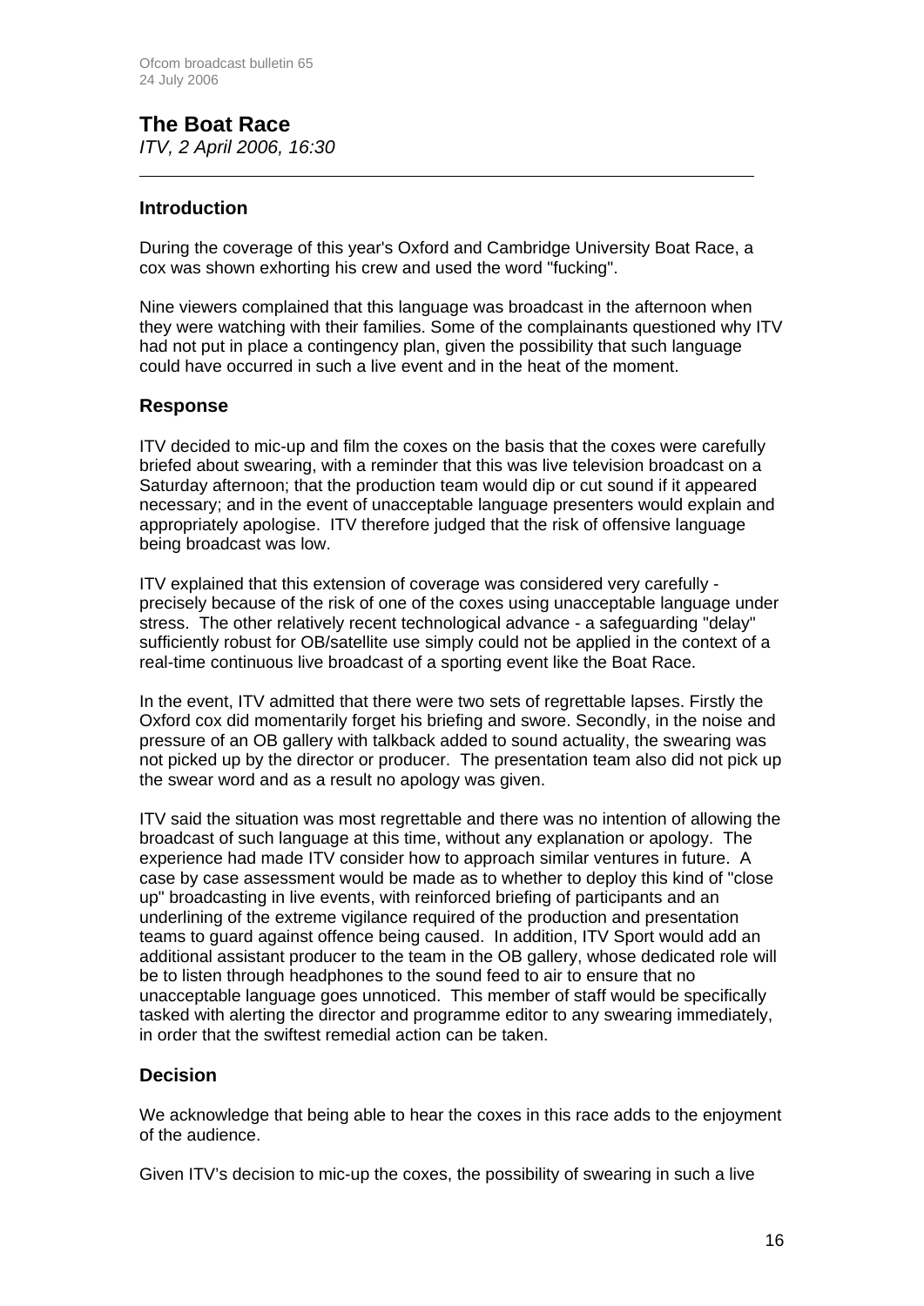## The Boat Race

*ITV, 2 April 2006, 16:30*

---

### Introduction

During the coverage of this year's Oxford and Cambridge University Boat Race, a cox was shown exhorting his crew and used the word "fucking".

Nine viewers complained that this language was broadcast in the afternoon when they were watching with their families. Some of the complainants questioned why ITV had not put in place a contingency plan, given the possibility that such language could have occurred in such a live event and in the heat of the moment.

### Response

ITV decided to mic-up and film the coxes on the basis that the coxes were carefully briefed about swearing, with a reminder that this was live television broadcast on a Saturday afternoon; that the production team would dip or cut sound if it appeared necessary; and in the event of unacceptable language presenters would explain and appropriately apologise. ITV therefore judged that the risk of offensive language being broadcast was low.

ITV explained that this extension of coverage was considered very carefully - precisely because of the risk of one of the coxes using unacceptable language under stress. The other relatively recent technological advance - a safeguarding "delay" sufficiently robust for OB/satellite use simply could not be applied in the context of a real-time continuous live broadcast of a sporting event like the Boat Race.

In the event, ITV admitted that there were two sets of regrettable lapses. Firstly the Oxford cox did momentarily forget his briefing and swore. Secondly, in the noise and pressure of an OB gallery with talkback added to sound actuality, the swearing was not picked up by the director or producer. The presentation team also did not pick up the swear word and as a result no apology was given.

ITV said the situation was most regrettable and there was no intention of allowing the broadcast of such language at this time, without any explanation or apology. The experience had made ITV consider how to approach similar ventures in future. A case by case assessment would be made as to whether to deploy this kind of "close up" broadcasting in live events, with reinforced briefing of participants and an underlining of the extreme vigilance required of the production and presentation teams to guard against offence being caused. In addition, ITV Sport would add an additional assistant producer to the team in the OB gallery, whose dedicated role will be to listen through headphones to the sound feed to air to ensure that no unacceptable language goes unnoticed. This member of staff would be specifically tasked with alerting the director and programme editor to any swearing immediately, in order that the swiftest remedial action can be taken.

### Decision

We acknowledge that being able to hear the coxes in this race adds to the enjoyment of the audience.

Given ITV's decision to mic-up the coxes, the possibility of swearing in such a live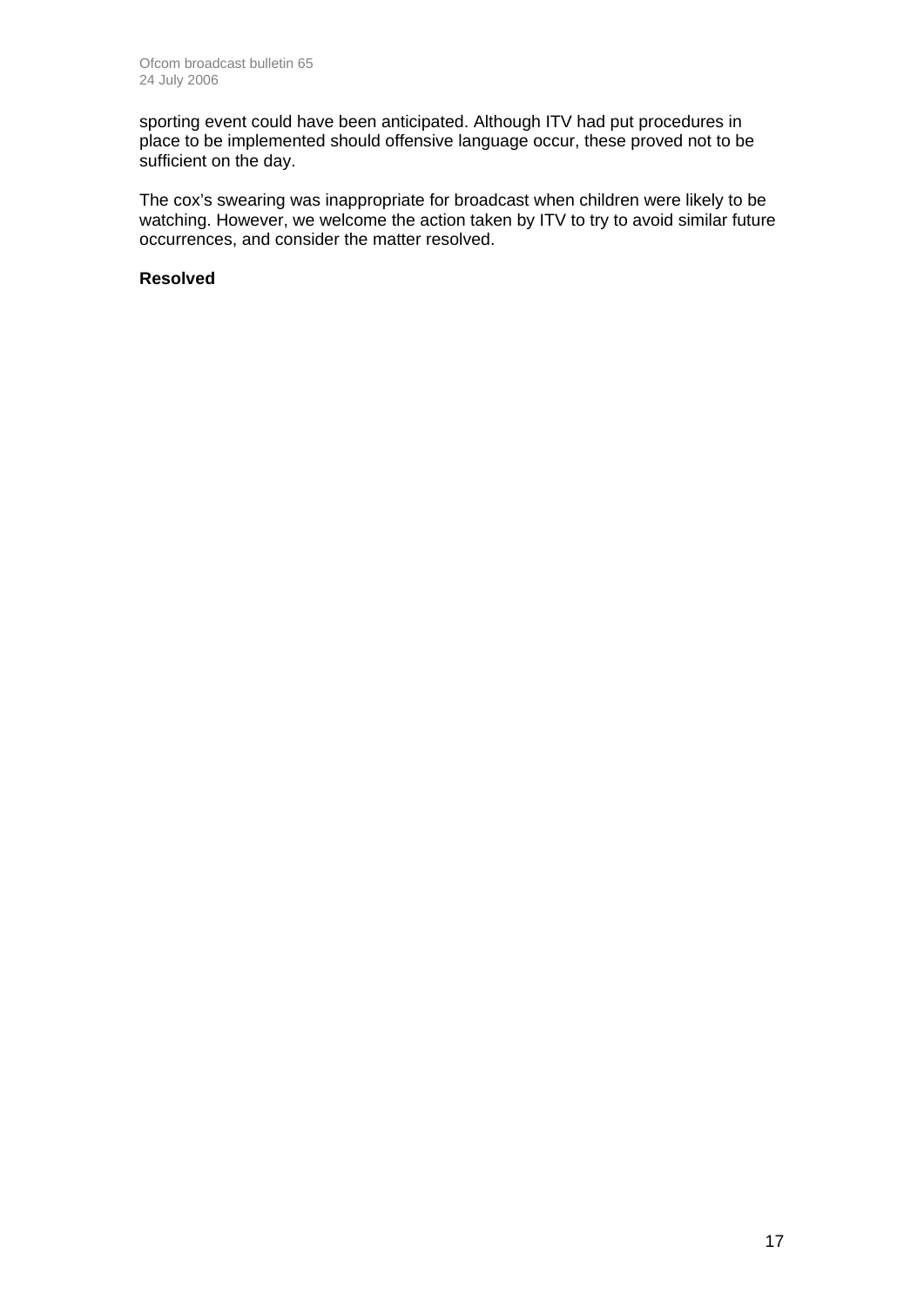sporting event could have been anticipated. Although ITV had put procedures in place to be implemented should offensive language occur, these proved not to be sufficient on the day.

The cox's swearing was inappropriate for broadcast when children were likely to be watching. However, we welcome the action taken by ITV to try to avoid similar future occurrences, and consider the matter resolved.

**Resolved**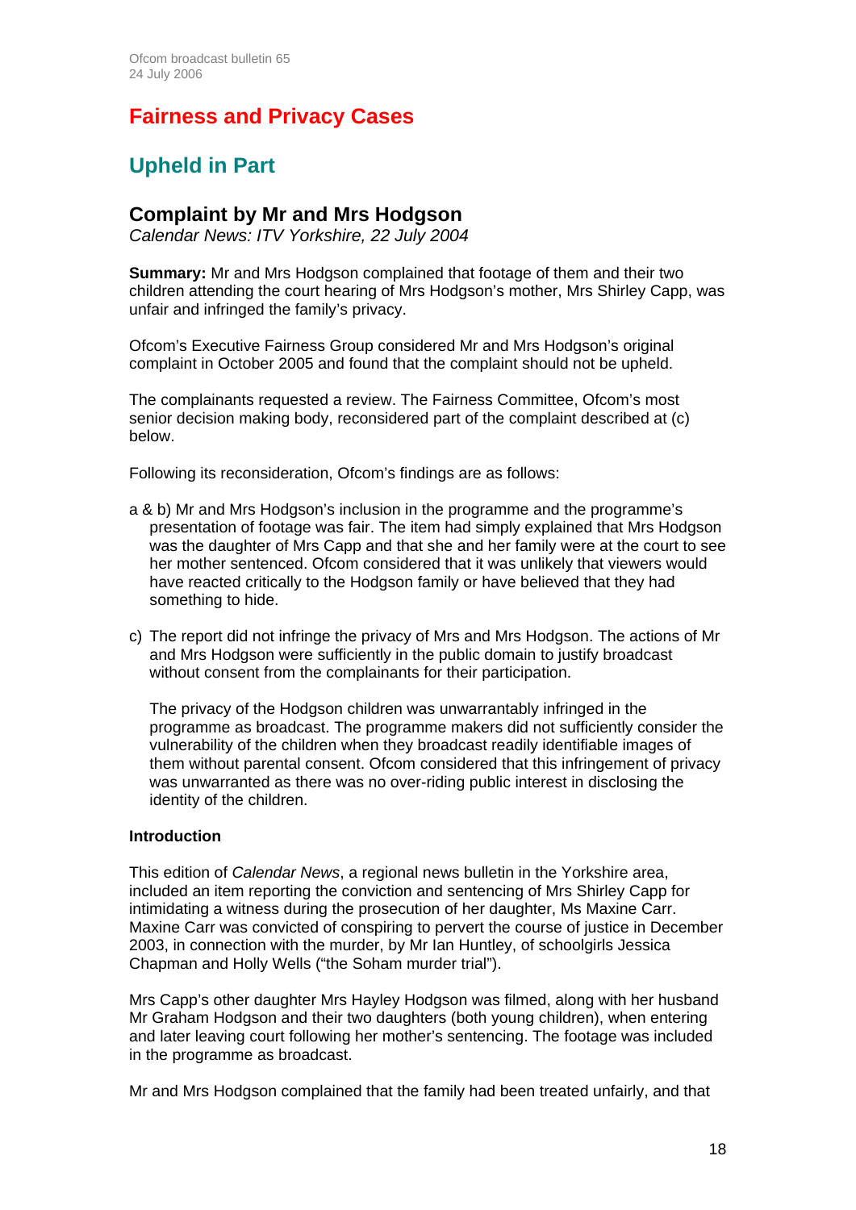# Fairness and Privacy Cases

## Upheld in Part

### Complaint by Mr and Mrs Hodgson

*Calendar News: ITV Yorkshire, 22 July 2004*

**Summary:** Mr and Mrs Hodgson complained that footage of them and their two children attending the court hearing of Mrs Hodgson's mother, Mrs Shirley Capp, was unfair and infringed the family's privacy.

Ofcom's Executive Fairness Group considered Mr and Mrs Hodgson's original complaint in October 2005 and found that the complaint should not be upheld.

The complainants requested a review. The Fairness Committee, Ofcom's most senior decision making body, reconsidered part of the complaint described at (c) below.

Following its reconsideration, Ofcom's findings are as follows:

a & b) Mr and Mrs Hodgson's inclusion in the programme and the programme's presentation of footage was fair. The item had simply explained that Mrs Hodgson was the daughter of Mrs Capp and that she and her family were at the court to see her mother sentenced. Ofcom considered that it was unlikely that viewers would have reacted critically to the Hodgson family or have believed that they had something to hide.

c) The report did not infringe the privacy of Mrs and Mrs Hodgson. The actions of Mr and Mrs Hodgson were sufficiently in the public domain to justify broadcast without consent from the complainants for their participation.

The privacy of the Hodgson children was unwarrantably infringed in the programme as broadcast. The programme makers did not sufficiently consider the vulnerability of the children when they broadcast readily identifiable images of them without parental consent. Ofcom considered that this infringement of privacy was unwarranted as there was no over-riding public interest in disclosing the identity of the children.

**Introduction**

This edition of *Calendar News*, a regional news bulletin in the Yorkshire area, included an item reporting the conviction and sentencing of Mrs Shirley Capp for intimidating a witness during the prosecution of her daughter, Ms Maxine Carr. Maxine Carr was convicted of conspiring to pervert the course of justice in December 2003, in connection with the murder, by Mr Ian Huntley, of schoolgirls Jessica Chapman and Holly Wells ("the Soham murder trial").

Mrs Capp's other daughter Mrs Hayley Hodgson was filmed, along with her husband Mr Graham Hodgson and their two daughters (both young children), when entering and later leaving court following her mother's sentencing. The footage was included in the programme as broadcast.

Mr and Mrs Hodgson complained that the family had been treated unfairly, and that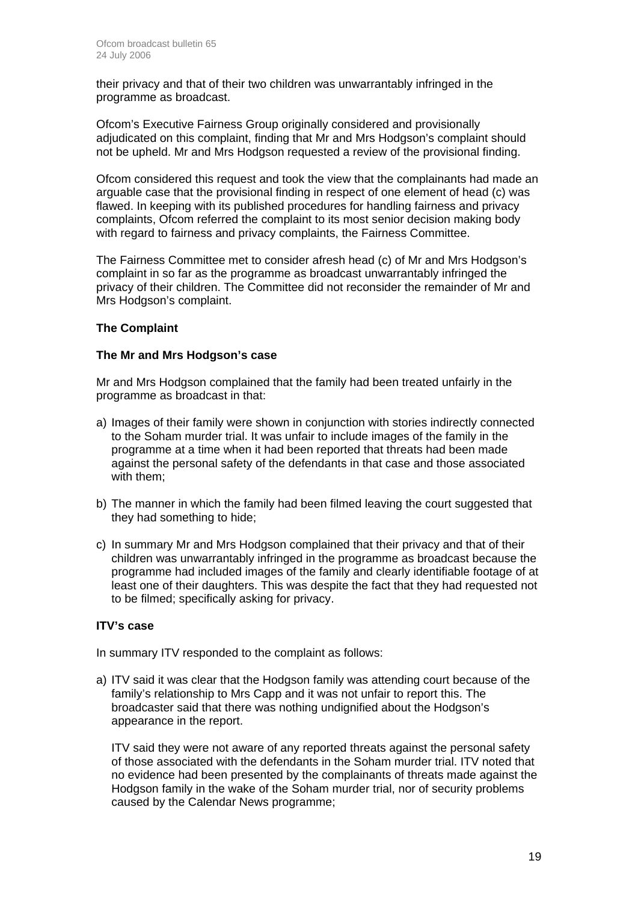their privacy and that of their two children was unwarrantably infringed in the programme as broadcast.

Ofcom's Executive Fairness Group originally considered and provisionally adjudicated on this complaint, finding that Mr and Mrs Hodgson's complaint should not be upheld. Mr and Mrs Hodgson requested a review of the provisional finding.

Ofcom considered this request and took the view that the complainants had made an arguable case that the provisional finding in respect of one element of head (c) was flawed. In keeping with its published procedures for handling fairness and privacy complaints, Ofcom referred the complaint to its most senior decision making body with regard to fairness and privacy complaints, the Fairness Committee.

The Fairness Committee met to consider afresh head (c) of Mr and Mrs Hodgson's complaint in so far as the programme as broadcast unwarrantably infringed the privacy of their children. The Committee did not reconsider the remainder of Mr and Mrs Hodgson's complaint.

**The Complaint**

**The Mr and Mrs Hodgson's case**

Mr and Mrs Hodgson complained that the family had been treated unfairly in the programme as broadcast in that:

a) Images of their family were shown in conjunction with stories indirectly connected to the Soham murder trial. It was unfair to include images of the family in the programme at a time when it had been reported that threats had been made against the personal safety of the defendants in that case and those associated with them;

b) The manner in which the family had been filmed leaving the court suggested that they had something to hide;

c) In summary Mr and Mrs Hodgson complained that their privacy and that of their children was unwarrantably infringed in the programme as broadcast because the programme had included images of the family and clearly identifiable footage of at least one of their daughters. This was despite the fact that they had requested not to be filmed; specifically asking for privacy.

**ITV's case**

In summary ITV responded to the complaint as follows:

a) ITV said it was clear that the Hodgson family was attending court because of the family's relationship to Mrs Capp and it was not unfair to report this. The broadcaster said that there was nothing undignified about the Hodgson's appearance in the report.

   ITV said they were not aware of any reported threats against the personal safety of those associated with the defendants in the Soham murder trial. ITV noted that no evidence had been presented by the complainants of threats made against the Hodgson family in the wake of the Soham murder trial, nor of security problems caused by the Calendar News programme;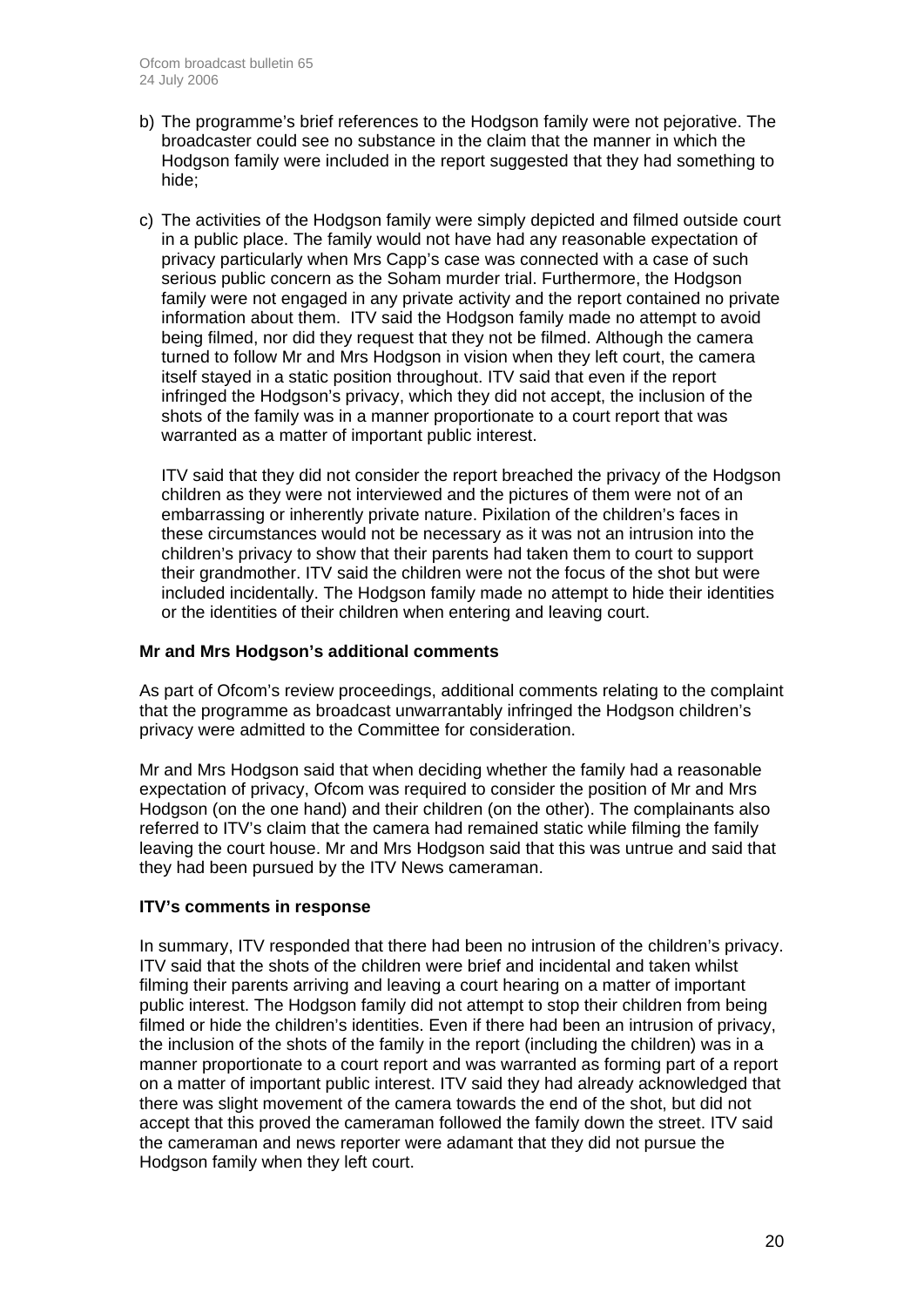b) The programme's brief references to the Hodgson family were not pejorative. The broadcaster could see no substance in the claim that the manner in which the Hodgson family were included in the report suggested that they had something to hide;

c) The activities of the Hodgson family were simply depicted and filmed outside court in a public place. The family would not have had any reasonable expectation of privacy particularly when Mrs Capp's case was connected with a case of such serious public concern as the Soham murder trial. Furthermore, the Hodgson family were not engaged in any private activity and the report contained no private information about them. ITV said the Hodgson family made no attempt to avoid being filmed, nor did they request that they not be filmed. Although the camera turned to follow Mr and Mrs Hodgson in vision when they left court, the camera itself stayed in a static position throughout. ITV said that even if the report infringed the Hodgson's privacy, which they did not accept, the inclusion of the shots of the family was in a manner proportionate to a court report that was warranted as a matter of important public interest.

   ITV said that they did not consider the report breached the privacy of the Hodgson children as they were not interviewed and the pictures of them were not of an embarrassing or inherently private nature. Pixilation of the children's faces in these circumstances would not be necessary as it was not an intrusion into the children's privacy to show that their parents had taken them to court to support their grandmother. ITV said the children were not the focus of the shot but were included incidentally. The Hodgson family made no attempt to hide their identities or the identities of their children when entering and leaving court.

**Mr and Mrs Hodgson's additional comments**

As part of Ofcom's review proceedings, additional comments relating to the complaint that the programme as broadcast unwarrantably infringed the Hodgson children's privacy were admitted to the Committee for consideration.

Mr and Mrs Hodgson said that when deciding whether the family had a reasonable expectation of privacy, Ofcom was required to consider the position of Mr and Mrs Hodgson (on the one hand) and their children (on the other). The complainants also referred to ITV's claim that the camera had remained static while filming the family leaving the court house. Mr and Mrs Hodgson said that this was untrue and said that they had been pursued by the ITV News cameraman.

**ITV's comments in response**

In summary, ITV responded that there had been no intrusion of the children's privacy. ITV said that the shots of the children were brief and incidental and taken whilst filming their parents arriving and leaving a court hearing on a matter of important public interest. The Hodgson family did not attempt to stop their children from being filmed or hide the children's identities. Even if there had been an intrusion of privacy, the inclusion of the shots of the family in the report (including the children) was in a manner proportionate to a court report and was warranted as forming part of a report on a matter of important public interest. ITV said they had already acknowledged that there was slight movement of the camera towards the end of the shot, but did not accept that this proved the cameraman followed the family down the street. ITV said the cameraman and news reporter were adamant that they did not pursue the Hodgson family when they left court.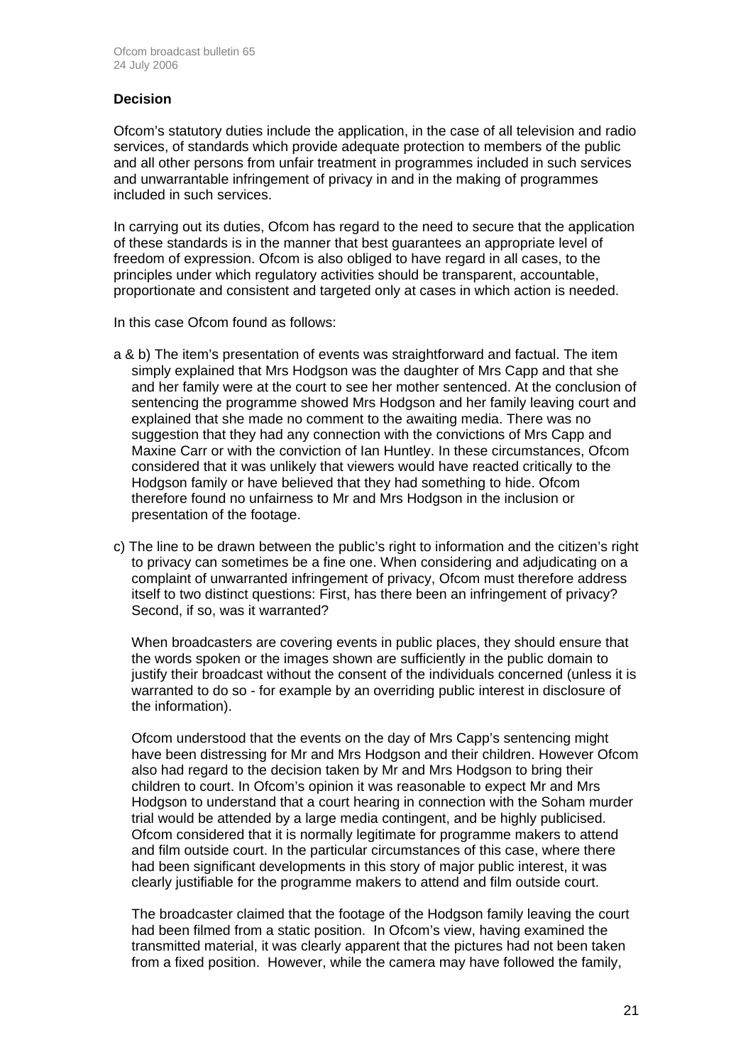### Decision

Ofcom's statutory duties include the application, in the case of all television and radio services, of standards which provide adequate protection to members of the public and all other persons from unfair treatment in programmes included in such services and unwarrantable infringement of privacy in and in the making of programmes included in such services.

In carrying out its duties, Ofcom has regard to the need to secure that the application of these standards is in the manner that best guarantees an appropriate level of freedom of expression. Ofcom is also obliged to have regard in all cases, to the principles under which regulatory activities should be transparent, accountable, proportionate and consistent and targeted only at cases in which action is needed.

In this case Ofcom found as follows:

a & b) The item's presentation of events was straightforward and factual. The item simply explained that Mrs Hodgson was the daughter of Mrs Capp and that she and her family were at the court to see her mother sentenced. At the conclusion of sentencing the programme showed Mrs Hodgson and her family leaving court and explained that she made no comment to the awaiting media. There was no suggestion that they had any connection with the convictions of Mrs Capp and Maxine Carr or with the conviction of Ian Huntley. In these circumstances, Ofcom considered that it was unlikely that viewers would have reacted critically to the Hodgson family or have believed that they had something to hide. Ofcom therefore found no unfairness to Mr and Mrs Hodgson in the inclusion or presentation of the footage.

c) The line to be drawn between the public's right to information and the citizen's right to privacy can sometimes be a fine one. When considering and adjudicating on a complaint of unwarranted infringement of privacy, Ofcom must therefore address itself to two distinct questions: First, has there been an infringement of privacy? Second, if so, was it warranted?

When broadcasters are covering events in public places, they should ensure that the words spoken or the images shown are sufficiently in the public domain to justify their broadcast without the consent of the individuals concerned (unless it is warranted to do so - for example by an overriding public interest in disclosure of the information).

Ofcom understood that the events on the day of Mrs Capp's sentencing might have been distressing for Mr and Mrs Hodgson and their children. However Ofcom also had regard to the decision taken by Mr and Mrs Hodgson to bring their children to court. In Ofcom's opinion it was reasonable to expect Mr and Mrs Hodgson to understand that a court hearing in connection with the Soham murder trial would be attended by a large media contingent, and be highly publicised. Ofcom considered that it is normally legitimate for programme makers to attend and film outside court. In the particular circumstances of this case, where there had been significant developments in this story of major public interest, it was clearly justifiable for the programme makers to attend and film outside court.

The broadcaster claimed that the footage of the Hodgson family leaving the court had been filmed from a static position. In Ofcom's view, having examined the transmitted material, it was clearly apparent that the pictures had not been taken from a fixed position. However, while the camera may have followed the family,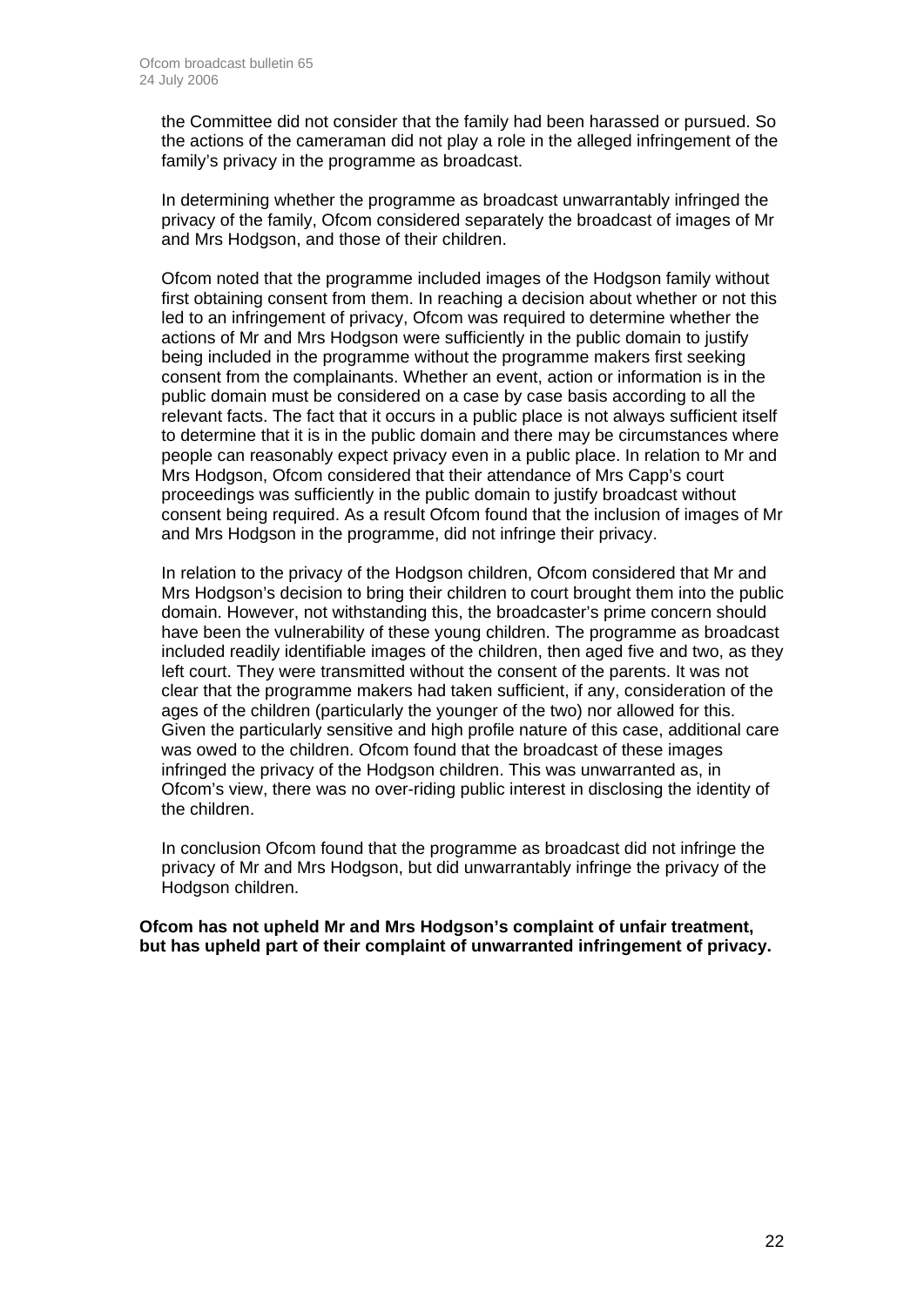the Committee did not consider that the family had been harassed or pursued. So the actions of the cameraman did not play a role in the alleged infringement of the family's privacy in the programme as broadcast.

In determining whether the programme as broadcast unwarrantably infringed the privacy of the family, Ofcom considered separately the broadcast of images of Mr and Mrs Hodgson, and those of their children.

Ofcom noted that the programme included images of the Hodgson family without first obtaining consent from them. In reaching a decision about whether or not this led to an infringement of privacy, Ofcom was required to determine whether the actions of Mr and Mrs Hodgson were sufficiently in the public domain to justify being included in the programme without the programme makers first seeking consent from the complainants. Whether an event, action or information is in the public domain must be considered on a case by case basis according to all the relevant facts. The fact that it occurs in a public place is not always sufficient itself to determine that it is in the public domain and there may be circumstances where people can reasonably expect privacy even in a public place. In relation to Mr and Mrs Hodgson, Ofcom considered that their attendance of Mrs Capp's court proceedings was sufficiently in the public domain to justify broadcast without consent being required. As a result Ofcom found that the inclusion of images of Mr and Mrs Hodgson in the programme, did not infringe their privacy.

In relation to the privacy of the Hodgson children, Ofcom considered that Mr and Mrs Hodgson's decision to bring their children to court brought them into the public domain. However, not withstanding this, the broadcaster's prime concern should have been the vulnerability of these young children. The programme as broadcast included readily identifiable images of the children, then aged five and two, as they left court. They were transmitted without the consent of the parents. It was not clear that the programme makers had taken sufficient, if any, consideration of the ages of the children (particularly the younger of the two) nor allowed for this. Given the particularly sensitive and high profile nature of this case, additional care was owed to the children. Ofcom found that the broadcast of these images infringed the privacy of the Hodgson children. This was unwarranted as, in Ofcom's view, there was no over-riding public interest in disclosing the identity of the children.

In conclusion Ofcom found that the programme as broadcast did not infringe the privacy of Mr and Mrs Hodgson, but did unwarrantably infringe the privacy of the Hodgson children.

**Ofcom has not upheld Mr and Mrs Hodgson's complaint of unfair treatment, but has upheld part of their complaint of unwarranted infringement of privacy.**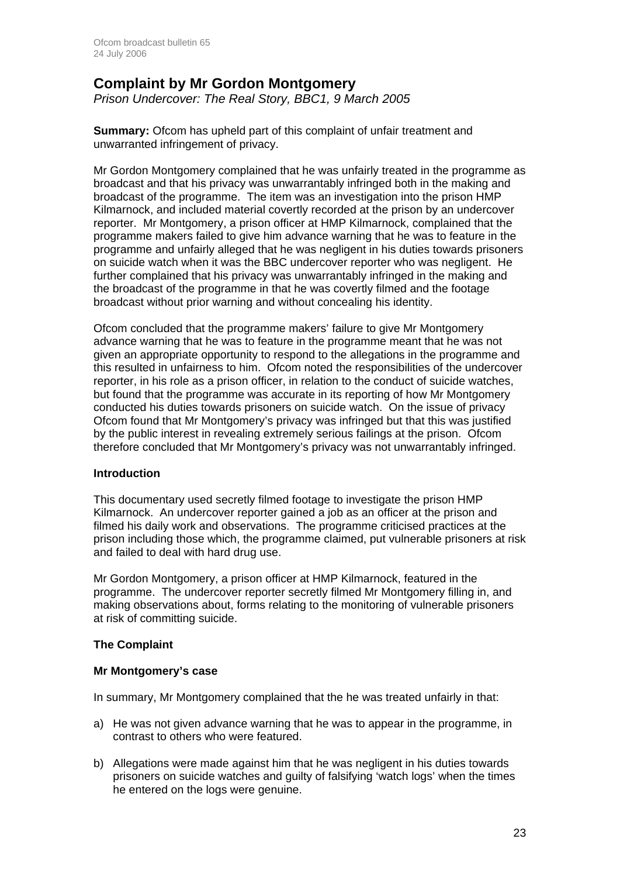## Complaint by Mr Gordon Montgomery

*Prison Undercover: The Real Story, BBC1, 9 March 2005*

**Summary:** Ofcom has upheld part of this complaint of unfair treatment and unwarranted infringement of privacy.

Mr Gordon Montgomery complained that he was unfairly treated in the programme as broadcast and that his privacy was unwarrantably infringed both in the making and broadcast of the programme. The item was an investigation into the prison HMP Kilmarnock, and included material covertly recorded at the prison by an undercover reporter. Mr Montgomery, a prison officer at HMP Kilmarnock, complained that the programme makers failed to give him advance warning that he was to feature in the programme and unfairly alleged that he was negligent in his duties towards prisoners on suicide watch when it was the BBC undercover reporter who was negligent. He further complained that his privacy was unwarrantably infringed in the making and the broadcast of the programme in that he was covertly filmed and the footage broadcast without prior warning and without concealing his identity.

Ofcom concluded that the programme makers' failure to give Mr Montgomery advance warning that he was to feature in the programme meant that he was not given an appropriate opportunity to respond to the allegations in the programme and this resulted in unfairness to him. Ofcom noted the responsibilities of the undercover reporter, in his role as a prison officer, in relation to the conduct of suicide watches, but found that the programme was accurate in its reporting of how Mr Montgomery conducted his duties towards prisoners on suicide watch. On the issue of privacy Ofcom found that Mr Montgomery's privacy was infringed but that this was justified by the public interest in revealing extremely serious failings at the prison. Ofcom therefore concluded that Mr Montgomery's privacy was not unwarrantably infringed.

### Introduction

This documentary used secretly filmed footage to investigate the prison HMP Kilmarnock. An undercover reporter gained a job as an officer at the prison and filmed his daily work and observations. The programme criticised practices at the prison including those which, the programme claimed, put vulnerable prisoners at risk and failed to deal with hard drug use.

Mr Gordon Montgomery, a prison officer at HMP Kilmarnock, featured in the programme. The undercover reporter secretly filmed Mr Montgomery filling in, and making observations about, forms relating to the monitoring of vulnerable prisoners at risk of committing suicide.

### The Complaint

#### Mr Montgomery's case

In summary, Mr Montgomery complained that the he was treated unfairly in that:

a) He was not given advance warning that he was to appear in the programme, in contrast to others who were featured.

b) Allegations were made against him that he was negligent in his duties towards prisoners on suicide watches and guilty of falsifying 'watch logs' when the times he entered on the logs were genuine.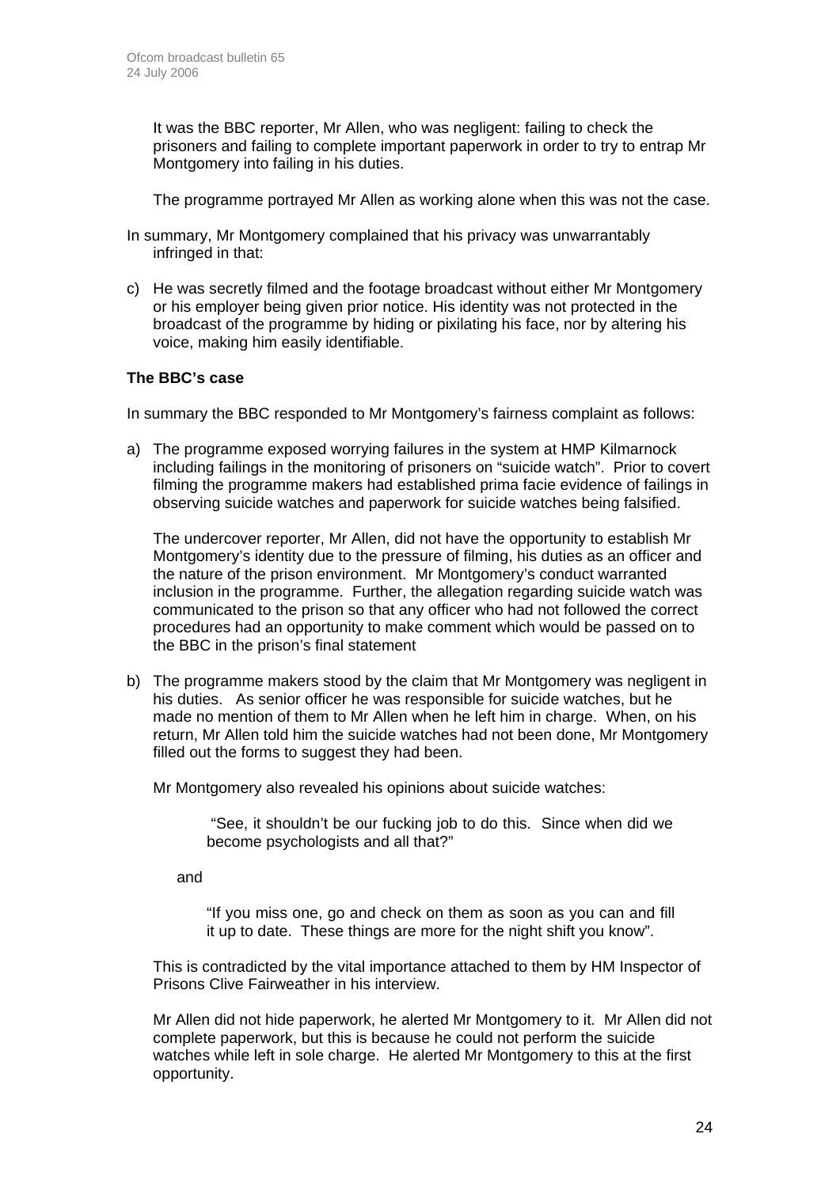It was the BBC reporter, Mr Allen, who was negligent: failing to check the prisoners and failing to complete important paperwork in order to try to entrap Mr Montgomery into failing in his duties.

The programme portrayed Mr Allen as working alone when this was not the case.

In summary, Mr Montgomery complained that his privacy was unwarrantably infringed in that:

c) He was secretly filmed and the footage broadcast without either Mr Montgomery or his employer being given prior notice. His identity was not protected in the broadcast of the programme by hiding or pixilating his face, nor by altering his voice, making him easily identifiable.

**The BBC's case**

In summary the BBC responded to Mr Montgomery's fairness complaint as follows:

a) The programme exposed worrying failures in the system at HMP Kilmarnock including failings in the monitoring of prisoners on "suicide watch". Prior to covert filming the programme makers had established prima facie evidence of failings in observing suicide watches and paperwork for suicide watches being falsified.

   The undercover reporter, Mr Allen, did not have the opportunity to establish Mr Montgomery's identity due to the pressure of filming, his duties as an officer and the nature of the prison environment. Mr Montgomery's conduct warranted inclusion in the programme. Further, the allegation regarding suicide watch was communicated to the prison so that any officer who had not followed the correct procedures had an opportunity to make comment which would be passed on to the BBC in the prison's final statement

b) The programme makers stood by the claim that Mr Montgomery was negligent in his duties. As senior officer he was responsible for suicide watches, but he made no mention of them to Mr Allen when he left him in charge. When, on his return, Mr Allen told him the suicide watches had not been done, Mr Montgomery filled out the forms to suggest they had been.

   Mr Montgomery also revealed his opinions about suicide watches:

   > "See, it shouldn't be our fucking job to do this. Since when did we become psychologists and all that?"

   and

   > "If you miss one, go and check on them as soon as you can and fill it up to date. These things are more for the night shift you know".

   This is contradicted by the vital importance attached to them by HM Inspector of Prisons Clive Fairweather in his interview.

   Mr Allen did not hide paperwork, he alerted Mr Montgomery to it. Mr Allen did not complete paperwork, but this is because he could not perform the suicide watches while left in sole charge. He alerted Mr Montgomery to this at the first opportunity.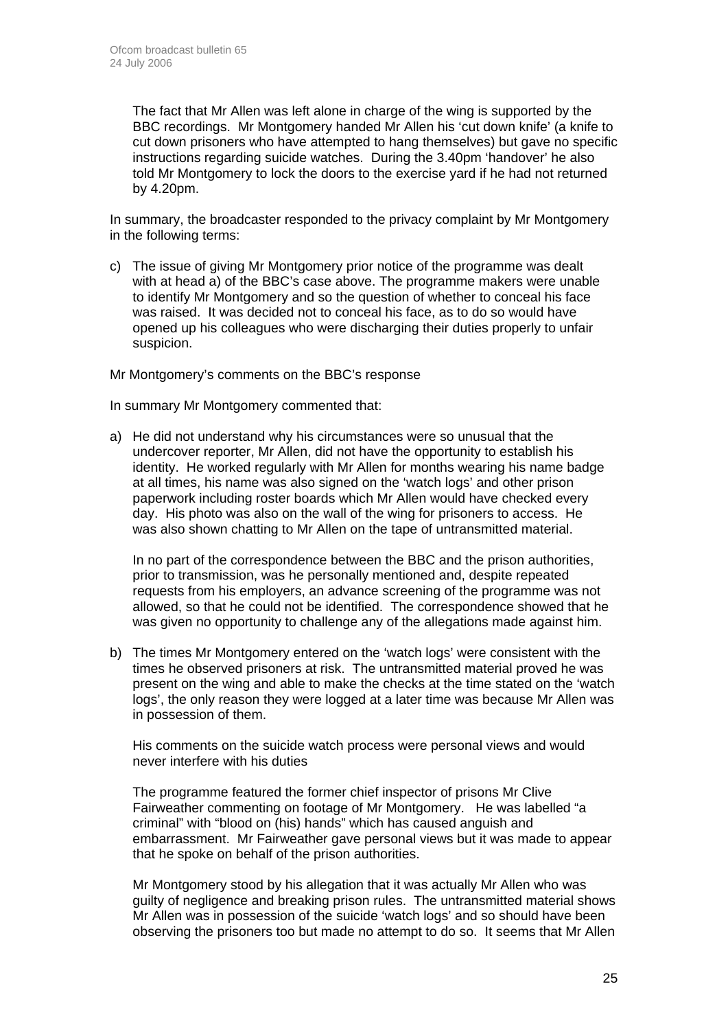The fact that Mr Allen was left alone in charge of the wing is supported by the BBC recordings. Mr Montgomery handed Mr Allen his 'cut down knife' (a knife to cut down prisoners who have attempted to hang themselves) but gave no specific instructions regarding suicide watches. During the 3.40pm 'handover' he also told Mr Montgomery to lock the doors to the exercise yard if he had not returned by 4.20pm.

In summary, the broadcaster responded to the privacy complaint by Mr Montgomery in the following terms:

c) The issue of giving Mr Montgomery prior notice of the programme was dealt with at head a) of the BBC's case above. The programme makers were unable to identify Mr Montgomery and so the question of whether to conceal his face was raised. It was decided not to conceal his face, as to do so would have opened up his colleagues who were discharging their duties properly to unfair suspicion.

Mr Montgomery's comments on the BBC's response

In summary Mr Montgomery commented that:

a) He did not understand why his circumstances were so unusual that the undercover reporter, Mr Allen, did not have the opportunity to establish his identity. He worked regularly with Mr Allen for months wearing his name badge at all times, his name was also signed on the 'watch logs' and other prison paperwork including roster boards which Mr Allen would have checked every day. His photo was also on the wall of the wing for prisoners to access. He was also shown chatting to Mr Allen on the tape of untransmitted material.

   In no part of the correspondence between the BBC and the prison authorities, prior to transmission, was he personally mentioned and, despite repeated requests from his employers, an advance screening of the programme was not allowed, so that he could not be identified. The correspondence showed that he was given no opportunity to challenge any of the allegations made against him.

b) The times Mr Montgomery entered on the 'watch logs' were consistent with the times he observed prisoners at risk. The untransmitted material proved he was present on the wing and able to make the checks at the time stated on the 'watch logs', the only reason they were logged at a later time was because Mr Allen was in possession of them.

   His comments on the suicide watch process were personal views and would never interfere with his duties

   The programme featured the former chief inspector of prisons Mr Clive Fairweather commenting on footage of Mr Montgomery. He was labelled "a criminal" with "blood on (his) hands" which has caused anguish and embarrassment. Mr Fairweather gave personal views but it was made to appear that he spoke on behalf of the prison authorities.

   Mr Montgomery stood by his allegation that it was actually Mr Allen who was guilty of negligence and breaking prison rules. The untransmitted material shows Mr Allen was in possession of the suicide 'watch logs' and so should have been observing the prisoners too but made no attempt to do so. It seems that Mr Allen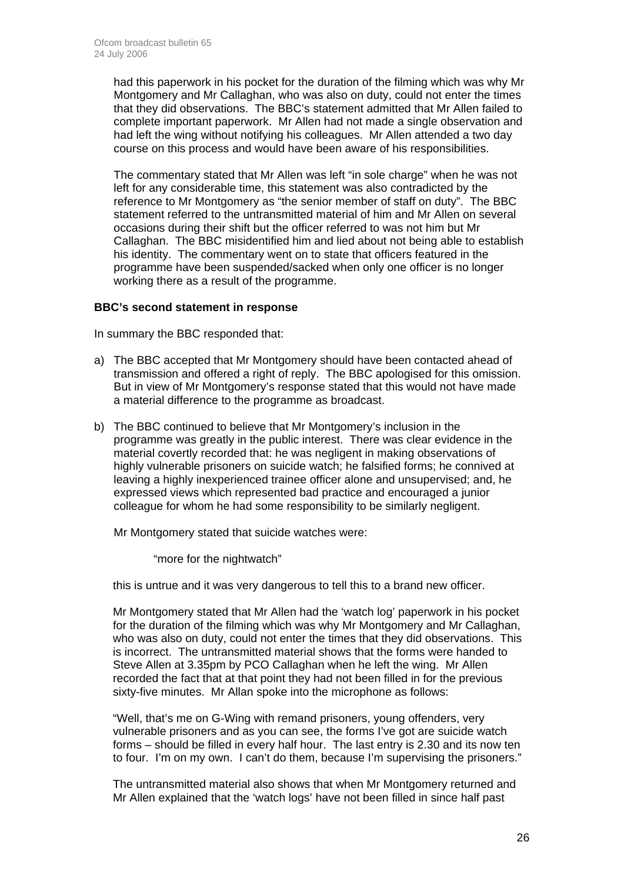had this paperwork in his pocket for the duration of the filming which was why Mr Montgomery and Mr Callaghan, who was also on duty, could not enter the times that they did observations. The BBC's statement admitted that Mr Allen failed to complete important paperwork. Mr Allen had not made a single observation and had left the wing without notifying his colleagues. Mr Allen attended a two day course on this process and would have been aware of his responsibilities.

The commentary stated that Mr Allen was left "in sole charge" when he was not left for any considerable time, this statement was also contradicted by the reference to Mr Montgomery as "the senior member of staff on duty". The BBC statement referred to the untransmitted material of him and Mr Allen on several occasions during their shift but the officer referred to was not him but Mr Callaghan. The BBC misidentified him and lied about not being able to establish his identity. The commentary went on to state that officers featured in the programme have been suspended/sacked when only one officer is no longer working there as a result of the programme.

**BBC's second statement in response**

In summary the BBC responded that:

a) The BBC accepted that Mr Montgomery should have been contacted ahead of transmission and offered a right of reply. The BBC apologised for this omission. But in view of Mr Montgomery's response stated that this would not have made a material difference to the programme as broadcast.

b) The BBC continued to believe that Mr Montgomery's inclusion in the programme was greatly in the public interest. There was clear evidence in the material covertly recorded that: he was negligent in making observations of highly vulnerable prisoners on suicide watch; he falsified forms; he connived at leaving a highly inexperienced trainee officer alone and unsupervised; and, he expressed views which represented bad practice and encouraged a junior colleague for whom he had some responsibility to be similarly negligent.

   Mr Montgomery stated that suicide watches were:

   > "more for the nightwatch"

   this is untrue and it was very dangerous to tell this to a brand new officer.

   Mr Montgomery stated that Mr Allen had the 'watch log' paperwork in his pocket for the duration of the filming which was why Mr Montgomery and Mr Callaghan, who was also on duty, could not enter the times that they did observations. This is incorrect. The untransmitted material shows that the forms were handed to Steve Allen at 3.35pm by PCO Callaghan when he left the wing. Mr Allen recorded the fact that at that point they had not been filled in for the previous sixty-five minutes. Mr Allan spoke into the microphone as follows:

   "Well, that's me on G-Wing with remand prisoners, young offenders, very vulnerable prisoners and as you can see, the forms I've got are suicide watch forms – should be filled in every half hour. The last entry is 2.30 and its now ten to four. I'm on my own. I can't do them, because I'm supervising the prisoners."

   The untransmitted material also shows that when Mr Montgomery returned and Mr Allen explained that the 'watch logs' have not been filled in since half past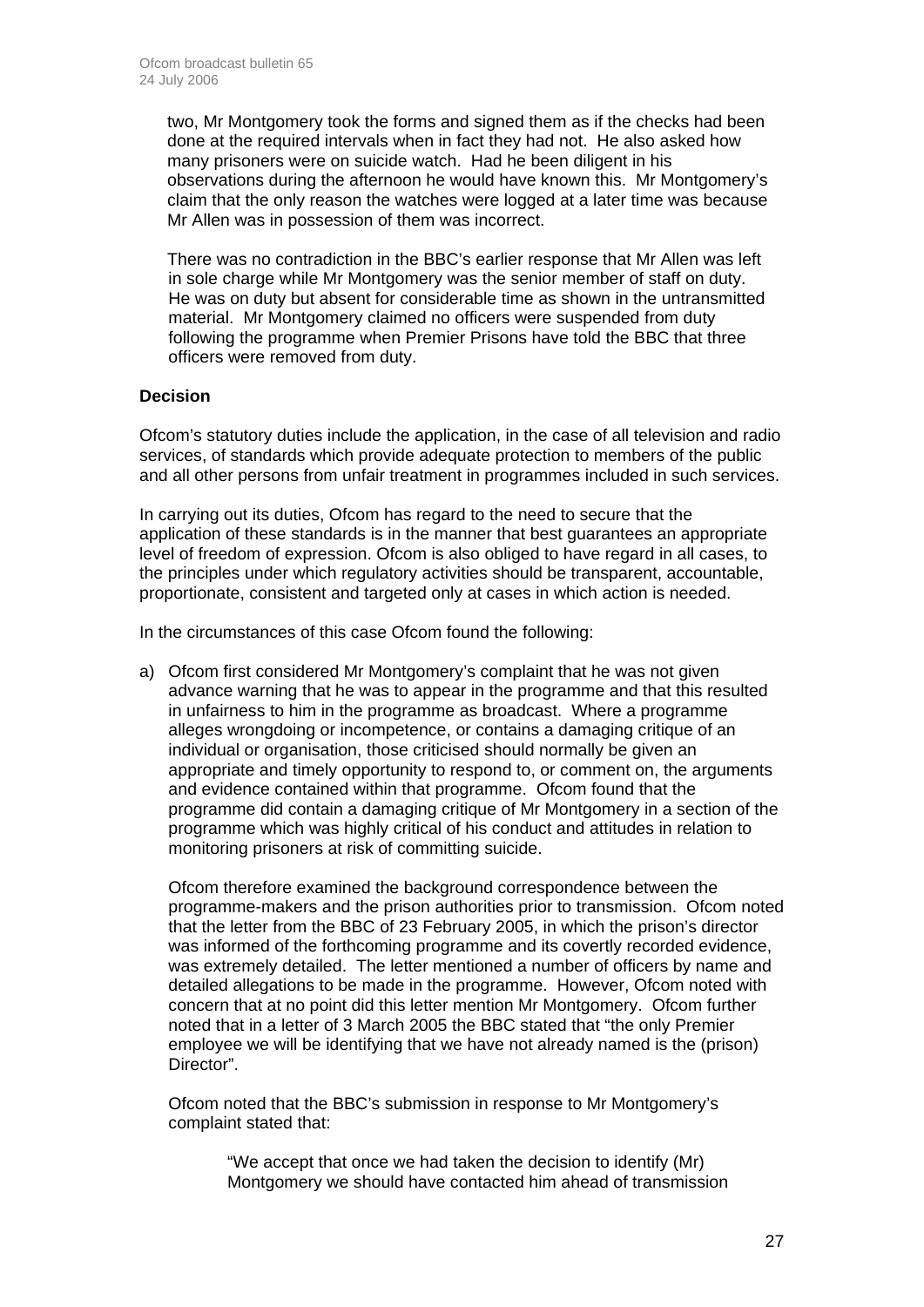two, Mr Montgomery took the forms and signed them as if the checks had been done at the required intervals when in fact they had not. He also asked how many prisoners were on suicide watch. Had he been diligent in his observations during the afternoon he would have known this. Mr Montgomery's claim that the only reason the watches were logged at a later time was because Mr Allen was in possession of them was incorrect.

There was no contradiction in the BBC's earlier response that Mr Allen was left in sole charge while Mr Montgomery was the senior member of staff on duty. He was on duty but absent for considerable time as shown in the untransmitted material. Mr Montgomery claimed no officers were suspended from duty following the programme when Premier Prisons have told the BBC that three officers were removed from duty.

**Decision**

Ofcom's statutory duties include the application, in the case of all television and radio services, of standards which provide adequate protection to members of the public and all other persons from unfair treatment in programmes included in such services.

In carrying out its duties, Ofcom has regard to the need to secure that the application of these standards is in the manner that best guarantees an appropriate level of freedom of expression. Ofcom is also obliged to have regard in all cases, to the principles under which regulatory activities should be transparent, accountable, proportionate, consistent and targeted only at cases in which action is needed.

In the circumstances of this case Ofcom found the following:

a) Ofcom first considered Mr Montgomery's complaint that he was not given advance warning that he was to appear in the programme and that this resulted in unfairness to him in the programme as broadcast. Where a programme alleges wrongdoing or incompetence, or contains a damaging critique of an individual or organisation, those criticised should normally be given an appropriate and timely opportunity to respond to, or comment on, the arguments and evidence contained within that programme. Ofcom found that the programme did contain a damaging critique of Mr Montgomery in a section of the programme which was highly critical of his conduct and attitudes in relation to monitoring prisoners at risk of committing suicide.

   Ofcom therefore examined the background correspondence between the programme-makers and the prison authorities prior to transmission. Ofcom noted that the letter from the BBC of 23 February 2005, in which the prison's director was informed of the forthcoming programme and its covertly recorded evidence, was extremely detailed. The letter mentioned a number of officers by name and detailed allegations to be made in the programme. However, Ofcom noted with concern that at no point did this letter mention Mr Montgomery. Ofcom further noted that in a letter of 3 March 2005 the BBC stated that "the only Premier employee we will be identifying that we have not already named is the (prison) Director".

   Ofcom noted that the BBC's submission in response to Mr Montgomery's complaint stated that:

   > "We accept that once we had taken the decision to identify (Mr) Montgomery we should have contacted him ahead of transmission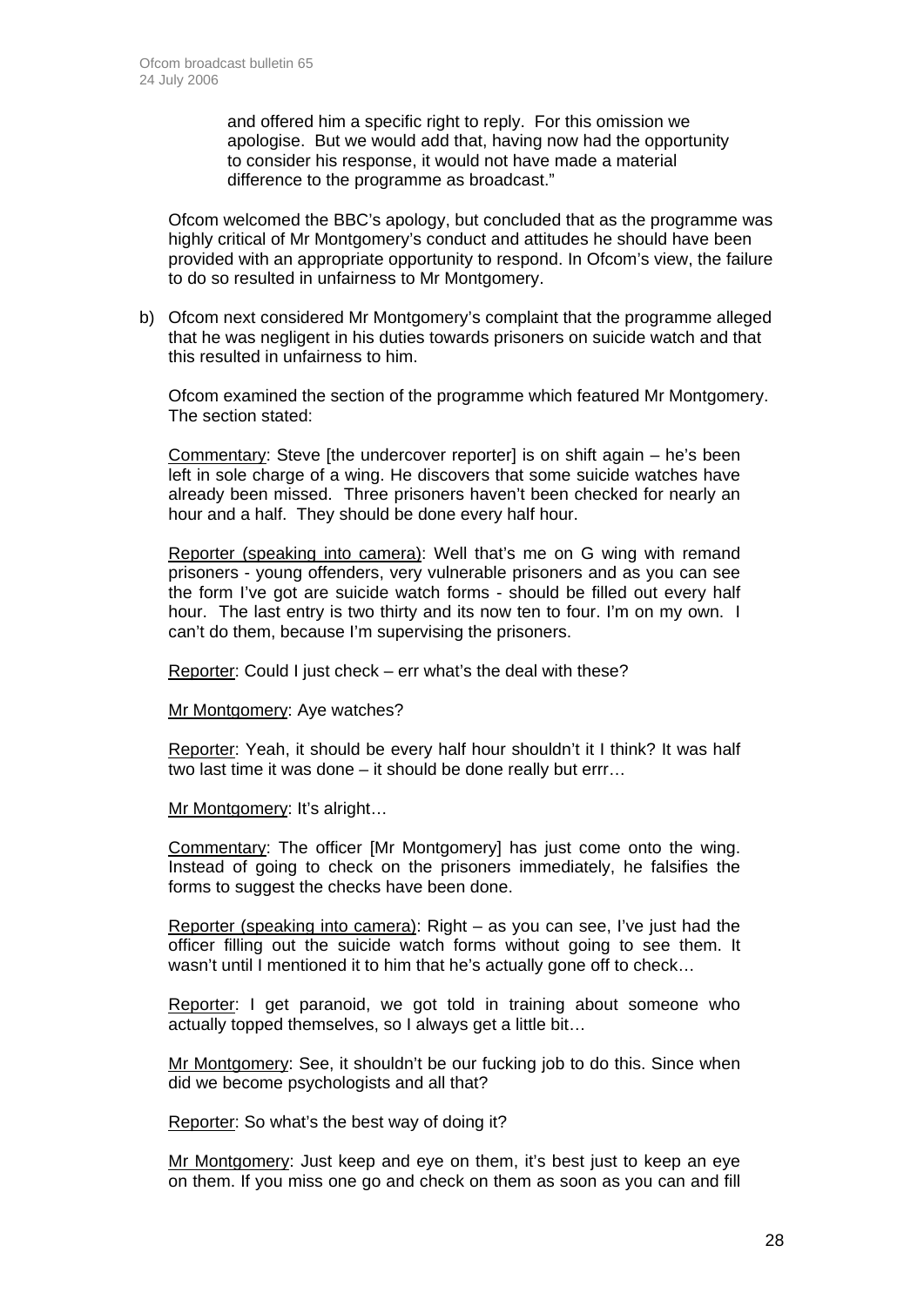and offered him a specific right to reply. For this omission we apologise. But we would add that, having now had the opportunity to consider his response, it would not have made a material difference to the programme as broadcast."

Ofcom welcomed the BBC's apology, but concluded that as the programme was highly critical of Mr Montgomery's conduct and attitudes he should have been provided with an appropriate opportunity to respond. In Ofcom's view, the failure to do so resulted in unfairness to Mr Montgomery.

b) Ofcom next considered Mr Montgomery's complaint that the programme alleged that he was negligent in his duties towards prisoners on suicide watch and that this resulted in unfairness to him.

Ofcom examined the section of the programme which featured Mr Montgomery. The section stated:

Commentary: Steve [the undercover reporter] is on shift again – he's been left in sole charge of a wing. He discovers that some suicide watches have already been missed. Three prisoners haven't been checked for nearly an hour and a half. They should be done every half hour.

Reporter (speaking into camera): Well that's me on G wing with remand prisoners - young offenders, very vulnerable prisoners and as you can see the form I've got are suicide watch forms - should be filled out every half hour. The last entry is two thirty and its now ten to four. I'm on my own. I can't do them, because I'm supervising the prisoners.

Reporter: Could I just check – err what's the deal with these?

Mr Montgomery: Aye watches?

Reporter: Yeah, it should be every half hour shouldn't it I think? It was half two last time it was done – it should be done really but errr…

Mr Montgomery: It's alright…

Commentary: The officer [Mr Montgomery] has just come onto the wing. Instead of going to check on the prisoners immediately, he falsifies the forms to suggest the checks have been done.

Reporter (speaking into camera): Right – as you can see, I've just had the officer filling out the suicide watch forms without going to see them. It wasn't until I mentioned it to him that he's actually gone off to check…

Reporter: I get paranoid, we got told in training about someone who actually topped themselves, so I always get a little bit…

Mr Montgomery: See, it shouldn't be our fucking job to do this. Since when did we become psychologists and all that?

Reporter: So what's the best way of doing it?

Mr Montgomery: Just keep and eye on them, it's best just to keep an eye on them. If you miss one go and check on them as soon as you can and fill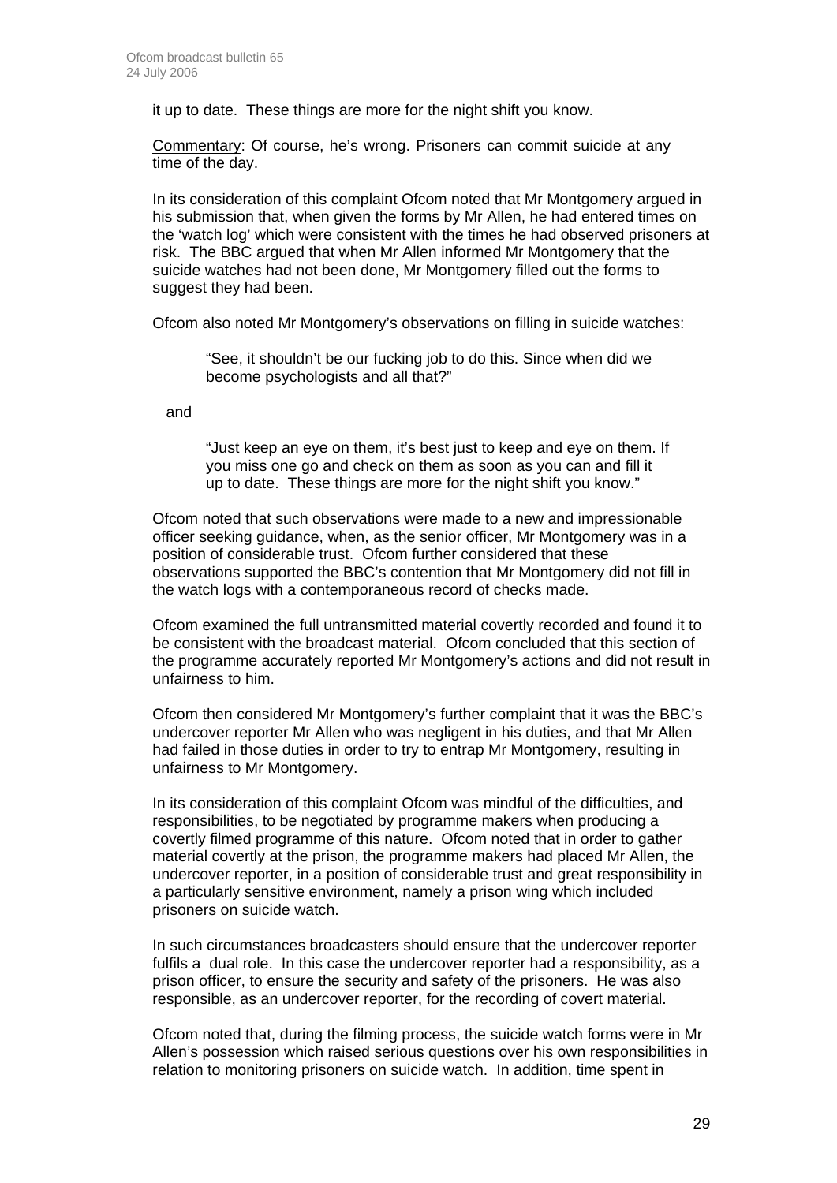it up to date. These things are more for the night shift you know.

Commentary: Of course, he's wrong. Prisoners can commit suicide at any time of the day.

In its consideration of this complaint Ofcom noted that Mr Montgomery argued in his submission that, when given the forms by Mr Allen, he had entered times on the 'watch log' which were consistent with the times he had observed prisoners at risk. The BBC argued that when Mr Allen informed Mr Montgomery that the suicide watches had not been done, Mr Montgomery filled out the forms to suggest they had been.

Ofcom also noted Mr Montgomery's observations on filling in suicide watches:

> "See, it shouldn't be our fucking job to do this. Since when did we become psychologists and all that?"

and

> "Just keep an eye on them, it's best just to keep and eye on them. If you miss one go and check on them as soon as you can and fill it up to date. These things are more for the night shift you know."

Ofcom noted that such observations were made to a new and impressionable officer seeking guidance, when, as the senior officer, Mr Montgomery was in a position of considerable trust. Ofcom further considered that these observations supported the BBC's contention that Mr Montgomery did not fill in the watch logs with a contemporaneous record of checks made.

Ofcom examined the full untransmitted material covertly recorded and found it to be consistent with the broadcast material. Ofcom concluded that this section of the programme accurately reported Mr Montgomery's actions and did not result in unfairness to him.

Ofcom then considered Mr Montgomery's further complaint that it was the BBC's undercover reporter Mr Allen who was negligent in his duties, and that Mr Allen had failed in those duties in order to try to entrap Mr Montgomery, resulting in unfairness to Mr Montgomery.

In its consideration of this complaint Ofcom was mindful of the difficulties, and responsibilities, to be negotiated by programme makers when producing a covertly filmed programme of this nature. Ofcom noted that in order to gather material covertly at the prison, the programme makers had placed Mr Allen, the undercover reporter, in a position of considerable trust and great responsibility in a particularly sensitive environment, namely a prison wing which included prisoners on suicide watch.

In such circumstances broadcasters should ensure that the undercover reporter fulfils a dual role. In this case the undercover reporter had a responsibility, as a prison officer, to ensure the security and safety of the prisoners. He was also responsible, as an undercover reporter, for the recording of covert material.

Ofcom noted that, during the filming process, the suicide watch forms were in Mr Allen's possession which raised serious questions over his own responsibilities in relation to monitoring prisoners on suicide watch. In addition, time spent in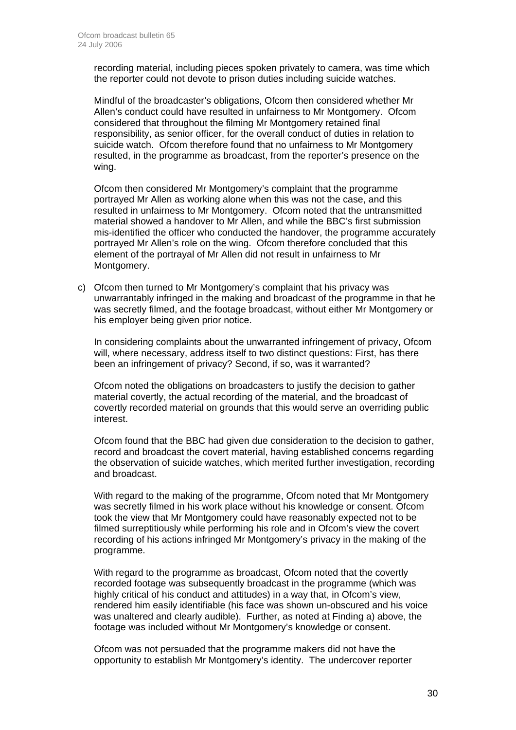recording material, including pieces spoken privately to camera, was time which the reporter could not devote to prison duties including suicide watches.

Mindful of the broadcaster's obligations, Ofcom then considered whether Mr Allen's conduct could have resulted in unfairness to Mr Montgomery. Ofcom considered that throughout the filming Mr Montgomery retained final responsibility, as senior officer, for the overall conduct of duties in relation to suicide watch. Ofcom therefore found that no unfairness to Mr Montgomery resulted, in the programme as broadcast, from the reporter's presence on the wing.

Ofcom then considered Mr Montgomery's complaint that the programme portrayed Mr Allen as working alone when this was not the case, and this resulted in unfairness to Mr Montgomery. Ofcom noted that the untransmitted material showed a handover to Mr Allen, and while the BBC's first submission mis-identified the officer who conducted the handover, the programme accurately portrayed Mr Allen's role on the wing. Ofcom therefore concluded that this element of the portrayal of Mr Allen did not result in unfairness to Mr Montgomery.

c) Ofcom then turned to Mr Montgomery's complaint that his privacy was unwarrantably infringed in the making and broadcast of the programme in that he was secretly filmed, and the footage broadcast, without either Mr Montgomery or his employer being given prior notice.

   In considering complaints about the unwarranted infringement of privacy, Ofcom will, where necessary, address itself to two distinct questions: First, has there been an infringement of privacy? Second, if so, was it warranted?

   Ofcom noted the obligations on broadcasters to justify the decision to gather material covertly, the actual recording of the material, and the broadcast of covertly recorded material on grounds that this would serve an overriding public interest.

   Ofcom found that the BBC had given due consideration to the decision to gather, record and broadcast the covert material, having established concerns regarding the observation of suicide watches, which merited further investigation, recording and broadcast.

   With regard to the making of the programme, Ofcom noted that Mr Montgomery was secretly filmed in his work place without his knowledge or consent. Ofcom took the view that Mr Montgomery could have reasonably expected not to be filmed surreptitiously while performing his role and in Ofcom's view the covert recording of his actions infringed Mr Montgomery's privacy in the making of the programme.

   With regard to the programme as broadcast, Ofcom noted that the covertly recorded footage was subsequently broadcast in the programme (which was highly critical of his conduct and attitudes) in a way that, in Ofcom's view, rendered him easily identifiable (his face was shown un-obscured and his voice was unaltered and clearly audible). Further, as noted at Finding a) above, the footage was included without Mr Montgomery's knowledge or consent.

   Ofcom was not persuaded that the programme makers did not have the opportunity to establish Mr Montgomery's identity. The undercover reporter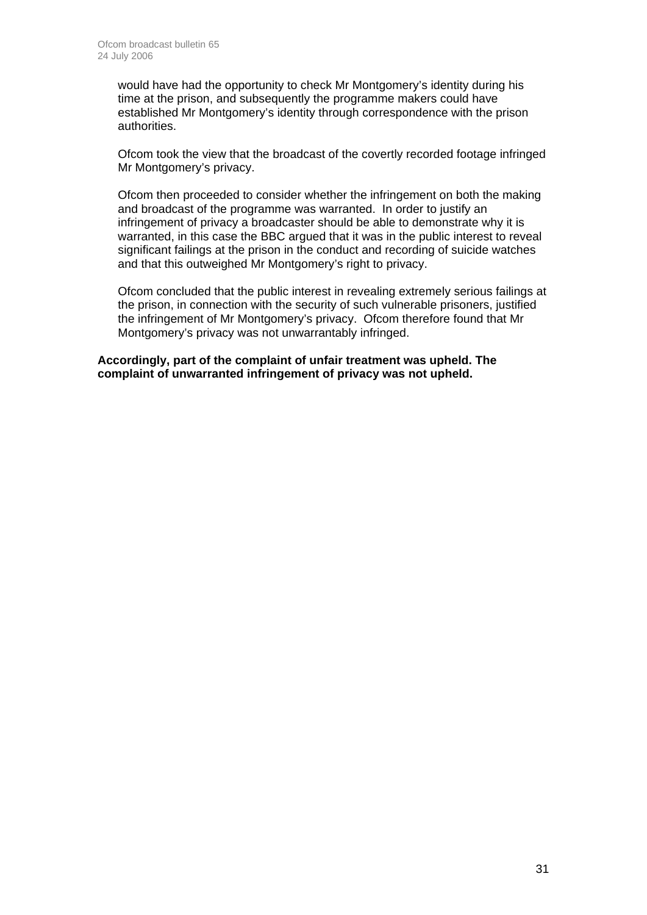would have had the opportunity to check Mr Montgomery's identity during his time at the prison, and subsequently the programme makers could have established Mr Montgomery's identity through correspondence with the prison authorities.

Ofcom took the view that the broadcast of the covertly recorded footage infringed Mr Montgomery's privacy.

Ofcom then proceeded to consider whether the infringement on both the making and broadcast of the programme was warranted. In order to justify an infringement of privacy a broadcaster should be able to demonstrate why it is warranted, in this case the BBC argued that it was in the public interest to reveal significant failings at the prison in the conduct and recording of suicide watches and that this outweighed Mr Montgomery's right to privacy.

Ofcom concluded that the public interest in revealing extremely serious failings at the prison, in connection with the security of such vulnerable prisoners, justified the infringement of Mr Montgomery's privacy. Ofcom therefore found that Mr Montgomery's privacy was not unwarrantably infringed.

**Accordingly, part of the complaint of unfair treatment was upheld. The complaint of unwarranted infringement of privacy was not upheld.**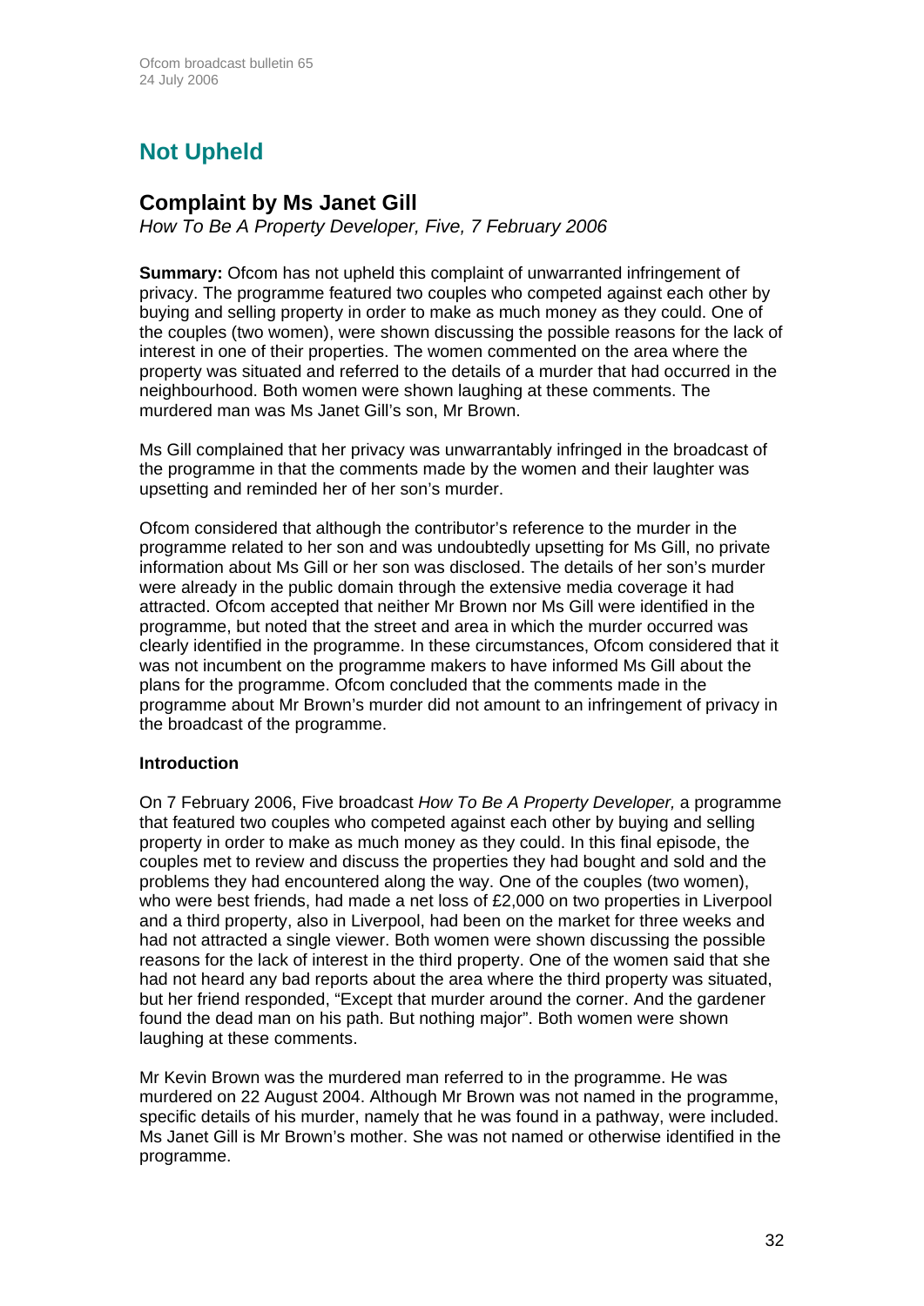# Not Upheld

## Complaint by Ms Janet Gill

*How To Be A Property Developer, Five, 7 February 2006*

**Summary:** Ofcom has not upheld this complaint of unwarranted infringement of privacy. The programme featured two couples who competed against each other by buying and selling property in order to make as much money as they could. One of the couples (two women), were shown discussing the possible reasons for the lack of interest in one of their properties. The women commented on the area where the property was situated and referred to the details of a murder that had occurred in the neighbourhood. Both women were shown laughing at these comments. The murdered man was Ms Janet Gill's son, Mr Brown.

Ms Gill complained that her privacy was unwarrantably infringed in the broadcast of the programme in that the comments made by the women and their laughter was upsetting and reminded her of her son's murder.

Ofcom considered that although the contributor's reference to the murder in the programme related to her son and was undoubtedly upsetting for Ms Gill, no private information about Ms Gill or her son was disclosed. The details of her son's murder were already in the public domain through the extensive media coverage it had attracted. Ofcom accepted that neither Mr Brown nor Ms Gill were identified in the programme, but noted that the street and area in which the murder occurred was clearly identified in the programme. In these circumstances, Ofcom considered that it was not incumbent on the programme makers to have informed Ms Gill about the plans for the programme. Ofcom concluded that the comments made in the programme about Mr Brown's murder did not amount to an infringement of privacy in the broadcast of the programme.

**Introduction**

On 7 February 2006, Five broadcast *How To Be A Property Developer,* a programme that featured two couples who competed against each other by buying and selling property in order to make as much money as they could. In this final episode, the couples met to review and discuss the properties they had bought and sold and the problems they had encountered along the way. One of the couples (two women), who were best friends, had made a net loss of £2,000 on two properties in Liverpool and a third property, also in Liverpool, had been on the market for three weeks and had not attracted a single viewer. Both women were shown discussing the possible reasons for the lack of interest in the third property. One of the women said that she had not heard any bad reports about the area where the third property was situated, but her friend responded, "Except that murder around the corner. And the gardener found the dead man on his path. But nothing major". Both women were shown laughing at these comments.

Mr Kevin Brown was the murdered man referred to in the programme. He was murdered on 22 August 2004. Although Mr Brown was not named in the programme, specific details of his murder, namely that he was found in a pathway, were included. Ms Janet Gill is Mr Brown's mother. She was not named or otherwise identified in the programme.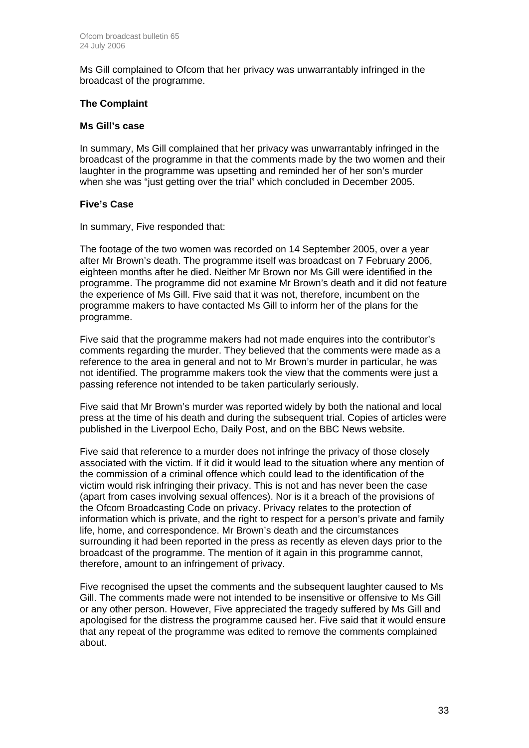Ms Gill complained to Ofcom that her privacy was unwarrantably infringed in the broadcast of the programme.

### The Complaint

#### Ms Gill's case

In summary, Ms Gill complained that her privacy was unwarrantably infringed in the broadcast of the programme in that the comments made by the two women and their laughter in the programme was upsetting and reminded her of her son's murder when she was "just getting over the trial" which concluded in December 2005.

#### Five's Case

In summary, Five responded that:

The footage of the two women was recorded on 14 September 2005, over a year after Mr Brown's death. The programme itself was broadcast on 7 February 2006, eighteen months after he died. Neither Mr Brown nor Ms Gill were identified in the programme. The programme did not examine Mr Brown's death and it did not feature the experience of Ms Gill. Five said that it was not, therefore, incumbent on the programme makers to have contacted Ms Gill to inform her of the plans for the programme.

Five said that the programme makers had not made enquires into the contributor's comments regarding the murder. They believed that the comments were made as a reference to the area in general and not to Mr Brown's murder in particular, he was not identified. The programme makers took the view that the comments were just a passing reference not intended to be taken particularly seriously.

Five said that Mr Brown's murder was reported widely by both the national and local press at the time of his death and during the subsequent trial. Copies of articles were published in the Liverpool Echo, Daily Post, and on the BBC News website.

Five said that reference to a murder does not infringe the privacy of those closely associated with the victim. If it did it would lead to the situation where any mention of the commission of a criminal offence which could lead to the identification of the victim would risk infringing their privacy. This is not and has never been the case (apart from cases involving sexual offences). Nor is it a breach of the provisions of the Ofcom Broadcasting Code on privacy. Privacy relates to the protection of information which is private, and the right to respect for a person's private and family life, home, and correspondence. Mr Brown's death and the circumstances surrounding it had been reported in the press as recently as eleven days prior to the broadcast of the programme. The mention of it again in this programme cannot, therefore, amount to an infringement of privacy.

Five recognised the upset the comments and the subsequent laughter caused to Ms Gill. The comments made were not intended to be insensitive or offensive to Ms Gill or any other person. However, Five appreciated the tragedy suffered by Ms Gill and apologised for the distress the programme caused her. Five said that it would ensure that any repeat of the programme was edited to remove the comments complained about.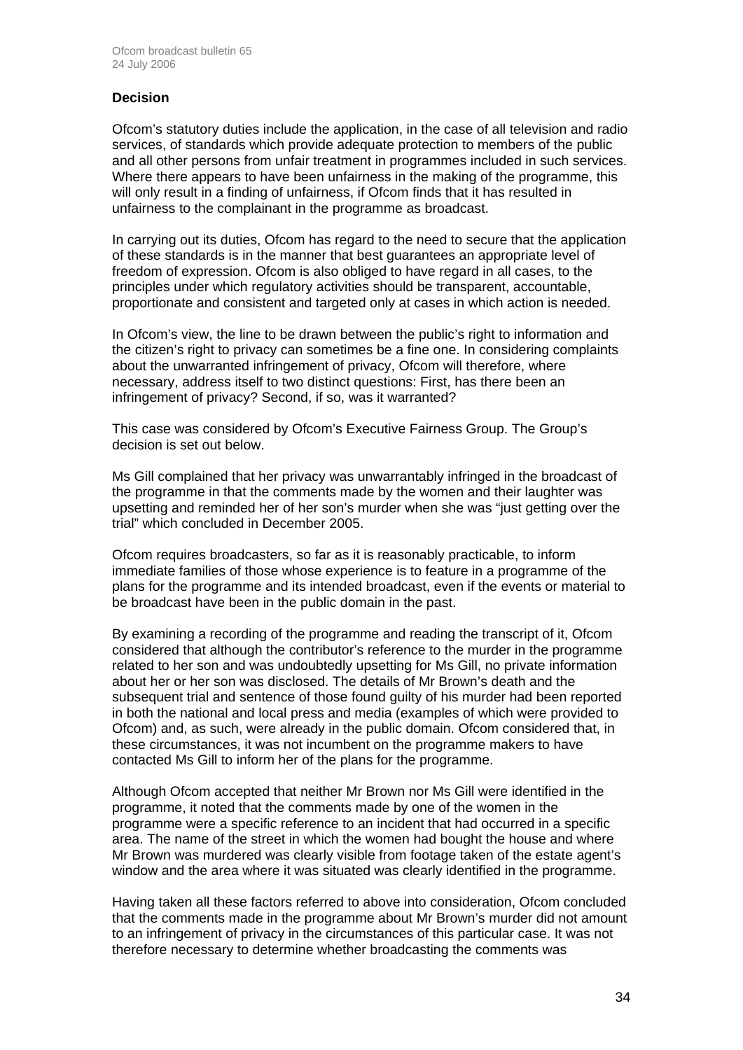### Decision

Ofcom's statutory duties include the application, in the case of all television and radio services, of standards which provide adequate protection to members of the public and all other persons from unfair treatment in programmes included in such services. Where there appears to have been unfairness in the making of the programme, this will only result in a finding of unfairness, if Ofcom finds that it has resulted in unfairness to the complainant in the programme as broadcast.

In carrying out its duties, Ofcom has regard to the need to secure that the application of these standards is in the manner that best guarantees an appropriate level of freedom of expression. Ofcom is also obliged to have regard in all cases, to the principles under which regulatory activities should be transparent, accountable, proportionate and consistent and targeted only at cases in which action is needed.

In Ofcom's view, the line to be drawn between the public's right to information and the citizen's right to privacy can sometimes be a fine one. In considering complaints about the unwarranted infringement of privacy, Ofcom will therefore, where necessary, address itself to two distinct questions: First, has there been an infringement of privacy? Second, if so, was it warranted?

This case was considered by Ofcom's Executive Fairness Group. The Group's decision is set out below.

Ms Gill complained that her privacy was unwarrantably infringed in the broadcast of the programme in that the comments made by the women and their laughter was upsetting and reminded her of her son's murder when she was "just getting over the trial" which concluded in December 2005.

Ofcom requires broadcasters, so far as it is reasonably practicable, to inform immediate families of those whose experience is to feature in a programme of the plans for the programme and its intended broadcast, even if the events or material to be broadcast have been in the public domain in the past.

By examining a recording of the programme and reading the transcript of it, Ofcom considered that although the contributor's reference to the murder in the programme related to her son and was undoubtedly upsetting for Ms Gill, no private information about her or her son was disclosed. The details of Mr Brown's death and the subsequent trial and sentence of those found guilty of his murder had been reported in both the national and local press and media (examples of which were provided to Ofcom) and, as such, were already in the public domain. Ofcom considered that, in these circumstances, it was not incumbent on the programme makers to have contacted Ms Gill to inform her of the plans for the programme.

Although Ofcom accepted that neither Mr Brown nor Ms Gill were identified in the programme, it noted that the comments made by one of the women in the programme were a specific reference to an incident that had occurred in a specific area. The name of the street in which the women had bought the house and where Mr Brown was murdered was clearly visible from footage taken of the estate agent's window and the area where it was situated was clearly identified in the programme.

Having taken all these factors referred to above into consideration, Ofcom concluded that the comments made in the programme about Mr Brown's murder did not amount to an infringement of privacy in the circumstances of this particular case. It was not therefore necessary to determine whether broadcasting the comments was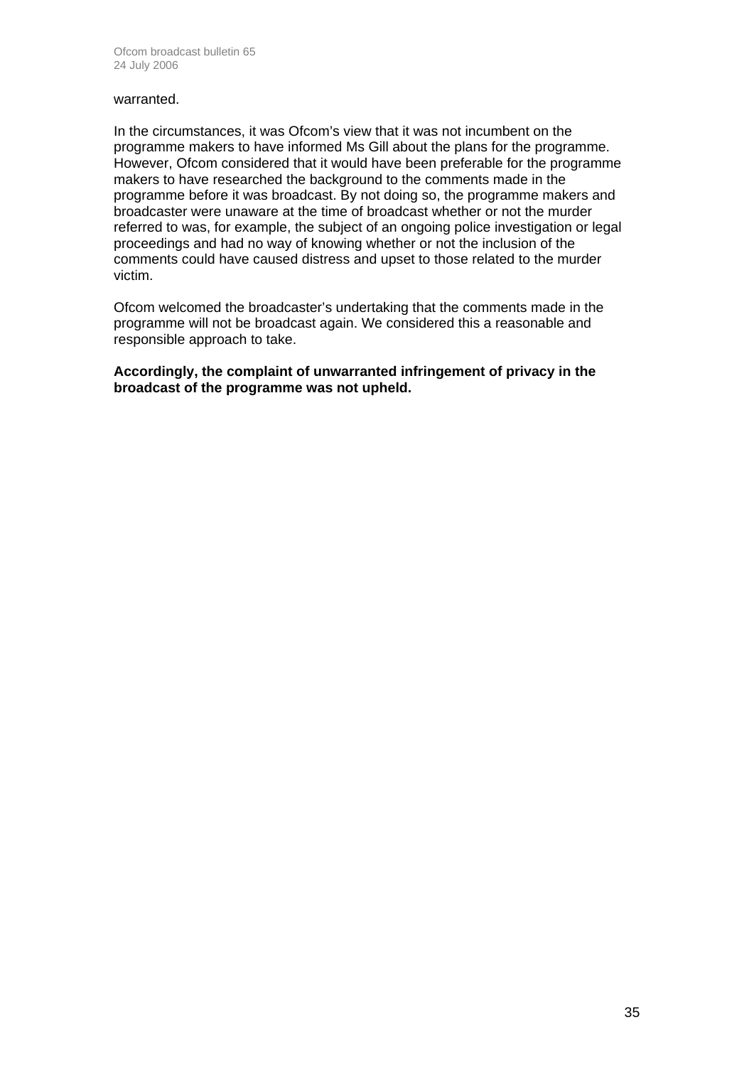warranted.

In the circumstances, it was Ofcom's view that it was not incumbent on the programme makers to have informed Ms Gill about the plans for the programme. However, Ofcom considered that it would have been preferable for the programme makers to have researched the background to the comments made in the programme before it was broadcast. By not doing so, the programme makers and broadcaster were unaware at the time of broadcast whether or not the murder referred to was, for example, the subject of an ongoing police investigation or legal proceedings and had no way of knowing whether or not the inclusion of the comments could have caused distress and upset to those related to the murder victim.

Ofcom welcomed the broadcaster's undertaking that the comments made in the programme will not be broadcast again. We considered this a reasonable and responsible approach to take.

**Accordingly, the complaint of unwarranted infringement of privacy in the broadcast of the programme was not upheld.**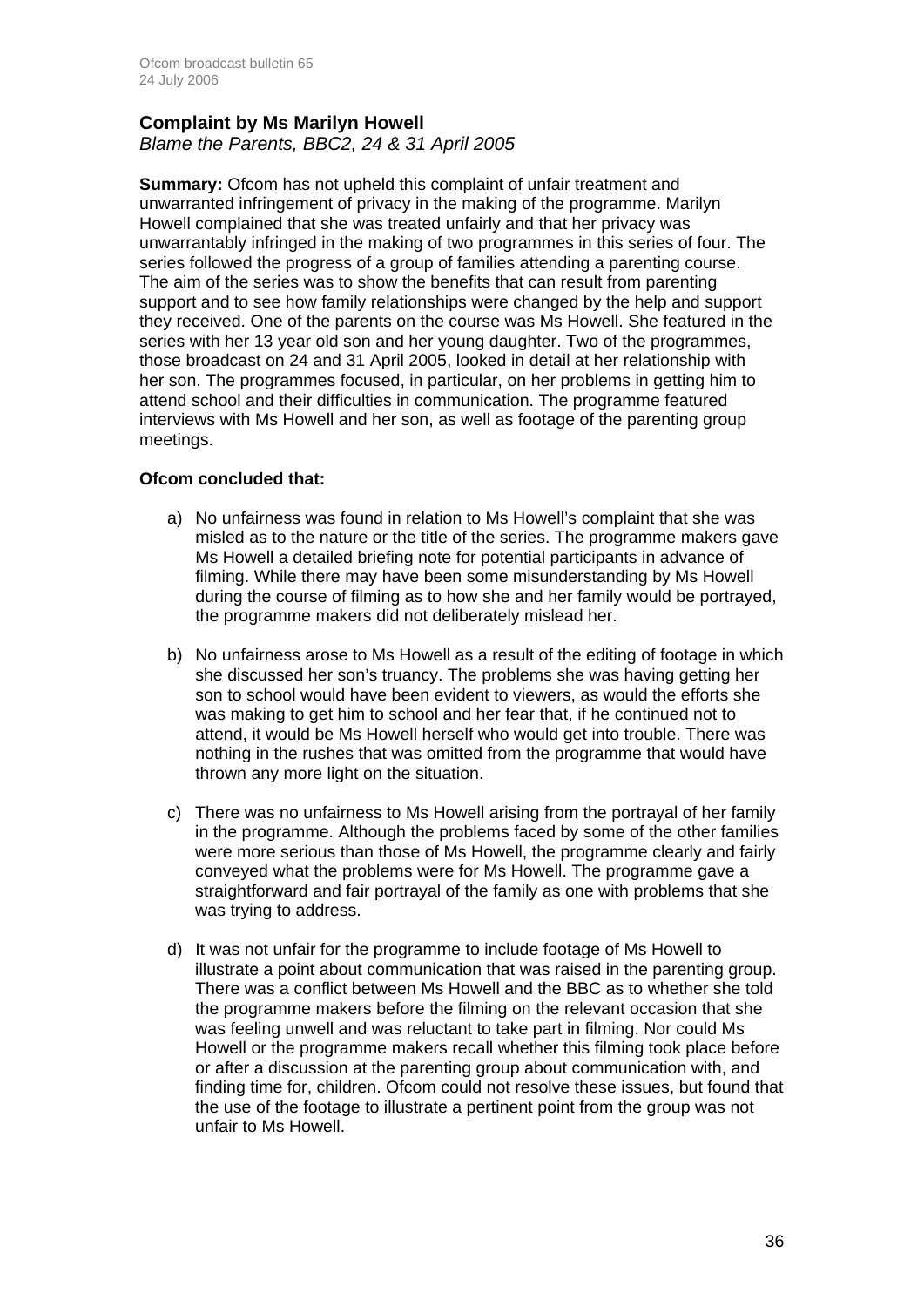## Complaint by Ms Marilyn Howell

*Blame the Parents, BBC2, 24 & 31 April 2005*

**Summary:** Ofcom has not upheld this complaint of unfair treatment and unwarranted infringement of privacy in the making of the programme. Marilyn Howell complained that she was treated unfairly and that her privacy was unwarrantably infringed in the making of two programmes in this series of four. The series followed the progress of a group of families attending a parenting course. The aim of the series was to show the benefits that can result from parenting support and to see how family relationships were changed by the help and support they received. One of the parents on the course was Ms Howell. She featured in the series with her 13 year old son and her young daughter. Two of the programmes, those broadcast on 24 and 31 April 2005, looked in detail at her relationship with her son. The programmes focused, in particular, on her problems in getting him to attend school and their difficulties in communication. The programme featured interviews with Ms Howell and her son, as well as footage of the parenting group meetings.

**Ofcom concluded that:**

a) No unfairness was found in relation to Ms Howell's complaint that she was misled as to the nature or the title of the series. The programme makers gave Ms Howell a detailed briefing note for potential participants in advance of filming. While there may have been some misunderstanding by Ms Howell during the course of filming as to how she and her family would be portrayed, the programme makers did not deliberately mislead her.

b) No unfairness arose to Ms Howell as a result of the editing of footage in which she discussed her son's truancy. The problems she was having getting her son to school would have been evident to viewers, as would the efforts she was making to get him to school and her fear that, if he continued not to attend, it would be Ms Howell herself who would get into trouble. There was nothing in the rushes that was omitted from the programme that would have thrown any more light on the situation.

c) There was no unfairness to Ms Howell arising from the portrayal of her family in the programme. Although the problems faced by some of the other families were more serious than those of Ms Howell, the programme clearly and fairly conveyed what the problems were for Ms Howell. The programme gave a straightforward and fair portrayal of the family as one with problems that she was trying to address.

d) It was not unfair for the programme to include footage of Ms Howell to illustrate a point about communication that was raised in the parenting group. There was a conflict between Ms Howell and the BBC as to whether she told the programme makers before the filming on the relevant occasion that she was feeling unwell and was reluctant to take part in filming. Nor could Ms Howell or the programme makers recall whether this filming took place before or after a discussion at the parenting group about communication with, and finding time for, children. Ofcom could not resolve these issues, but found that the use of the footage to illustrate a pertinent point from the group was not unfair to Ms Howell.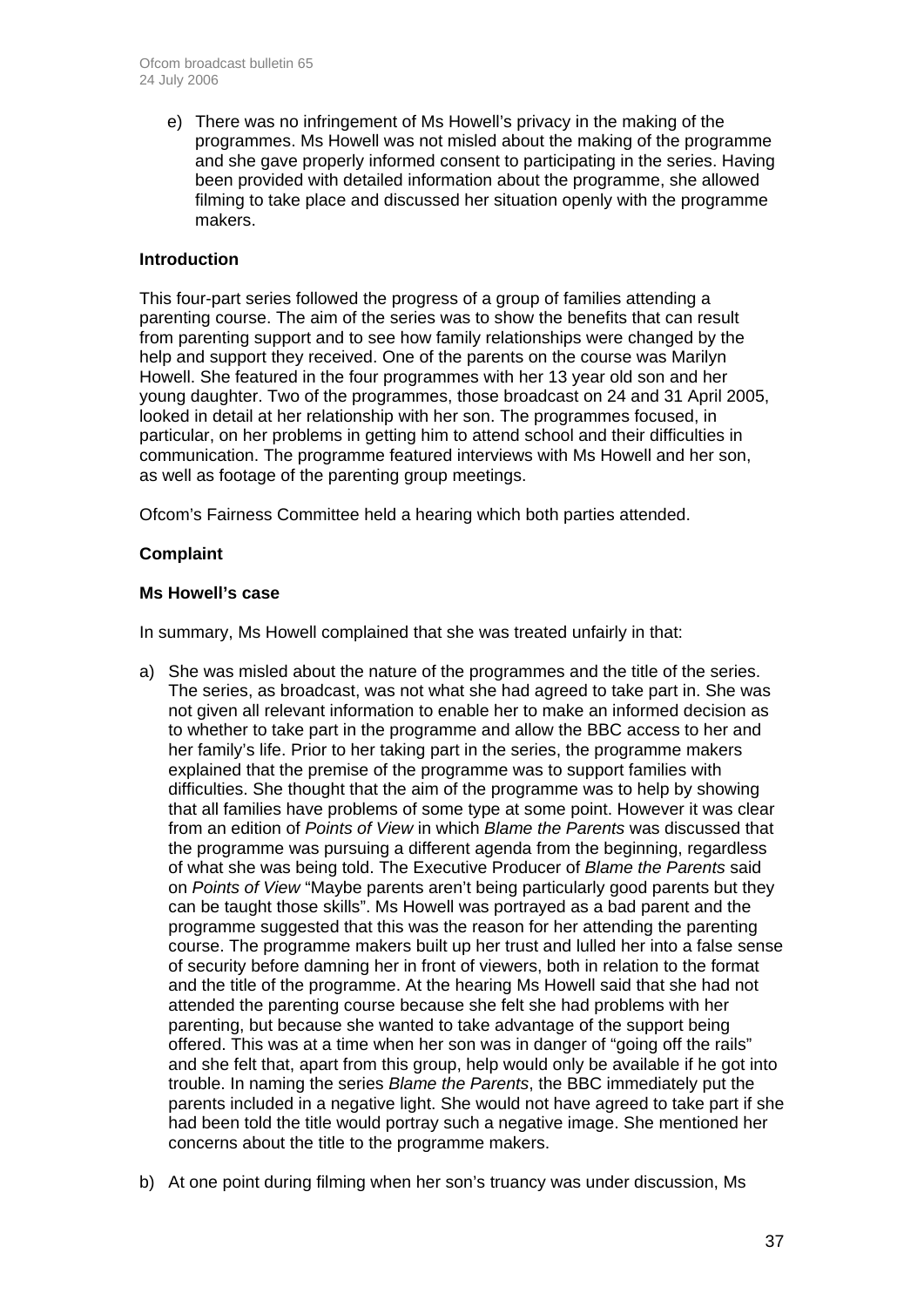e) There was no infringement of Ms Howell's privacy in the making of the programmes. Ms Howell was not misled about the making of the programme and she gave properly informed consent to participating in the series. Having been provided with detailed information about the programme, she allowed filming to take place and discussed her situation openly with the programme makers.

**Introduction**

This four-part series followed the progress of a group of families attending a parenting course. The aim of the series was to show the benefits that can result from parenting support and to see how family relationships were changed by the help and support they received. One of the parents on the course was Marilyn Howell. She featured in the four programmes with her 13 year old son and her young daughter. Two of the programmes, those broadcast on 24 and 31 April 2005, looked in detail at her relationship with her son. The programmes focused, in particular, on her problems in getting him to attend school and their difficulties in communication. The programme featured interviews with Ms Howell and her son, as well as footage of the parenting group meetings.

Ofcom's Fairness Committee held a hearing which both parties attended.

**Complaint**

**Ms Howell's case**

In summary, Ms Howell complained that she was treated unfairly in that:

a) She was misled about the nature of the programmes and the title of the series. The series, as broadcast, was not what she had agreed to take part in. She was not given all relevant information to enable her to make an informed decision as to whether to take part in the programme and allow the BBC access to her and her family's life. Prior to her taking part in the series, the programme makers explained that the premise of the programme was to support families with difficulties. She thought that the aim of the programme was to help by showing that all families have problems of some type at some point. However it was clear from an edition of *Points of View* in which *Blame the Parents* was discussed that the programme was pursuing a different agenda from the beginning, regardless of what she was being told. The Executive Producer of *Blame the Parents* said on *Points of View* "Maybe parents aren't being particularly good parents but they can be taught those skills". Ms Howell was portrayed as a bad parent and the programme suggested that this was the reason for her attending the parenting course. The programme makers built up her trust and lulled her into a false sense of security before damning her in front of viewers, both in relation to the format and the title of the programme. At the hearing Ms Howell said that she had not attended the parenting course because she felt she had problems with her parenting, but because she wanted to take advantage of the support being offered. This was at a time when her son was in danger of "going off the rails" and she felt that, apart from this group, help would only be available if he got into trouble. In naming the series *Blame the Parents*, the BBC immediately put the parents included in a negative light. She would not have agreed to take part if she had been told the title would portray such a negative image. She mentioned her concerns about the title to the programme makers.

b) At one point during filming when her son's truancy was under discussion, Ms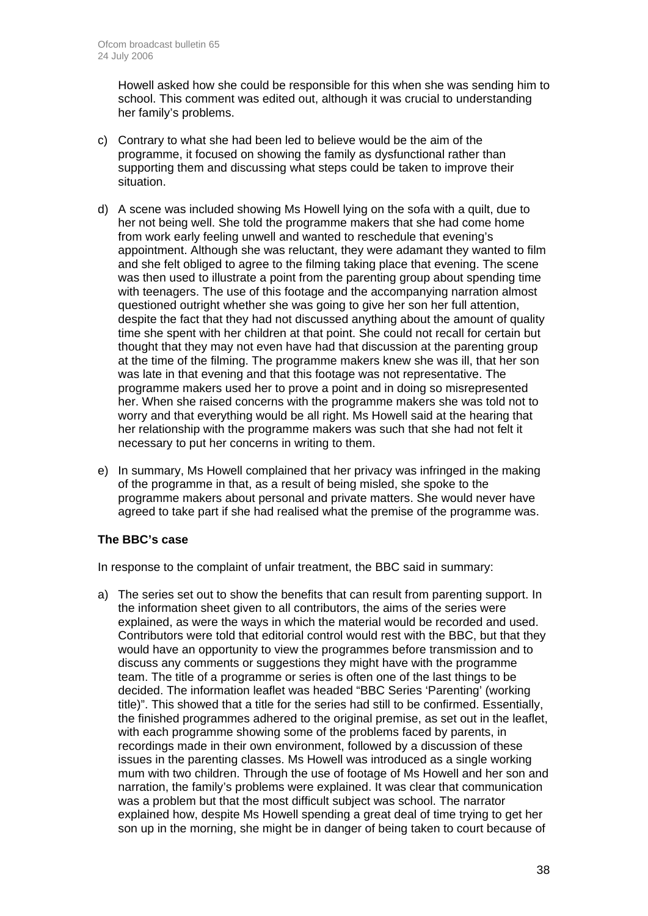Howell asked how she could be responsible for this when she was sending him to school. This comment was edited out, although it was crucial to understanding her family's problems.

c) Contrary to what she had been led to believe would be the aim of the programme, it focused on showing the family as dysfunctional rather than supporting them and discussing what steps could be taken to improve their situation.

d) A scene was included showing Ms Howell lying on the sofa with a quilt, due to her not being well. She told the programme makers that she had come home from work early feeling unwell and wanted to reschedule that evening's appointment. Although she was reluctant, they were adamant they wanted to film and she felt obliged to agree to the filming taking place that evening. The scene was then used to illustrate a point from the parenting group about spending time with teenagers. The use of this footage and the accompanying narration almost questioned outright whether she was going to give her son her full attention, despite the fact that they had not discussed anything about the amount of quality time she spent with her children at that point. She could not recall for certain but thought that they may not even have had that discussion at the parenting group at the time of the filming. The programme makers knew she was ill, that her son was late in that evening and that this footage was not representative. The programme makers used her to prove a point and in doing so misrepresented her. When she raised concerns with the programme makers she was told not to worry and that everything would be all right. Ms Howell said at the hearing that her relationship with the programme makers was such that she had not felt it necessary to put her concerns in writing to them.

e) In summary, Ms Howell complained that her privacy was infringed in the making of the programme in that, as a result of being misled, she spoke to the programme makers about personal and private matters. She would never have agreed to take part if she had realised what the premise of the programme was.

**The BBC's case**

In response to the complaint of unfair treatment, the BBC said in summary:

a) The series set out to show the benefits that can result from parenting support. In the information sheet given to all contributors, the aims of the series were explained, as were the ways in which the material would be recorded and used. Contributors were told that editorial control would rest with the BBC, but that they would have an opportunity to view the programmes before transmission and to discuss any comments or suggestions they might have with the programme team. The title of a programme or series is often one of the last things to be decided. The information leaflet was headed "BBC Series 'Parenting' (working title)". This showed that a title for the series had still to be confirmed. Essentially, the finished programmes adhered to the original premise, as set out in the leaflet, with each programme showing some of the problems faced by parents, in recordings made in their own environment, followed by a discussion of these issues in the parenting classes. Ms Howell was introduced as a single working mum with two children. Through the use of footage of Ms Howell and her son and narration, the family's problems were explained. It was clear that communication was a problem but that the most difficult subject was school. The narrator explained how, despite Ms Howell spending a great deal of time trying to get her son up in the morning, she might be in danger of being taken to court because of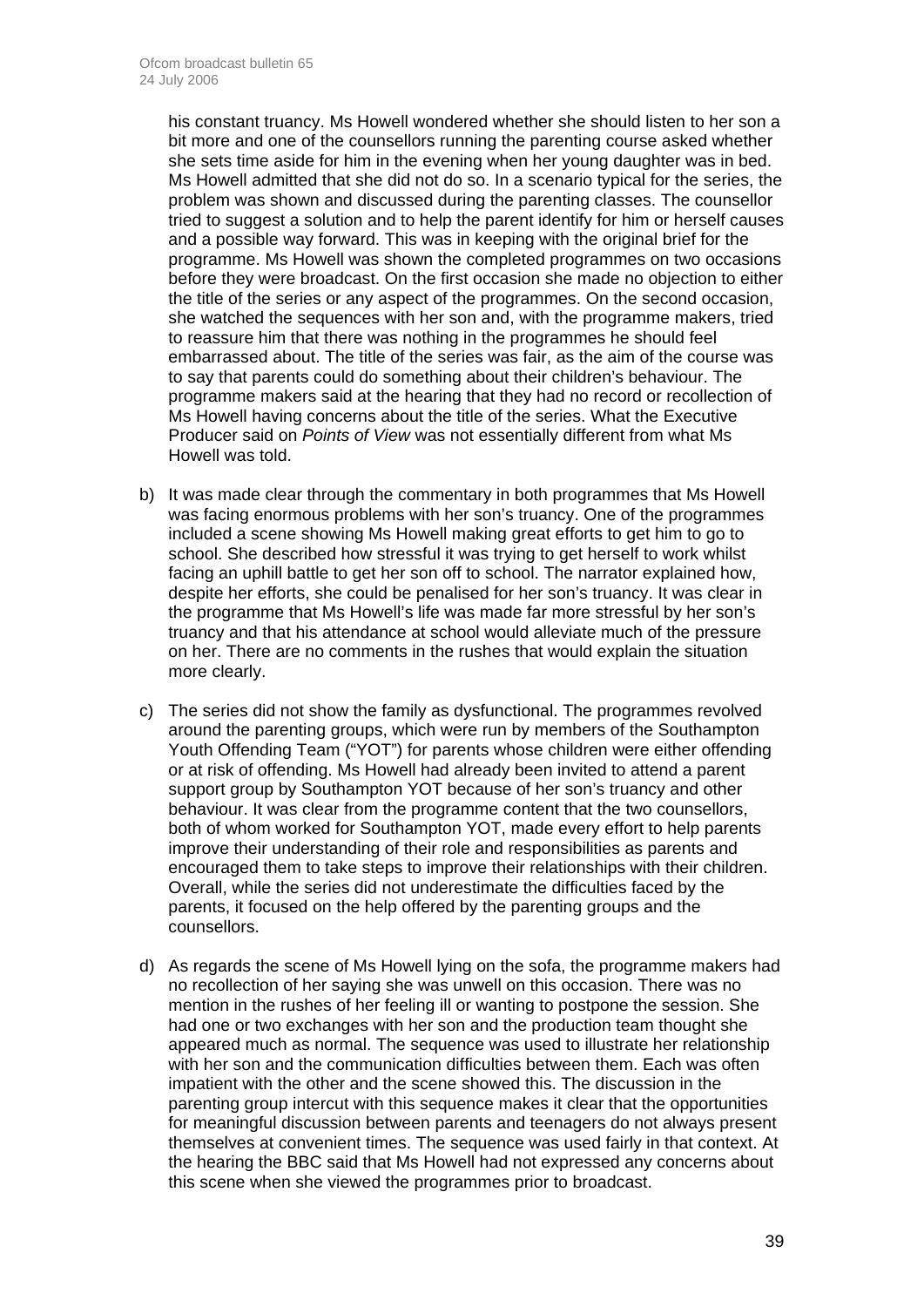his constant truancy. Ms Howell wondered whether she should listen to her son a bit more and one of the counsellors running the parenting course asked whether she sets time aside for him in the evening when her young daughter was in bed. Ms Howell admitted that she did not do so. In a scenario typical for the series, the problem was shown and discussed during the parenting classes. The counsellor tried to suggest a solution and to help the parent identify for him or herself causes and a possible way forward. This was in keeping with the original brief for the programme. Ms Howell was shown the completed programmes on two occasions before they were broadcast. On the first occasion she made no objection to either the title of the series or any aspect of the programmes. On the second occasion, she watched the sequences with her son and, with the programme makers, tried to reassure him that there was nothing in the programmes he should feel embarrassed about. The title of the series was fair, as the aim of the course was to say that parents could do something about their children's behaviour. The programme makers said at the hearing that they had no record or recollection of Ms Howell having concerns about the title of the series. What the Executive Producer said on *Points of View* was not essentially different from what Ms Howell was told.

b) It was made clear through the commentary in both programmes that Ms Howell was facing enormous problems with her son's truancy. One of the programmes included a scene showing Ms Howell making great efforts to get him to go to school. She described how stressful it was trying to get herself to work whilst facing an uphill battle to get her son off to school. The narrator explained how, despite her efforts, she could be penalised for her son's truancy. It was clear in the programme that Ms Howell's life was made far more stressful by her son's truancy and that his attendance at school would alleviate much of the pressure on her. There are no comments in the rushes that would explain the situation more clearly.

c) The series did not show the family as dysfunctional. The programmes revolved around the parenting groups, which were run by members of the Southampton Youth Offending Team ("YOT") for parents whose children were either offending or at risk of offending. Ms Howell had already been invited to attend a parent support group by Southampton YOT because of her son's truancy and other behaviour. It was clear from the programme content that the two counsellors, both of whom worked for Southampton YOT, made every effort to help parents improve their understanding of their role and responsibilities as parents and encouraged them to take steps to improve their relationships with their children. Overall, while the series did not underestimate the difficulties faced by the parents, it focused on the help offered by the parenting groups and the counsellors.

d) As regards the scene of Ms Howell lying on the sofa, the programme makers had no recollection of her saying she was unwell on this occasion. There was no mention in the rushes of her feeling ill or wanting to postpone the session. She had one or two exchanges with her son and the production team thought she appeared much as normal. The sequence was used to illustrate her relationship with her son and the communication difficulties between them. Each was often impatient with the other and the scene showed this. The discussion in the parenting group intercut with this sequence makes it clear that the opportunities for meaningful discussion between parents and teenagers do not always present themselves at convenient times. The sequence was used fairly in that context. At the hearing the BBC said that Ms Howell had not expressed any concerns about this scene when she viewed the programmes prior to broadcast.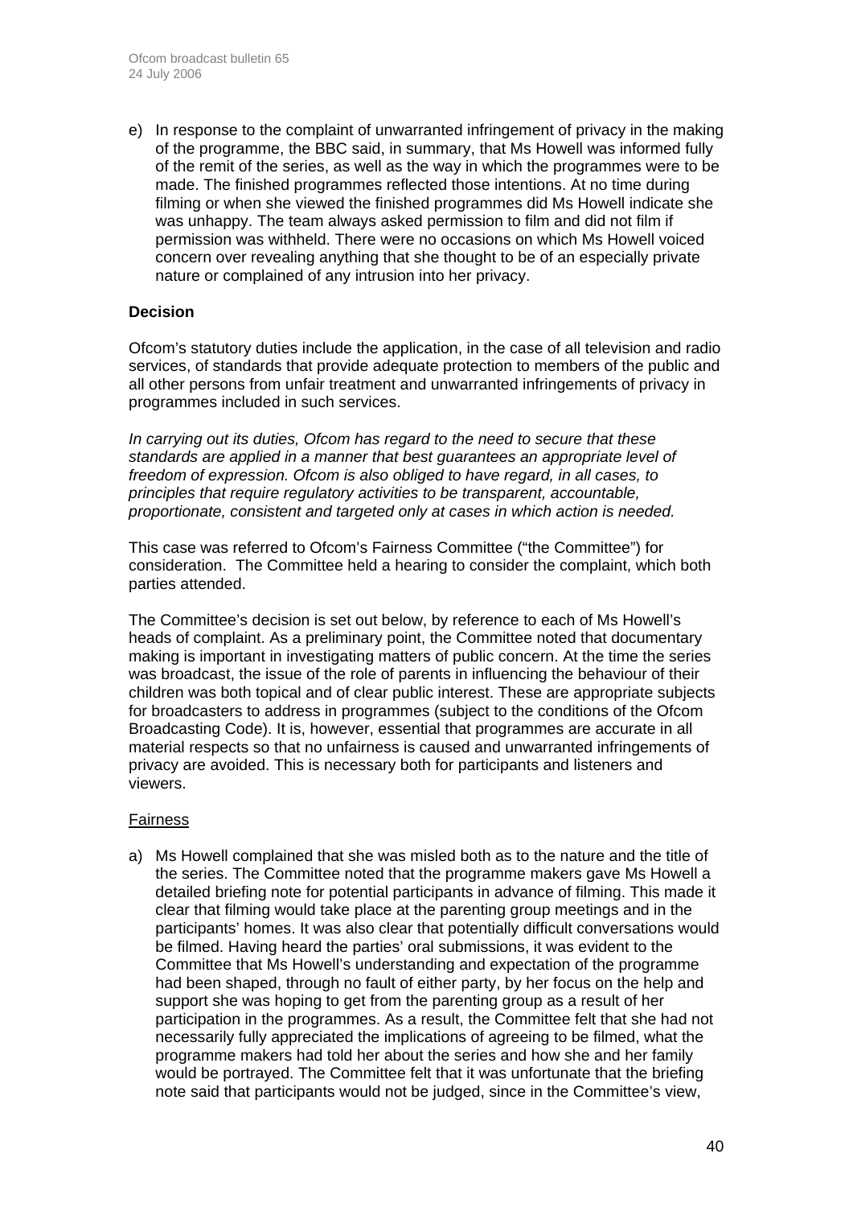e) In response to the complaint of unwarranted infringement of privacy in the making of the programme, the BBC said, in summary, that Ms Howell was informed fully of the remit of the series, as well as the way in which the programmes were to be made. The finished programmes reflected those intentions. At no time during filming or when she viewed the finished programmes did Ms Howell indicate she was unhappy. The team always asked permission to film and did not film if permission was withheld. There were no occasions on which Ms Howell voiced concern over revealing anything that she thought to be of an especially private nature or complained of any intrusion into her privacy.

**Decision**

Ofcom's statutory duties include the application, in the case of all television and radio services, of standards that provide adequate protection to members of the public and all other persons from unfair treatment and unwarranted infringements of privacy in programmes included in such services.

*In carrying out its duties, Ofcom has regard to the need to secure that these standards are applied in a manner that best guarantees an appropriate level of freedom of expression. Ofcom is also obliged to have regard, in all cases, to principles that require regulatory activities to be transparent, accountable, proportionate, consistent and targeted only at cases in which action is needed.*

This case was referred to Ofcom's Fairness Committee ("the Committee") for consideration. The Committee held a hearing to consider the complaint, which both parties attended.

The Committee's decision is set out below, by reference to each of Ms Howell's heads of complaint. As a preliminary point, the Committee noted that documentary making is important in investigating matters of public concern. At the time the series was broadcast, the issue of the role of parents in influencing the behaviour of their children was both topical and of clear public interest. These are appropriate subjects for broadcasters to address in programmes (subject to the conditions of the Ofcom Broadcasting Code). It is, however, essential that programmes are accurate in all material respects so that no unfairness is caused and unwarranted infringements of privacy are avoided. This is necessary both for participants and listeners and viewers.

Fairness

a) Ms Howell complained that she was misled both as to the nature and the title of the series. The Committee noted that the programme makers gave Ms Howell a detailed briefing note for potential participants in advance of filming. This made it clear that filming would take place at the parenting group meetings and in the participants' homes. It was also clear that potentially difficult conversations would be filmed. Having heard the parties' oral submissions, it was evident to the Committee that Ms Howell's understanding and expectation of the programme had been shaped, through no fault of either party, by her focus on the help and support she was hoping to get from the parenting group as a result of her participation in the programmes. As a result, the Committee felt that she had not necessarily fully appreciated the implications of agreeing to be filmed, what the programme makers had told her about the series and how she and her family would be portrayed. The Committee felt that it was unfortunate that the briefing note said that participants would not be judged, since in the Committee's view,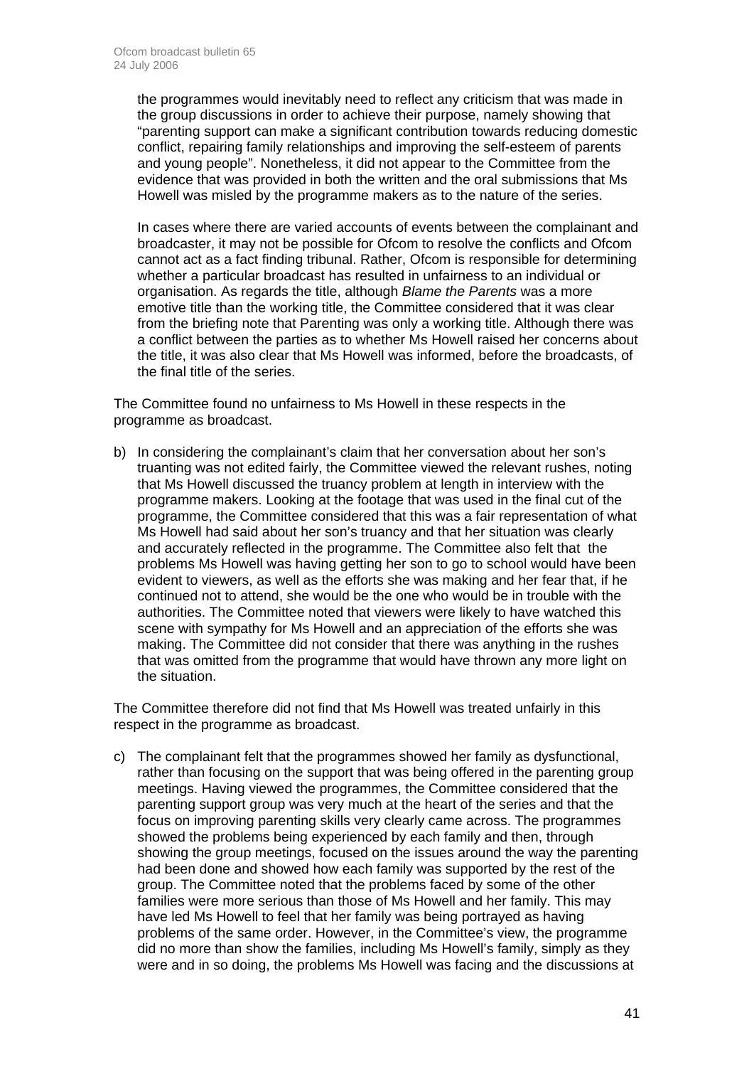the programmes would inevitably need to reflect any criticism that was made in the group discussions in order to achieve their purpose, namely showing that "parenting support can make a significant contribution towards reducing domestic conflict, repairing family relationships and improving the self-esteem of parents and young people". Nonetheless, it did not appear to the Committee from the evidence that was provided in both the written and the oral submissions that Ms Howell was misled by the programme makers as to the nature of the series.

In cases where there are varied accounts of events between the complainant and broadcaster, it may not be possible for Ofcom to resolve the conflicts and Ofcom cannot act as a fact finding tribunal. Rather, Ofcom is responsible for determining whether a particular broadcast has resulted in unfairness to an individual or organisation. As regards the title, although *Blame the Parents* was a more emotive title than the working title, the Committee considered that it was clear from the briefing note that Parenting was only a working title. Although there was a conflict between the parties as to whether Ms Howell raised her concerns about the title, it was also clear that Ms Howell was informed, before the broadcasts, of the final title of the series.

The Committee found no unfairness to Ms Howell in these respects in the programme as broadcast.

b) In considering the complainant's claim that her conversation about her son's truanting was not edited fairly, the Committee viewed the relevant rushes, noting that Ms Howell discussed the truancy problem at length in interview with the programme makers. Looking at the footage that was used in the final cut of the programme, the Committee considered that this was a fair representation of what Ms Howell had said about her son's truancy and that her situation was clearly and accurately reflected in the programme. The Committee also felt that the problems Ms Howell was having getting her son to go to school would have been evident to viewers, as well as the efforts she was making and her fear that, if he continued not to attend, she would be the one who would be in trouble with the authorities. The Committee noted that viewers were likely to have watched this scene with sympathy for Ms Howell and an appreciation of the efforts she was making. The Committee did not consider that there was anything in the rushes that was omitted from the programme that would have thrown any more light on the situation.

The Committee therefore did not find that Ms Howell was treated unfairly in this respect in the programme as broadcast.

c) The complainant felt that the programmes showed her family as dysfunctional, rather than focusing on the support that was being offered in the parenting group meetings. Having viewed the programmes, the Committee considered that the parenting support group was very much at the heart of the series and that the focus on improving parenting skills very clearly came across. The programmes showed the problems being experienced by each family and then, through showing the group meetings, focused on the issues around the way the parenting had been done and showed how each family was supported by the rest of the group. The Committee noted that the problems faced by some of the other families were more serious than those of Ms Howell and her family. This may have led Ms Howell to feel that her family was being portrayed as having problems of the same order. However, in the Committee's view, the programme did no more than show the families, including Ms Howell's family, simply as they were and in so doing, the problems Ms Howell was facing and the discussions at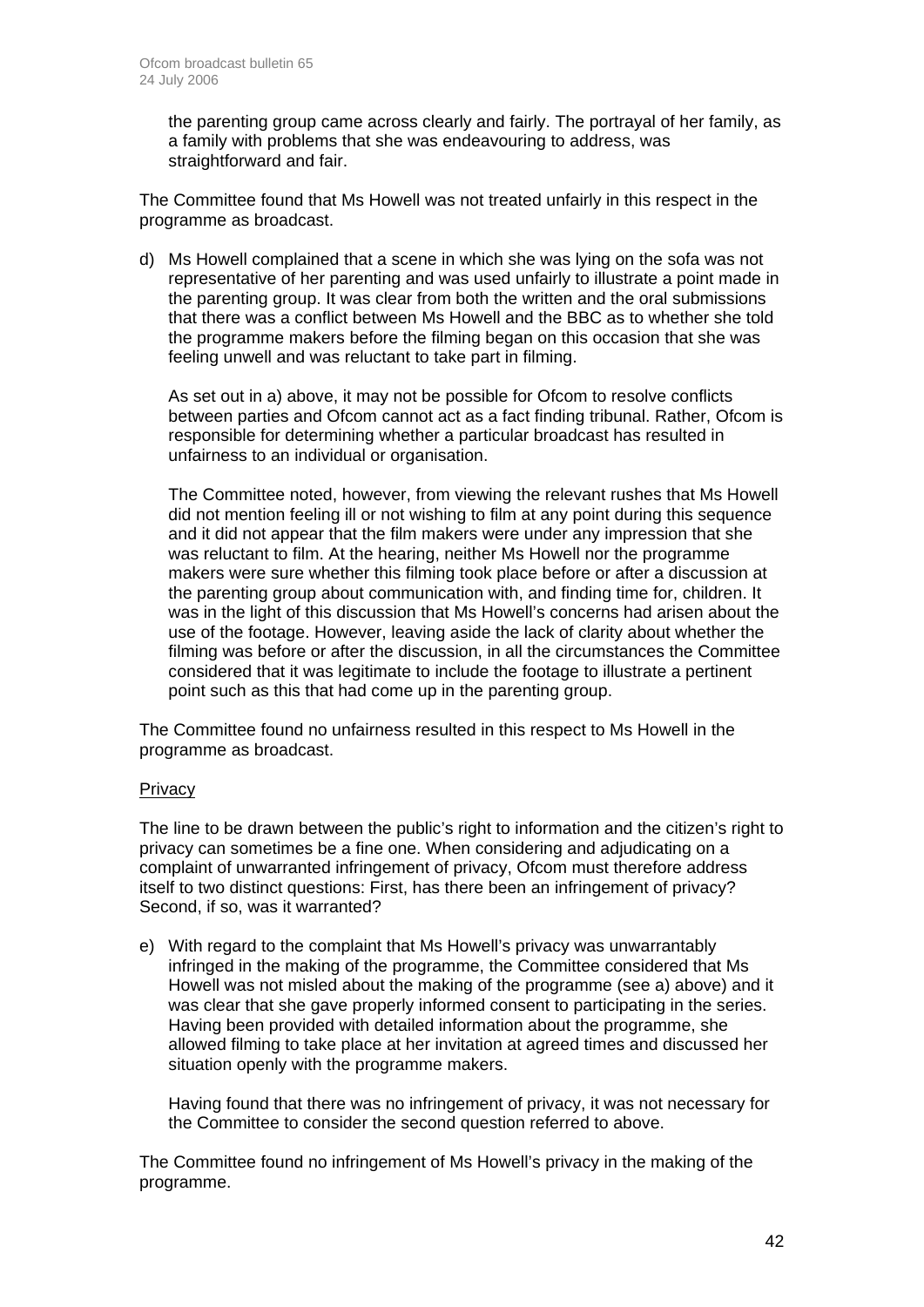the parenting group came across clearly and fairly. The portrayal of her family, as a family with problems that she was endeavouring to address, was straightforward and fair.

The Committee found that Ms Howell was not treated unfairly in this respect in the programme as broadcast.

d) Ms Howell complained that a scene in which she was lying on the sofa was not representative of her parenting and was used unfairly to illustrate a point made in the parenting group. It was clear from both the written and the oral submissions that there was a conflict between Ms Howell and the BBC as to whether she told the programme makers before the filming began on this occasion that she was feeling unwell and was reluctant to take part in filming.

   As set out in a) above, it may not be possible for Ofcom to resolve conflicts between parties and Ofcom cannot act as a fact finding tribunal. Rather, Ofcom is responsible for determining whether a particular broadcast has resulted in unfairness to an individual or organisation.

   The Committee noted, however, from viewing the relevant rushes that Ms Howell did not mention feeling ill or not wishing to film at any point during this sequence and it did not appear that the film makers were under any impression that she was reluctant to film. At the hearing, neither Ms Howell nor the programme makers were sure whether this filming took place before or after a discussion at the parenting group about communication with, and finding time for, children. It was in the light of this discussion that Ms Howell's concerns had arisen about the use of the footage. However, leaving aside the lack of clarity about whether the filming was before or after the discussion, in all the circumstances the Committee considered that it was legitimate to include the footage to illustrate a pertinent point such as this that had come up in the parenting group.

The Committee found no unfairness resulted in this respect to Ms Howell in the programme as broadcast.

Privacy

The line to be drawn between the public's right to information and the citizen's right to privacy can sometimes be a fine one. When considering and adjudicating on a complaint of unwarranted infringement of privacy, Ofcom must therefore address itself to two distinct questions: First, has there been an infringement of privacy? Second, if so, was it warranted?

e) With regard to the complaint that Ms Howell's privacy was unwarrantably infringed in the making of the programme, the Committee considered that Ms Howell was not misled about the making of the programme (see a) above) and it was clear that she gave properly informed consent to participating in the series. Having been provided with detailed information about the programme, she allowed filming to take place at her invitation at agreed times and discussed her situation openly with the programme makers.

   Having found that there was no infringement of privacy, it was not necessary for the Committee to consider the second question referred to above.

The Committee found no infringement of Ms Howell's privacy in the making of the programme.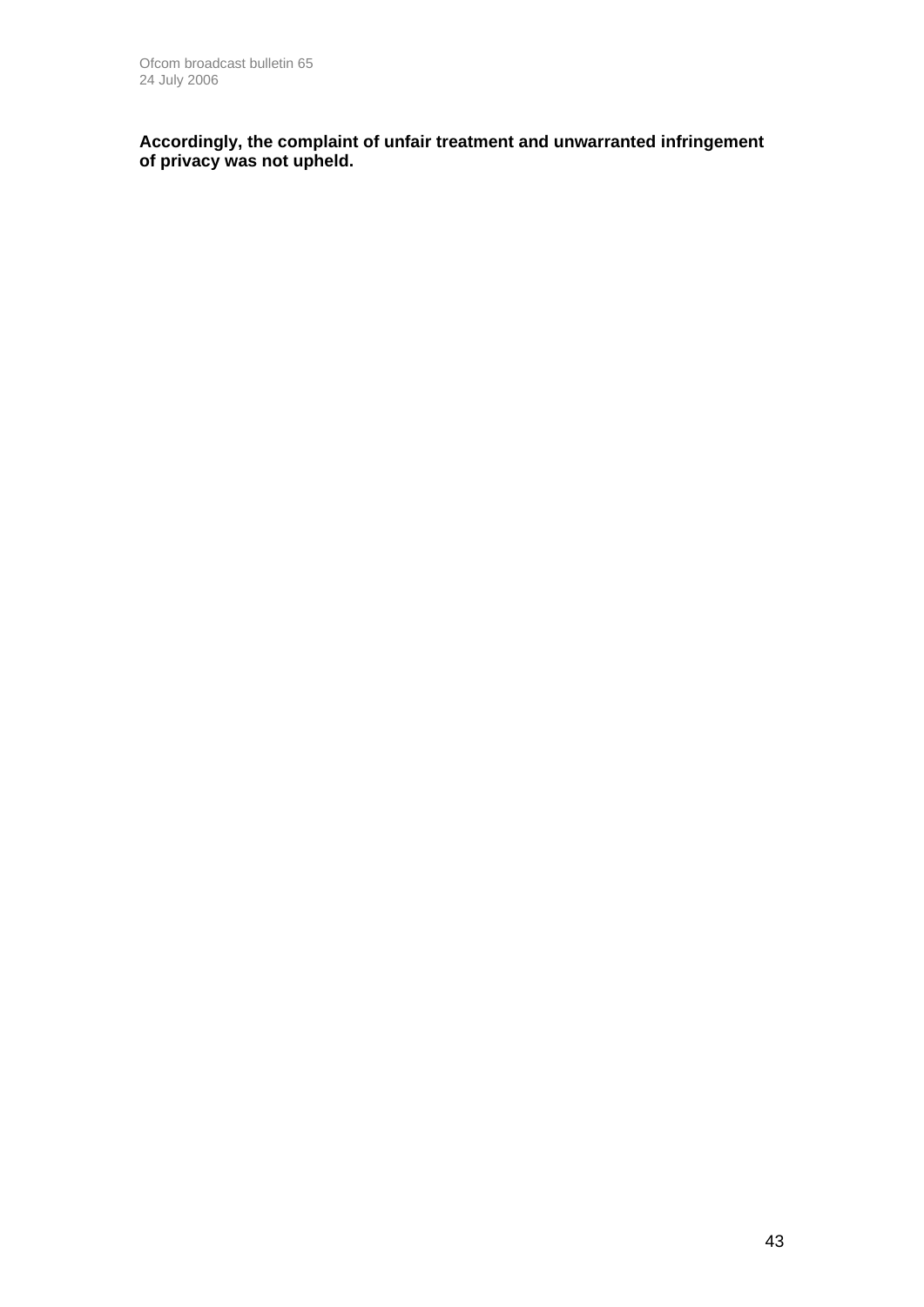**Accordingly, the complaint of unfair treatment and unwarranted infringement of privacy was not upheld.**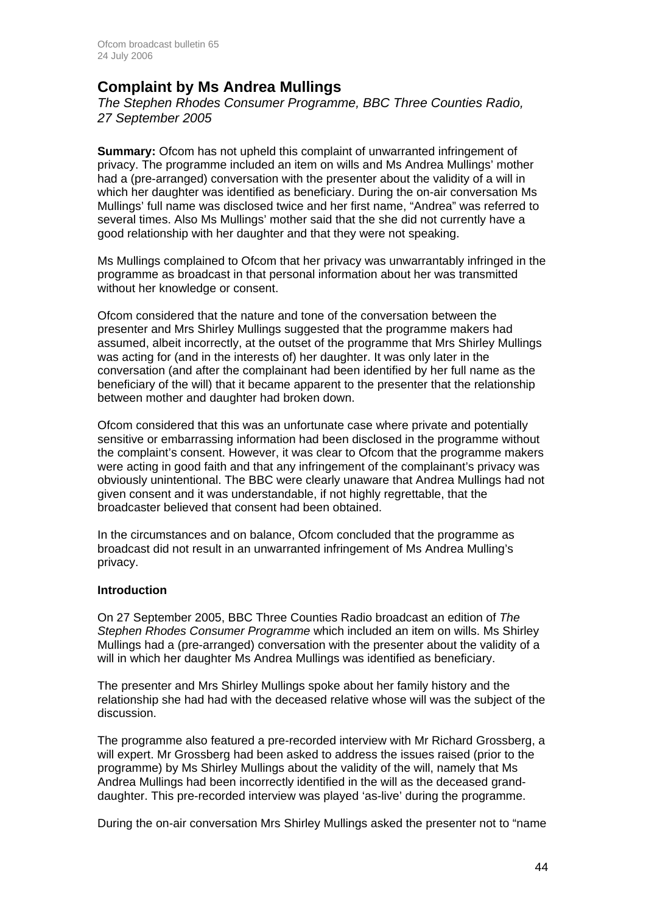# Complaint by Ms Andrea Mullings

*The Stephen Rhodes Consumer Programme, BBC Three Counties Radio, 27 September 2005*

**Summary:** Ofcom has not upheld this complaint of unwarranted infringement of privacy. The programme included an item on wills and Ms Andrea Mullings' mother had a (pre-arranged) conversation with the presenter about the validity of a will in which her daughter was identified as beneficiary. During the on-air conversation Ms Mullings' full name was disclosed twice and her first name, "Andrea" was referred to several times. Also Ms Mullings' mother said that the she did not currently have a good relationship with her daughter and that they were not speaking.

Ms Mullings complained to Ofcom that her privacy was unwarrantably infringed in the programme as broadcast in that personal information about her was transmitted without her knowledge or consent.

Ofcom considered that the nature and tone of the conversation between the presenter and Mrs Shirley Mullings suggested that the programme makers had assumed, albeit incorrectly, at the outset of the programme that Mrs Shirley Mullings was acting for (and in the interests of) her daughter. It was only later in the conversation (and after the complainant had been identified by her full name as the beneficiary of the will) that it became apparent to the presenter that the relationship between mother and daughter had broken down.

Ofcom considered that this was an unfortunate case where private and potentially sensitive or embarrassing information had been disclosed in the programme without the complaint's consent. However, it was clear to Ofcom that the programme makers were acting in good faith and that any infringement of the complainant's privacy was obviously unintentional. The BBC were clearly unaware that Andrea Mullings had not given consent and it was understandable, if not highly regrettable, that the broadcaster believed that consent had been obtained.

In the circumstances and on balance, Ofcom concluded that the programme as broadcast did not result in an unwarranted infringement of Ms Andrea Mulling's privacy.

## Introduction

On 27 September 2005, BBC Three Counties Radio broadcast an edition of *The Stephen Rhodes Consumer Programme* which included an item on wills. Ms Shirley Mullings had a (pre-arranged) conversation with the presenter about the validity of a will in which her daughter Ms Andrea Mullings was identified as beneficiary.

The presenter and Mrs Shirley Mullings spoke about her family history and the relationship she had had with the deceased relative whose will was the subject of the discussion.

The programme also featured a pre-recorded interview with Mr Richard Grossberg, a will expert. Mr Grossberg had been asked to address the issues raised (prior to the programme) by Ms Shirley Mullings about the validity of the will, namely that Ms Andrea Mullings had been incorrectly identified in the will as the deceased grand-daughter. This pre-recorded interview was played 'as-live' during the programme.

During the on-air conversation Mrs Shirley Mullings asked the presenter not to "name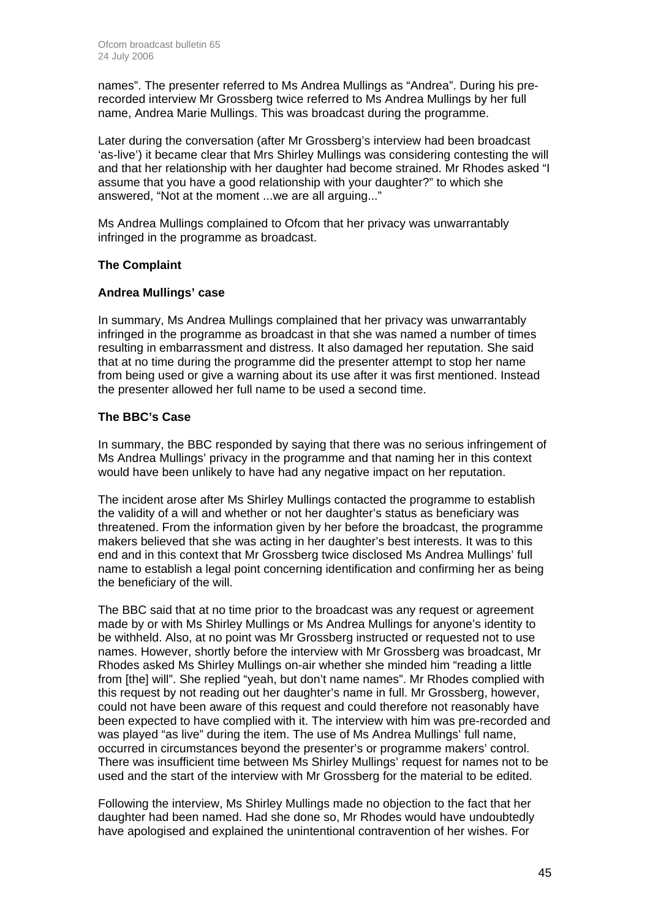names". The presenter referred to Ms Andrea Mullings as "Andrea". During his pre-recorded interview Mr Grossberg twice referred to Ms Andrea Mullings by her full name, Andrea Marie Mullings. This was broadcast during the programme.

Later during the conversation (after Mr Grossberg's interview had been broadcast 'as-live') it became clear that Mrs Shirley Mullings was considering contesting the will and that her relationship with her daughter had become strained. Mr Rhodes asked "I assume that you have a good relationship with your daughter?" to which she answered, "Not at the moment ...we are all arguing..."

Ms Andrea Mullings complained to Ofcom that her privacy was unwarrantably infringed in the programme as broadcast.

**The Complaint**

**Andrea Mullings' case**

In summary, Ms Andrea Mullings complained that her privacy was unwarrantably infringed in the programme as broadcast in that she was named a number of times resulting in embarrassment and distress. It also damaged her reputation. She said that at no time during the programme did the presenter attempt to stop her name from being used or give a warning about its use after it was first mentioned. Instead the presenter allowed her full name to be used a second time.

**The BBC's Case**

In summary, the BBC responded by saying that there was no serious infringement of Ms Andrea Mullings' privacy in the programme and that naming her in this context would have been unlikely to have had any negative impact on her reputation.

The incident arose after Ms Shirley Mullings contacted the programme to establish the validity of a will and whether or not her daughter's status as beneficiary was threatened. From the information given by her before the broadcast, the programme makers believed that she was acting in her daughter's best interests. It was to this end and in this context that Mr Grossberg twice disclosed Ms Andrea Mullings' full name to establish a legal point concerning identification and confirming her as being the beneficiary of the will.

The BBC said that at no time prior to the broadcast was any request or agreement made by or with Ms Shirley Mullings or Ms Andrea Mullings for anyone's identity to be withheld. Also, at no point was Mr Grossberg instructed or requested not to use names. However, shortly before the interview with Mr Grossberg was broadcast, Mr Rhodes asked Ms Shirley Mullings on-air whether she minded him "reading a little from [the] will". She replied "yeah, but don't name names". Mr Rhodes complied with this request by not reading out her daughter's name in full. Mr Grossberg, however, could not have been aware of this request and could therefore not reasonably have been expected to have complied with it. The interview with him was pre-recorded and was played "as live" during the item. The use of Ms Andrea Mullings' full name, occurred in circumstances beyond the presenter's or programme makers' control. There was insufficient time between Ms Shirley Mullings' request for names not to be used and the start of the interview with Mr Grossberg for the material to be edited.

Following the interview, Ms Shirley Mullings made no objection to the fact that her daughter had been named. Had she done so, Mr Rhodes would have undoubtedly have apologised and explained the unintentional contravention of her wishes. For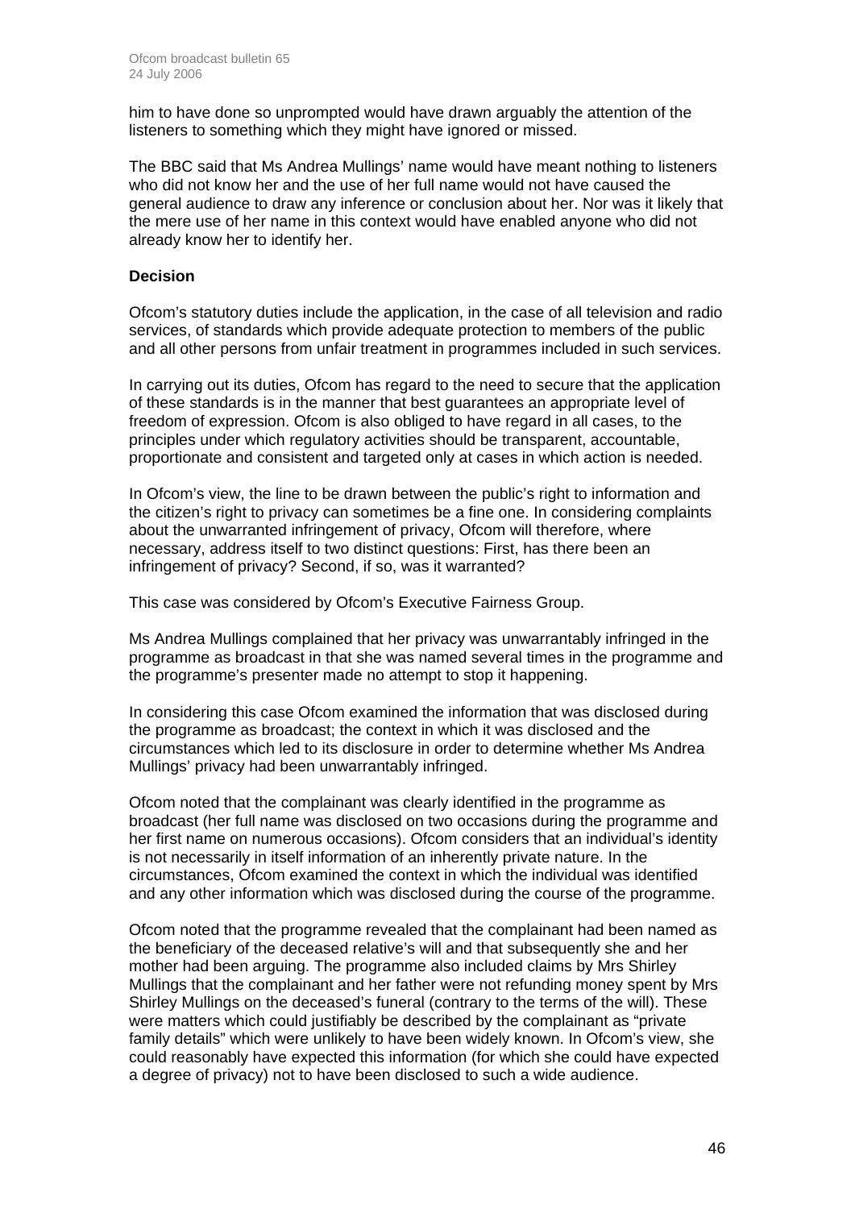him to have done so unprompted would have drawn arguably the attention of the listeners to something which they might have ignored or missed.

The BBC said that Ms Andrea Mullings' name would have meant nothing to listeners who did not know her and the use of her full name would not have caused the general audience to draw any inference or conclusion about her. Nor was it likely that the mere use of her name in this context would have enabled anyone who did not already know her to identify her.

**Decision**

Ofcom's statutory duties include the application, in the case of all television and radio services, of standards which provide adequate protection to members of the public and all other persons from unfair treatment in programmes included in such services.

In carrying out its duties, Ofcom has regard to the need to secure that the application of these standards is in the manner that best guarantees an appropriate level of freedom of expression. Ofcom is also obliged to have regard in all cases, to the principles under which regulatory activities should be transparent, accountable, proportionate and consistent and targeted only at cases in which action is needed.

In Ofcom's view, the line to be drawn between the public's right to information and the citizen's right to privacy can sometimes be a fine one. In considering complaints about the unwarranted infringement of privacy, Ofcom will therefore, where necessary, address itself to two distinct questions: First, has there been an infringement of privacy? Second, if so, was it warranted?

This case was considered by Ofcom's Executive Fairness Group.

Ms Andrea Mullings complained that her privacy was unwarrantably infringed in the programme as broadcast in that she was named several times in the programme and the programme's presenter made no attempt to stop it happening.

In considering this case Ofcom examined the information that was disclosed during the programme as broadcast; the context in which it was disclosed and the circumstances which led to its disclosure in order to determine whether Ms Andrea Mullings' privacy had been unwarrantably infringed.

Ofcom noted that the complainant was clearly identified in the programme as broadcast (her full name was disclosed on two occasions during the programme and her first name on numerous occasions). Ofcom considers that an individual's identity is not necessarily in itself information of an inherently private nature. In the circumstances, Ofcom examined the context in which the individual was identified and any other information which was disclosed during the course of the programme.

Ofcom noted that the programme revealed that the complainant had been named as the beneficiary of the deceased relative's will and that subsequently she and her mother had been arguing. The programme also included claims by Mrs Shirley Mullings that the complainant and her father were not refunding money spent by Mrs Shirley Mullings on the deceased's funeral (contrary to the terms of the will). These were matters which could justifiably be described by the complainant as "private family details" which were unlikely to have been widely known. In Ofcom's view, she could reasonably have expected this information (for which she could have expected a degree of privacy) not to have been disclosed to such a wide audience.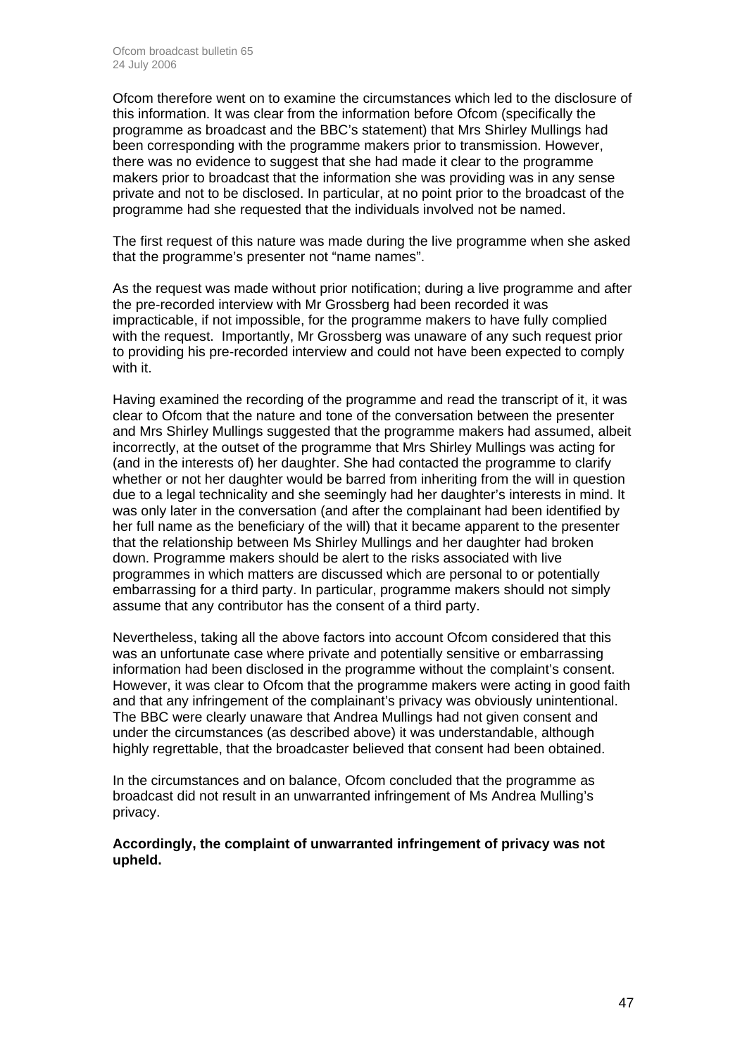Ofcom therefore went on to examine the circumstances which led to the disclosure of this information. It was clear from the information before Ofcom (specifically the programme as broadcast and the BBC's statement) that Mrs Shirley Mullings had been corresponding with the programme makers prior to transmission. However, there was no evidence to suggest that she had made it clear to the programme makers prior to broadcast that the information she was providing was in any sense private and not to be disclosed. In particular, at no point prior to the broadcast of the programme had she requested that the individuals involved not be named.

The first request of this nature was made during the live programme when she asked that the programme's presenter not "name names".

As the request was made without prior notification; during a live programme and after the pre-recorded interview with Mr Grossberg had been recorded it was impracticable, if not impossible, for the programme makers to have fully complied with the request. Importantly, Mr Grossberg was unaware of any such request prior to providing his pre-recorded interview and could not have been expected to comply with it.

Having examined the recording of the programme and read the transcript of it, it was clear to Ofcom that the nature and tone of the conversation between the presenter and Mrs Shirley Mullings suggested that the programme makers had assumed, albeit incorrectly, at the outset of the programme that Mrs Shirley Mullings was acting for (and in the interests of) her daughter. She had contacted the programme to clarify whether or not her daughter would be barred from inheriting from the will in question due to a legal technicality and she seemingly had her daughter's interests in mind. It was only later in the conversation (and after the complainant had been identified by her full name as the beneficiary of the will) that it became apparent to the presenter that the relationship between Ms Shirley Mullings and her daughter had broken down. Programme makers should be alert to the risks associated with live programmes in which matters are discussed which are personal to or potentially embarrassing for a third party. In particular, programme makers should not simply assume that any contributor has the consent of a third party.

Nevertheless, taking all the above factors into account Ofcom considered that this was an unfortunate case where private and potentially sensitive or embarrassing information had been disclosed in the programme without the complaint's consent. However, it was clear to Ofcom that the programme makers were acting in good faith and that any infringement of the complainant's privacy was obviously unintentional. The BBC were clearly unaware that Andrea Mullings had not given consent and under the circumstances (as described above) it was understandable, although highly regrettable, that the broadcaster believed that consent had been obtained.

In the circumstances and on balance, Ofcom concluded that the programme as broadcast did not result in an unwarranted infringement of Ms Andrea Mulling's privacy.

**Accordingly, the complaint of unwarranted infringement of privacy was not upheld.**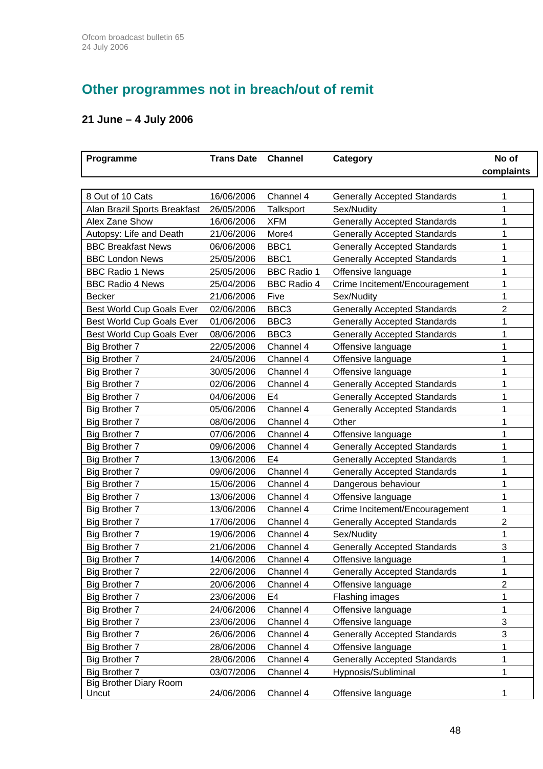## Other programmes not in breach/out of remit

### 21 June – 4 July 2006

| Programme | Trans Date | Channel | Category | No of complaints |
|---|---|---|---|---|
| 8 Out of 10 Cats | 16/06/2006 | Channel 4 | Generally Accepted Standards | 1 |
| Alan Brazil Sports Breakfast | 26/05/2006 | Talksport | Sex/Nudity | 1 |
| Alex Zane Show | 16/06/2006 | XFM | Generally Accepted Standards | 1 |
| Autopsy: Life and Death | 21/06/2006 | More4 | Generally Accepted Standards | 1 |
| BBC Breakfast News | 06/06/2006 | BBC1 | Generally Accepted Standards | 1 |
| BBC London News | 25/05/2006 | BBC1 | Generally Accepted Standards | 1 |
| BBC Radio 1 News | 25/05/2006 | BBC Radio 1 | Offensive language | 1 |
| BBC Radio 4 News | 25/04/2006 | BBC Radio 4 | Crime Incitement/Encouragement | 1 |
| Becker | 21/06/2006 | Five | Sex/Nudity | 1 |
| Best World Cup Goals Ever | 02/06/2006 | BBC3 | Generally Accepted Standards | 2 |
| Best World Cup Goals Ever | 01/06/2006 | BBC3 | Generally Accepted Standards | 1 |
| Best World Cup Goals Ever | 08/06/2006 | BBC3 | Generally Accepted Standards | 1 |
| Big Brother 7 | 22/05/2006 | Channel 4 | Offensive language | 1 |
| Big Brother 7 | 24/05/2006 | Channel 4 | Offensive language | 1 |
| Big Brother 7 | 30/05/2006 | Channel 4 | Offensive language | 1 |
| Big Brother 7 | 02/06/2006 | Channel 4 | Generally Accepted Standards | 1 |
| Big Brother 7 | 04/06/2006 | E4 | Generally Accepted Standards | 1 |
| Big Brother 7 | 05/06/2006 | Channel 4 | Generally Accepted Standards | 1 |
| Big Brother 7 | 08/06/2006 | Channel 4 | Other | 1 |
| Big Brother 7 | 07/06/2006 | Channel 4 | Offensive language | 1 |
| Big Brother 7 | 09/06/2006 | Channel 4 | Generally Accepted Standards | 1 |
| Big Brother 7 | 13/06/2006 | E4 | Generally Accepted Standards | 1 |
| Big Brother 7 | 09/06/2006 | Channel 4 | Generally Accepted Standards | 1 |
| Big Brother 7 | 15/06/2006 | Channel 4 | Dangerous behaviour | 1 |
| Big Brother 7 | 13/06/2006 | Channel 4 | Offensive language | 1 |
| Big Brother 7 | 13/06/2006 | Channel 4 | Crime Incitement/Encouragement | 1 |
| Big Brother 7 | 17/06/2006 | Channel 4 | Generally Accepted Standards | 2 |
| Big Brother 7 | 19/06/2006 | Channel 4 | Sex/Nudity | 1 |
| Big Brother 7 | 21/06/2006 | Channel 4 | Generally Accepted Standards | 3 |
| Big Brother 7 | 14/06/2006 | Channel 4 | Offensive language | 1 |
| Big Brother 7 | 22/06/2006 | Channel 4 | Generally Accepted Standards | 1 |
| Big Brother 7 | 20/06/2006 | Channel 4 | Offensive language | 2 |
| Big Brother 7 | 23/06/2006 | E4 | Flashing images | 1 |
| Big Brother 7 | 24/06/2006 | Channel 4 | Offensive language | 1 |
| Big Brother 7 | 23/06/2006 | Channel 4 | Offensive language | 3 |
| Big Brother 7 | 26/06/2006 | Channel 4 | Generally Accepted Standards | 3 |
| Big Brother 7 | 28/06/2006 | Channel 4 | Offensive language | 1 |
| Big Brother 7 | 28/06/2006 | Channel 4 | Generally Accepted Standards | 1 |
| Big Brother 7 | 03/07/2006 | Channel 4 | Hypnosis/Subliminal | 1 |
| Big Brother Diary Room Uncut | 24/06/2006 | Channel 4 | Offensive language | 1 |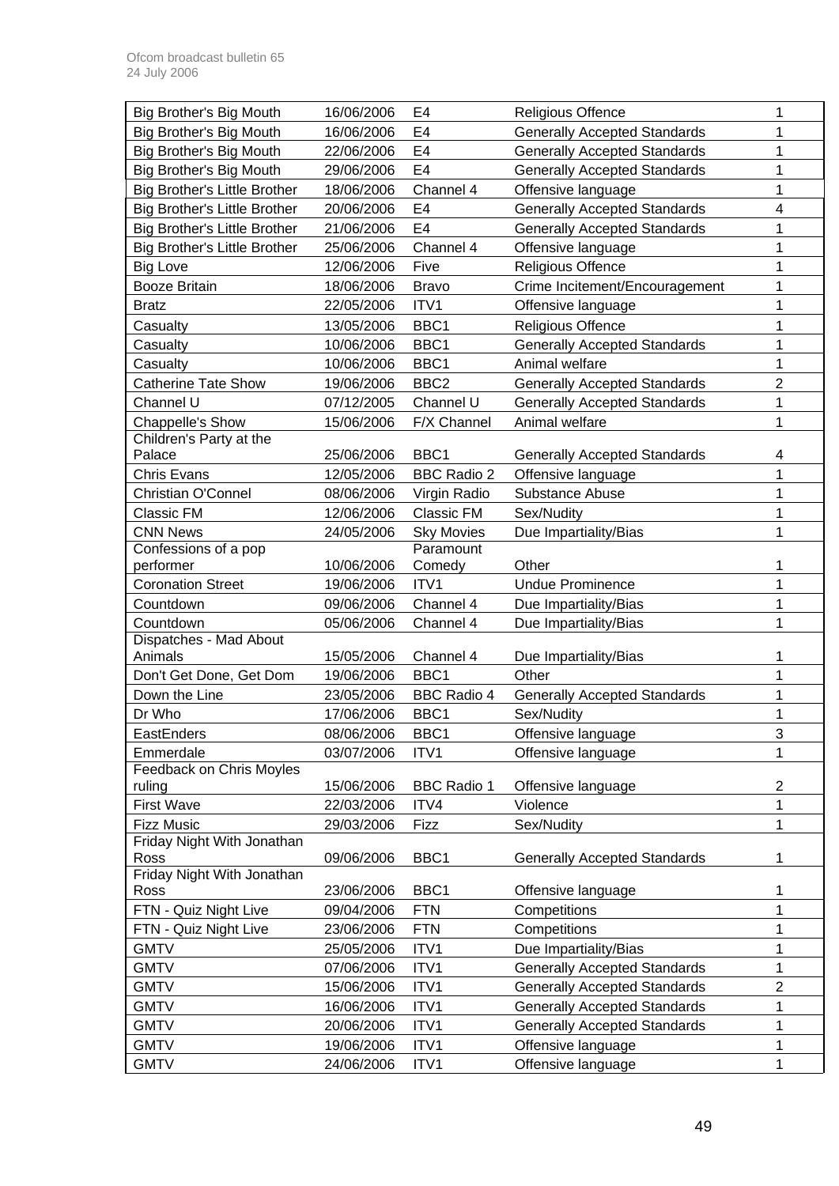| Big Brother's Big Mouth | 16/06/2006 | E4 | Religious Offence | 1 |
|---|---|---|---|---|
| Big Brother's Big Mouth | 16/06/2006 | E4 | Generally Accepted Standards | 1 |
| Big Brother's Big Mouth | 22/06/2006 | E4 | Generally Accepted Standards | 1 |
| Big Brother's Big Mouth | 29/06/2006 | E4 | Generally Accepted Standards | 1 |
| Big Brother's Little Brother | 18/06/2006 | Channel 4 | Offensive language | 1 |
| Big Brother's Little Brother | 20/06/2006 | E4 | Generally Accepted Standards | 4 |
| Big Brother's Little Brother | 21/06/2006 | E4 | Generally Accepted Standards | 1 |
| Big Brother's Little Brother | 25/06/2006 | Channel 4 | Offensive language | 1 |
| Big Love | 12/06/2006 | Five | Religious Offence | 1 |
| Booze Britain | 18/06/2006 | Bravo | Crime Incitement/Encouragement | 1 |
| Bratz | 22/05/2006 | ITV1 | Offensive language | 1 |
| Casualty | 13/05/2006 | BBC1 | Religious Offence | 1 |
| Casualty | 10/06/2006 | BBC1 | Generally Accepted Standards | 1 |
| Casualty | 10/06/2006 | BBC1 | Animal welfare | 1 |
| Catherine Tate Show | 19/06/2006 | BBC2 | Generally Accepted Standards | 2 |
| Channel U | 07/12/2005 | Channel U | Generally Accepted Standards | 1 |
| Chappelle's Show | 15/06/2006 | F/X Channel | Animal welfare | 1 |
| Children's Party at the Palace | 25/06/2006 | BBC1 | Generally Accepted Standards | 4 |
| Chris Evans | 12/05/2006 | BBC Radio 2 | Offensive language | 1 |
| Christian O'Connel | 08/06/2006 | Virgin Radio | Substance Abuse | 1 |
| Classic FM | 12/06/2006 | Classic FM | Sex/Nudity | 1 |
| CNN News | 24/05/2006 | Sky Movies | Due Impartiality/Bias | 1 |
| Confessions of a pop performer | 10/06/2006 | Paramount Comedy | Other | 1 |
| Coronation Street | 19/06/2006 | ITV1 | Undue Prominence | 1 |
| Countdown | 09/06/2006 | Channel 4 | Due Impartiality/Bias | 1 |
| Countdown | 05/06/2006 | Channel 4 | Due Impartiality/Bias | 1 |
| Dispatches - Mad About Animals | 15/05/2006 | Channel 4 | Due Impartiality/Bias | 1 |
| Don't Get Done, Get Dom | 19/06/2006 | BBC1 | Other | 1 |
| Down the Line | 23/05/2006 | BBC Radio 4 | Generally Accepted Standards | 1 |
| Dr Who | 17/06/2006 | BBC1 | Sex/Nudity | 1 |
| EastEnders | 08/06/2006 | BBC1 | Offensive language | 3 |
| Emmerdale | 03/07/2006 | ITV1 | Offensive language | 1 |
| Feedback on Chris Moyles ruling | 15/06/2006 | BBC Radio 1 | Offensive language | 2 |
| First Wave | 22/03/2006 | ITV4 | Violence | 1 |
| Fizz Music | 29/03/2006 | Fizz | Sex/Nudity | 1 |
| Friday Night With Jonathan Ross | 09/06/2006 | BBC1 | Generally Accepted Standards | 1 |
| Friday Night With Jonathan Ross | 23/06/2006 | BBC1 | Offensive language | 1 |
| FTN - Quiz Night Live | 09/04/2006 | FTN | Competitions | 1 |
| FTN - Quiz Night Live | 23/06/2006 | FTN | Competitions | 1 |
| GMTV | 25/05/2006 | ITV1 | Due Impartiality/Bias | 1 |
| GMTV | 07/06/2006 | ITV1 | Generally Accepted Standards | 1 |
| GMTV | 15/06/2006 | ITV1 | Generally Accepted Standards | 2 |
| GMTV | 16/06/2006 | ITV1 | Generally Accepted Standards | 1 |
| GMTV | 20/06/2006 | ITV1 | Generally Accepted Standards | 1 |
| GMTV | 19/06/2006 | ITV1 | Offensive language | 1 |
| GMTV | 24/06/2006 | ITV1 | Offensive language | 1 |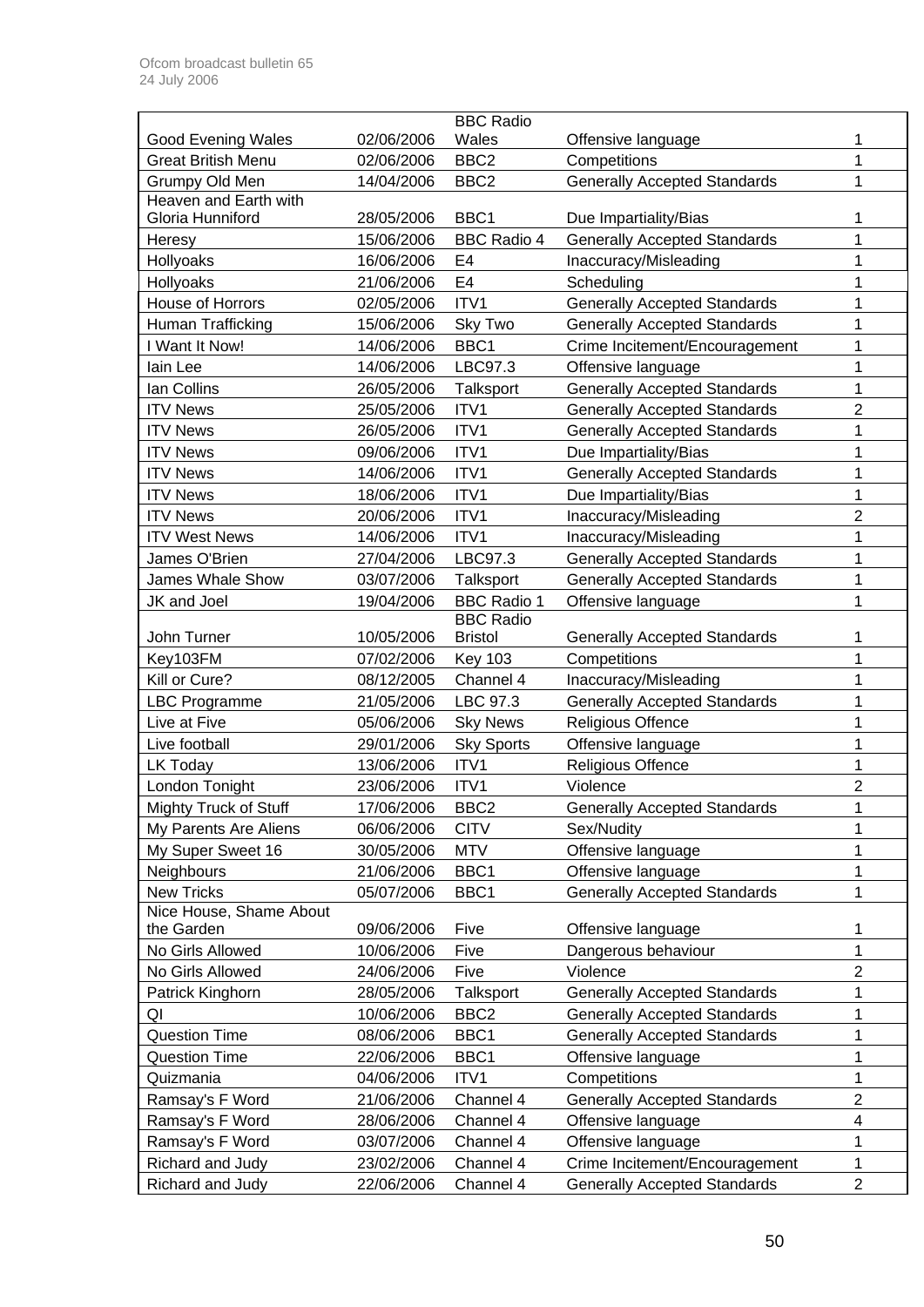| | | | | |
|---|---|---|---|---|
| Good Evening Wales | 02/06/2006 | BBC Radio Wales | Offensive language | 1 |
| Great British Menu | 02/06/2006 | BBC2 | Competitions | 1 |
| Grumpy Old Men | 14/04/2006 | BBC2 | Generally Accepted Standards | 1 |
| Heaven and Earth with Gloria Hunniford | 28/05/2006 | BBC1 | Due Impartiality/Bias | 1 |
| Heresy | 15/06/2006 | BBC Radio 4 | Generally Accepted Standards | 1 |
| Hollyoaks | 16/06/2006 | E4 | Inaccuracy/Misleading | 1 |
| Hollyoaks | 21/06/2006 | E4 | Scheduling | 1 |
| House of Horrors | 02/05/2006 | ITV1 | Generally Accepted Standards | 1 |
| Human Trafficking | 15/06/2006 | Sky Two | Generally Accepted Standards | 1 |
| I Want It Now! | 14/06/2006 | BBC1 | Crime Incitement/Encouragement | 1 |
| Iain Lee | 14/06/2006 | LBC97.3 | Offensive language | 1 |
| Ian Collins | 26/05/2006 | Talksport | Generally Accepted Standards | 1 |
| ITV News | 25/05/2006 | ITV1 | Generally Accepted Standards | 2 |
| ITV News | 26/05/2006 | ITV1 | Generally Accepted Standards | 1 |
| ITV News | 09/06/2006 | ITV1 | Due Impartiality/Bias | 1 |
| ITV News | 14/06/2006 | ITV1 | Generally Accepted Standards | 1 |
| ITV News | 18/06/2006 | ITV1 | Due Impartiality/Bias | 1 |
| ITV News | 20/06/2006 | ITV1 | Inaccuracy/Misleading | 2 |
| ITV West News | 14/06/2006 | ITV1 | Inaccuracy/Misleading | 1 |
| James O'Brien | 27/04/2006 | LBC97.3 | Generally Accepted Standards | 1 |
| James Whale Show | 03/07/2006 | Talksport | Generally Accepted Standards | 1 |
| JK and Joel | 19/04/2006 | BBC Radio 1 | Offensive language | 1 |
| John Turner | 10/05/2006 | BBC Radio Bristol | Generally Accepted Standards | 1 |
| Key103FM | 07/02/2006 | Key 103 | Competitions | 1 |
| Kill or Cure? | 08/12/2005 | Channel 4 | Inaccuracy/Misleading | 1 |
| LBC Programme | 21/05/2006 | LBC 97.3 | Generally Accepted Standards | 1 |
| Live at Five | 05/06/2006 | Sky News | Religious Offence | 1 |
| Live football | 29/01/2006 | Sky Sports | Offensive language | 1 |
| LK Today | 13/06/2006 | ITV1 | Religious Offence | 1 |
| London Tonight | 23/06/2006 | ITV1 | Violence | 2 |
| Mighty Truck of Stuff | 17/06/2006 | BBC2 | Generally Accepted Standards | 1 |
| My Parents Are Aliens | 06/06/2006 | CITV | Sex/Nudity | 1 |
| My Super Sweet 16 | 30/05/2006 | MTV | Offensive language | 1 |
| Neighbours | 21/06/2006 | BBC1 | Offensive language | 1 |
| New Tricks | 05/07/2006 | BBC1 | Generally Accepted Standards | 1 |
| Nice House, Shame About the Garden | 09/06/2006 | Five | Offensive language | 1 |
| No Girls Allowed | 10/06/2006 | Five | Dangerous behaviour | 1 |
| No Girls Allowed | 24/06/2006 | Five | Violence | 2 |
| Patrick Kinghorn | 28/05/2006 | Talksport | Generally Accepted Standards | 1 |
| QI | 10/06/2006 | BBC2 | Generally Accepted Standards | 1 |
| Question Time | 08/06/2006 | BBC1 | Generally Accepted Standards | 1 |
| Question Time | 22/06/2006 | BBC1 | Offensive language | 1 |
| Quizmania | 04/06/2006 | ITV1 | Competitions | 1 |
| Ramsay's F Word | 21/06/2006 | Channel 4 | Generally Accepted Standards | 2 |
| Ramsay's F Word | 28/06/2006 | Channel 4 | Offensive language | 4 |
| Ramsay's F Word | 03/07/2006 | Channel 4 | Offensive language | 1 |
| Richard and Judy | 23/02/2006 | Channel 4 | Crime Incitement/Encouragement | 1 |
| Richard and Judy | 22/06/2006 | Channel 4 | Generally Accepted Standards | 2 |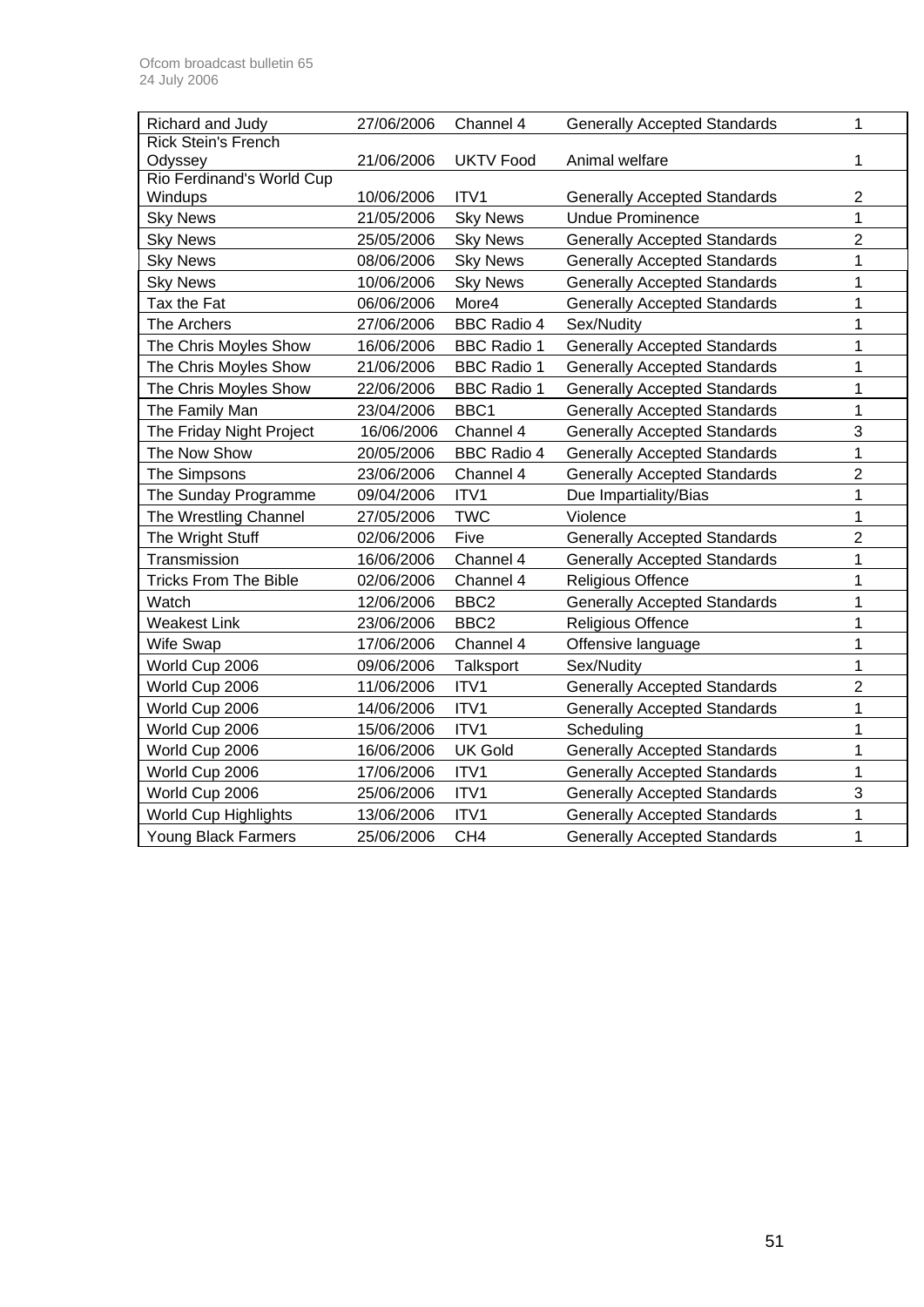| | | | | |
|---|---|---|---|---|
| Richard and Judy | 27/06/2006 | Channel 4 | Generally Accepted Standards | 1 |
| Rick Stein's French Odyssey | 21/06/2006 | UKTV Food | Animal welfare | 1 |
| Rio Ferdinand's World Cup Windups | 10/06/2006 | ITV1 | Generally Accepted Standards | 2 |
| Sky News | 21/05/2006 | Sky News | Undue Prominence | 1 |
| Sky News | 25/05/2006 | Sky News | Generally Accepted Standards | 2 |
| Sky News | 08/06/2006 | Sky News | Generally Accepted Standards | 1 |
| Sky News | 10/06/2006 | Sky News | Generally Accepted Standards | 1 |
| Tax the Fat | 06/06/2006 | More4 | Generally Accepted Standards | 1 |
| The Archers | 27/06/2006 | BBC Radio 4 | Sex/Nudity | 1 |
| The Chris Moyles Show | 16/06/2006 | BBC Radio 1 | Generally Accepted Standards | 1 |
| The Chris Moyles Show | 21/06/2006 | BBC Radio 1 | Generally Accepted Standards | 1 |
| The Chris Moyles Show | 22/06/2006 | BBC Radio 1 | Generally Accepted Standards | 1 |
| The Family Man | 23/04/2006 | BBC1 | Generally Accepted Standards | 1 |
| The Friday Night Project | 16/06/2006 | Channel 4 | Generally Accepted Standards | 3 |
| The Now Show | 20/05/2006 | BBC Radio 4 | Generally Accepted Standards | 1 |
| The Simpsons | 23/06/2006 | Channel 4 | Generally Accepted Standards | 2 |
| The Sunday Programme | 09/04/2006 | ITV1 | Due Impartiality/Bias | 1 |
| The Wrestling Channel | 27/05/2006 | TWC | Violence | 1 |
| The Wright Stuff | 02/06/2006 | Five | Generally Accepted Standards | 2 |
| Transmission | 16/06/2006 | Channel 4 | Generally Accepted Standards | 1 |
| Tricks From The Bible | 02/06/2006 | Channel 4 | Religious Offence | 1 |
| Watch | 12/06/2006 | BBC2 | Generally Accepted Standards | 1 |
| Weakest Link | 23/06/2006 | BBC2 | Religious Offence | 1 |
| Wife Swap | 17/06/2006 | Channel 4 | Offensive language | 1 |
| World Cup 2006 | 09/06/2006 | Talksport | Sex/Nudity | 1 |
| World Cup 2006 | 11/06/2006 | ITV1 | Generally Accepted Standards | 2 |
| World Cup 2006 | 14/06/2006 | ITV1 | Generally Accepted Standards | 1 |
| World Cup 2006 | 15/06/2006 | ITV1 | Scheduling | 1 |
| World Cup 2006 | 16/06/2006 | UK Gold | Generally Accepted Standards | 1 |
| World Cup 2006 | 17/06/2006 | ITV1 | Generally Accepted Standards | 1 |
| World Cup 2006 | 25/06/2006 | ITV1 | Generally Accepted Standards | 3 |
| World Cup Highlights | 13/06/2006 | ITV1 | Generally Accepted Standards | 1 |
| Young Black Farmers | 25/06/2006 | CH4 | Generally Accepted Standards | 1 |